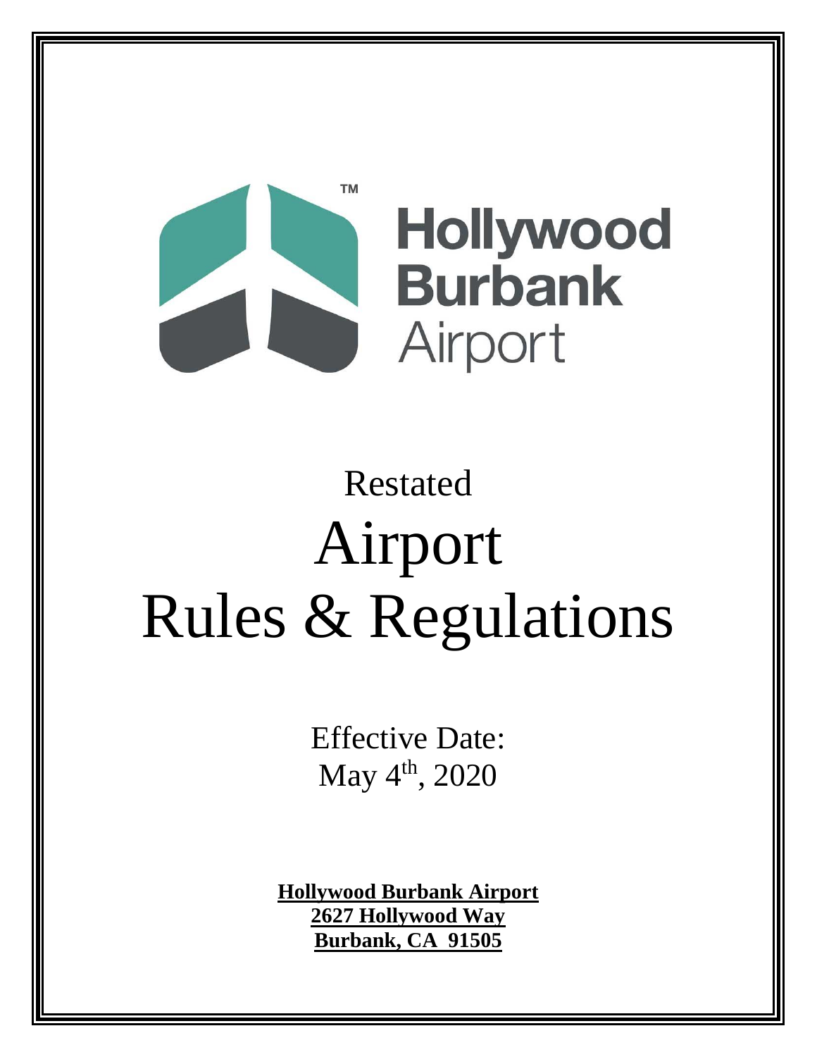Hollywood Burbank Airport

# Restated Airport Rules & Regulations

Effective Date:
May 4th, 2020

**Hollywood Burbank Airport**
**2627 Hollywood Way**
**Burbank, CA 91505**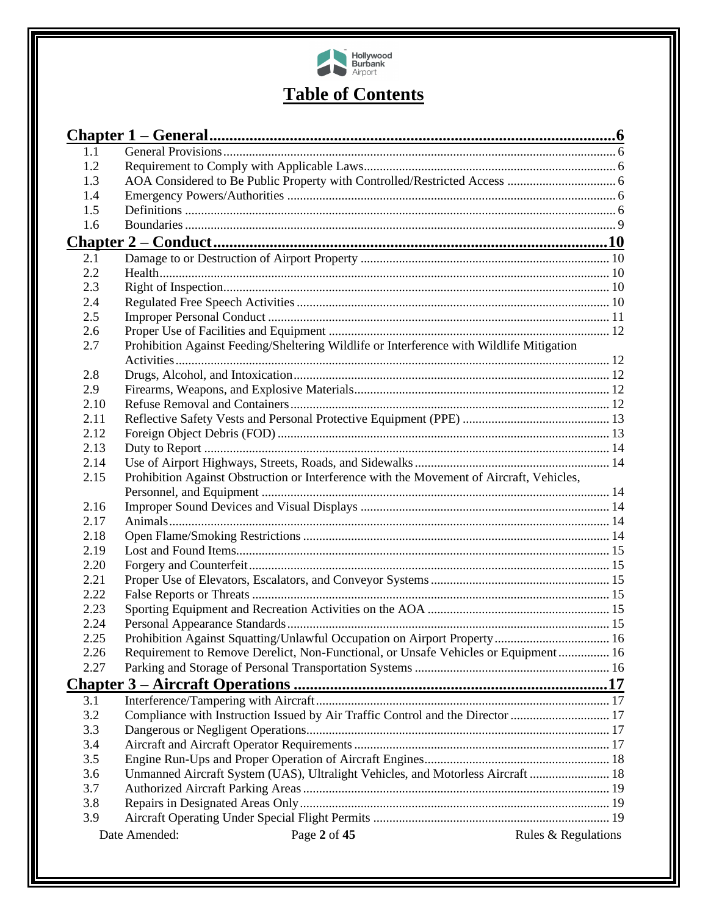# Table of Contents

| | | |
|---|---|---|
| **Chapter 1 – General** | | **6** |
| 1.1 | General Provisions | 6 |
| 1.2 | Requirement to Comply with Applicable Laws | 6 |
| 1.3 | AOA Considered to Be Public Property with Controlled/Restricted Access | 6 |
| 1.4 | Emergency Powers/Authorities | 6 |
| 1.5 | Definitions | 6 |
| 1.6 | Boundaries | 9 |
| **Chapter 2 – Conduct** | | **10** |
| 2.1 | Damage to or Destruction of Airport Property | 10 |
| 2.2 | Health | 10 |
| 2.3 | Right of Inspection | 10 |
| 2.4 | Regulated Free Speech Activities | 10 |
| 2.5 | Improper Personal Conduct | 11 |
| 2.6 | Proper Use of Facilities and Equipment | 12 |
| 2.7 | Prohibition Against Feeding/Sheltering Wildlife or Interference with Wildlife Mitigation Activities | 12 |
| 2.8 | Drugs, Alcohol, and Intoxication | 12 |
| 2.9 | Firearms, Weapons, and Explosive Materials | 12 |
| 2.10 | Refuse Removal and Containers | 12 |
| 2.11 | Reflective Safety Vests and Personal Protective Equipment (PPE) | 13 |
| 2.12 | Foreign Object Debris (FOD) | 13 |
| 2.13 | Duty to Report | 14 |
| 2.14 | Use of Airport Highways, Streets, Roads, and Sidewalks | 14 |
| 2.15 | Prohibition Against Obstruction or Interference with the Movement of Aircraft, Vehicles, Personnel, and Equipment | 14 |
| 2.16 | Improper Sound Devices and Visual Displays | 14 |
| 2.17 | Animals | 14 |
| 2.18 | Open Flame/Smoking Restrictions | 14 |
| 2.19 | Lost and Found Items | 15 |
| 2.20 | Forgery and Counterfeit | 15 |
| 2.21 | Proper Use of Elevators, Escalators, and Conveyor Systems | 15 |
| 2.22 | False Reports or Threats | 15 |
| 2.23 | Sporting Equipment and Recreation Activities on the AOA | 15 |
| 2.24 | Personal Appearance Standards | 15 |
| 2.25 | Prohibition Against Squatting/Unlawful Occupation on Airport Property | 16 |
| 2.26 | Requirement to Remove Derelict, Non-Functional, or Unsafe Vehicles or Equipment | 16 |
| 2.27 | Parking and Storage of Personal Transportation Systems | 16 |
| **Chapter 3 – Aircraft Operations** | | **17** |
| 3.1 | Interference/Tampering with Aircraft | 17 |
| 3.2 | Compliance with Instruction Issued by Air Traffic Control and the Director | 17 |
| 3.3 | Dangerous or Negligent Operations | 17 |
| 3.4 | Aircraft and Aircraft Operator Requirements | 17 |
| 3.5 | Engine Run-Ups and Proper Operation of Aircraft Engines | 18 |
| 3.6 | Unmanned Aircraft System (UAS), Ultralight Vehicles, and Motorless Aircraft | 18 |
| 3.7 | Authorized Aircraft Parking Areas | 19 |
| 3.8 | Repairs in Designated Areas Only | 19 |
| 3.9 | Aircraft Operating Under Special Flight Permits | 19 |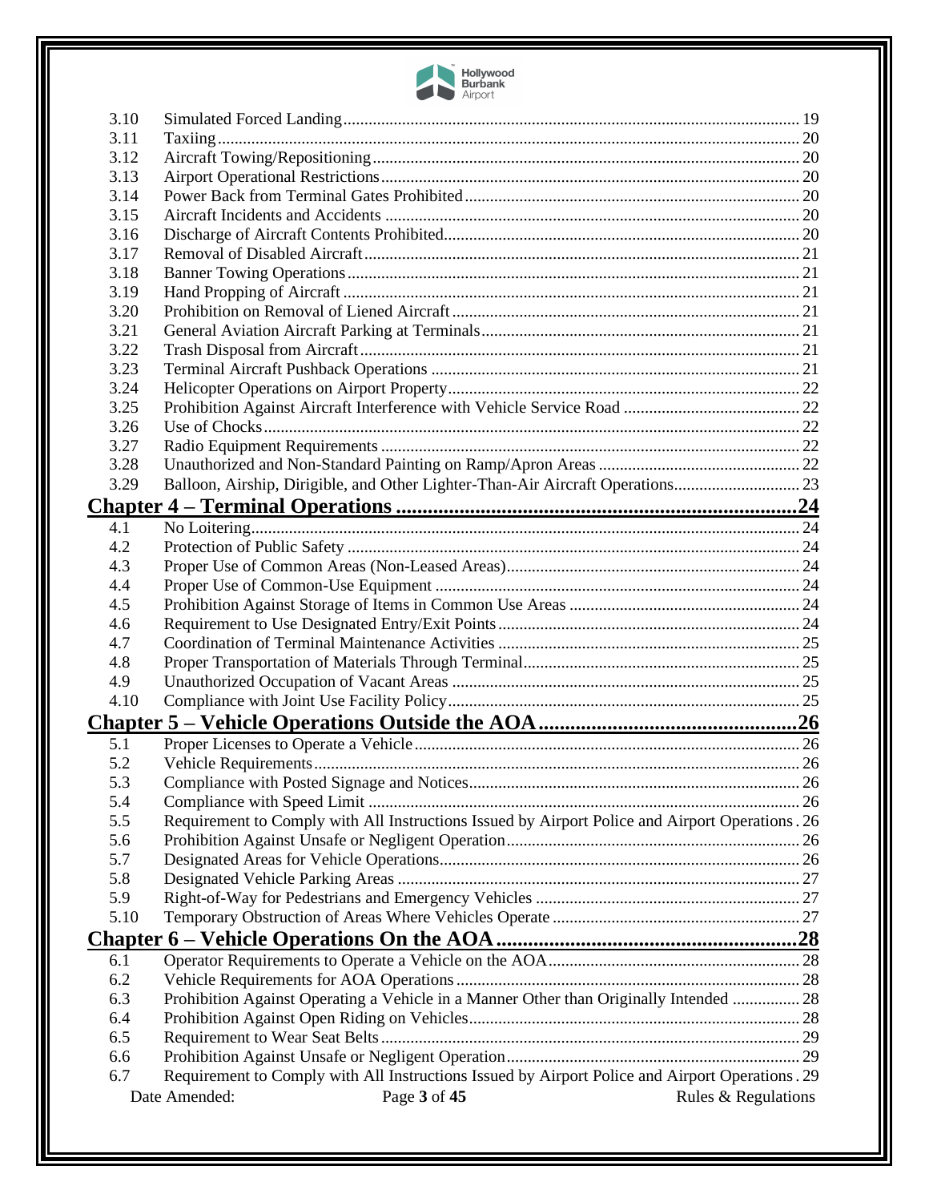| | | |
|---|---|---|
| 3.10 | Simulated Forced Landing | 19 |
| 3.11 | Taxiing | 20 |
| 3.12 | Aircraft Towing/Repositioning | 20 |
| 3.13 | Airport Operational Restrictions | 20 |
| 3.14 | Power Back from Terminal Gates Prohibited | 20 |
| 3.15 | Aircraft Incidents and Accidents | 20 |
| 3.16 | Discharge of Aircraft Contents Prohibited | 20 |
| 3.17 | Removal of Disabled Aircraft | 21 |
| 3.18 | Banner Towing Operations | 21 |
| 3.19 | Hand Propping of Aircraft | 21 |
| 3.20 | Prohibition on Removal of Liened Aircraft | 21 |
| 3.21 | General Aviation Aircraft Parking at Terminals | 21 |
| 3.22 | Trash Disposal from Aircraft | 21 |
| 3.23 | Terminal Aircraft Pushback Operations | 21 |
| 3.24 | Helicopter Operations on Airport Property | 22 |
| 3.25 | Prohibition Against Aircraft Interference with Vehicle Service Road | 22 |
| 3.26 | Use of Chocks | 22 |
| 3.27 | Radio Equipment Requirements | 22 |
| 3.28 | Unauthorized and Non-Standard Painting on Ramp/Apron Areas | 22 |
| 3.29 | Balloon, Airship, Dirigible, and Other Lighter-Than-Air Aircraft Operations | 23 |
| **Chapter 4 – Terminal Operations** | | **24** |
| 4.1 | No Loitering | 24 |
| 4.2 | Protection of Public Safety | 24 |
| 4.3 | Proper Use of Common Areas (Non-Leased Areas) | 24 |
| 4.4 | Proper Use of Common-Use Equipment | 24 |
| 4.5 | Prohibition Against Storage of Items in Common Use Areas | 24 |
| 4.6 | Requirement to Use Designated Entry/Exit Points | 24 |
| 4.7 | Coordination of Terminal Maintenance Activities | 25 |
| 4.8 | Proper Transportation of Materials Through Terminal | 25 |
| 4.9 | Unauthorized Occupation of Vacant Areas | 25 |
| 4.10 | Compliance with Joint Use Facility Policy | 25 |
| **Chapter 5 – Vehicle Operations Outside the AOA** | | **26** |
| 5.1 | Proper Licenses to Operate a Vehicle | 26 |
| 5.2 | Vehicle Requirements | 26 |
| 5.3 | Compliance with Posted Signage and Notices | 26 |
| 5.4 | Compliance with Speed Limit | 26 |
| 5.5 | Requirement to Comply with All Instructions Issued by Airport Police and Airport Operations | 26 |
| 5.6 | Prohibition Against Unsafe or Negligent Operation | 26 |
| 5.7 | Designated Areas for Vehicle Operations | 26 |
| 5.8 | Designated Vehicle Parking Areas | 27 |
| 5.9 | Right-of-Way for Pedestrians and Emergency Vehicles | 27 |
| 5.10 | Temporary Obstruction of Areas Where Vehicles Operate | 27 |
| **Chapter 6 – Vehicle Operations On the AOA** | | **28** |
| 6.1 | Operator Requirements to Operate a Vehicle on the AOA | 28 |
| 6.2 | Vehicle Requirements for AOA Operations | 28 |
| 6.3 | Prohibition Against Operating a Vehicle in a Manner Other than Originally Intended | 28 |
| 6.4 | Prohibition Against Open Riding on Vehicles | 28 |
| 6.5 | Requirement to Wear Seat Belts | 29 |
| 6.6 | Prohibition Against Unsafe or Negligent Operation | 29 |
| 6.7 | Requirement to Comply with All Instructions Issued by Airport Police and Airport Operations | 29 |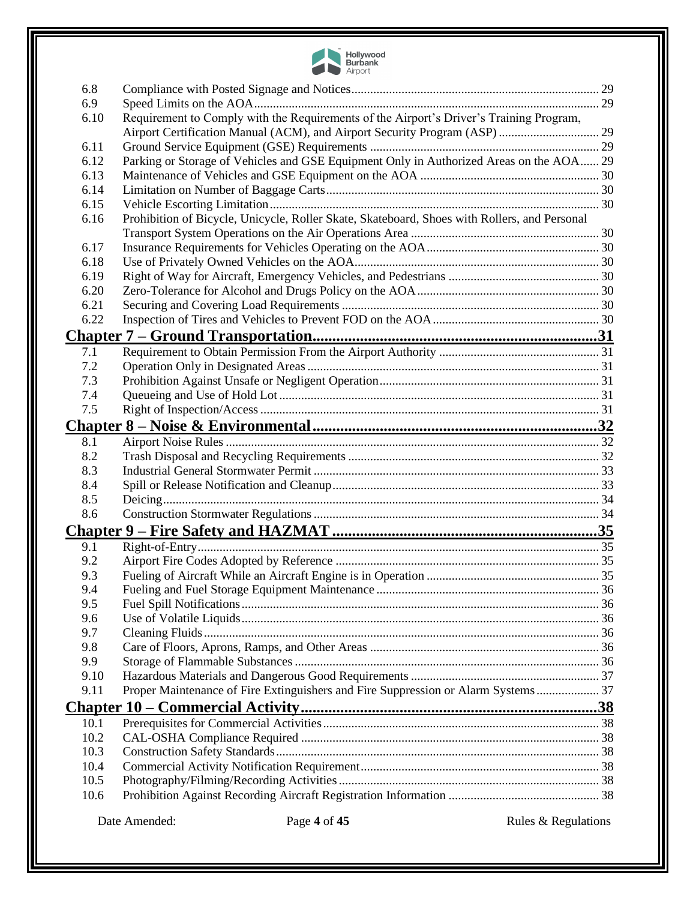| | | |
|---|---|---|
| 6.8 | Compliance with Posted Signage and Notices | 29 |
| 6.9 | Speed Limits on the AOA | 29 |
| 6.10 | Requirement to Comply with the Requirements of the Airport's Driver's Training Program, Airport Certification Manual (ACM), and Airport Security Program (ASP) | 29 |
| 6.11 | Ground Service Equipment (GSE) Requirements | 29 |
| 6.12 | Parking or Storage of Vehicles and GSE Equipment Only in Authorized Areas on the AOA | 29 |
| 6.13 | Maintenance of Vehicles and GSE Equipment on the AOA | 30 |
| 6.14 | Limitation on Number of Baggage Carts | 30 |
| 6.15 | Vehicle Escorting Limitation | 30 |
| 6.16 | Prohibition of Bicycle, Unicycle, Roller Skate, Skateboard, Shoes with Rollers, and Personal Transport System Operations on the Air Operations Area | 30 |
| 6.17 | Insurance Requirements for Vehicles Operating on the AOA | 30 |
| 6.18 | Use of Privately Owned Vehicles on the AOA | 30 |
| 6.19 | Right of Way for Aircraft, Emergency Vehicles, and Pedestrians | 30 |
| 6.20 | Zero-Tolerance for Alcohol and Drugs Policy on the AOA | 30 |
| 6.21 | Securing and Covering Load Requirements | 30 |
| 6.22 | Inspection of Tires and Vehicles to Prevent FOD on the AOA | 30 |
| **Chapter 7 – Ground Transportation** | | **31** |
| 7.1 | Requirement to Obtain Permission From the Airport Authority | 31 |
| 7.2 | Operation Only in Designated Areas | 31 |
| 7.3 | Prohibition Against Unsafe or Negligent Operation | 31 |
| 7.4 | Queueing and Use of Hold Lot | 31 |
| 7.5 | Right of Inspection/Access | 31 |
| **Chapter 8 – Noise & Environmental** | | **32** |
| 8.1 | Airport Noise Rules | 32 |
| 8.2 | Trash Disposal and Recycling Requirements | 32 |
| 8.3 | Industrial General Stormwater Permit | 33 |
| 8.4 | Spill or Release Notification and Cleanup | 33 |
| 8.5 | Deicing | 34 |
| 8.6 | Construction Stormwater Regulations | 34 |
| **Chapter 9 – Fire Safety and HAZMAT** | | **35** |
| 9.1 | Right-of-Entry | 35 |
| 9.2 | Airport Fire Codes Adopted by Reference | 35 |
| 9.3 | Fueling of Aircraft While an Aircraft Engine is in Operation | 35 |
| 9.4 | Fueling and Fuel Storage Equipment Maintenance | 36 |
| 9.5 | Fuel Spill Notifications | 36 |
| 9.6 | Use of Volatile Liquids | 36 |
| 9.7 | Cleaning Fluids | 36 |
| 9.8 | Care of Floors, Aprons, Ramps, and Other Areas | 36 |
| 9.9 | Storage of Flammable Substances | 36 |
| 9.10 | Hazardous Materials and Dangerous Good Requirements | 37 |
| 9.11 | Proper Maintenance of Fire Extinguishers and Fire Suppression or Alarm Systems | 37 |
| **Chapter 10 – Commercial Activity** | | **38** |
| 10.1 | Prerequisites for Commercial Activities | 38 |
| 10.2 | CAL-OSHA Compliance Required | 38 |
| 10.3 | Construction Safety Standards | 38 |
| 10.4 | Commercial Activity Notification Requirement | 38 |
| 10.5 | Photography/Filming/Recording Activities | 38 |
| 10.6 | Prohibition Against Recording Aircraft Registration Information | 38 |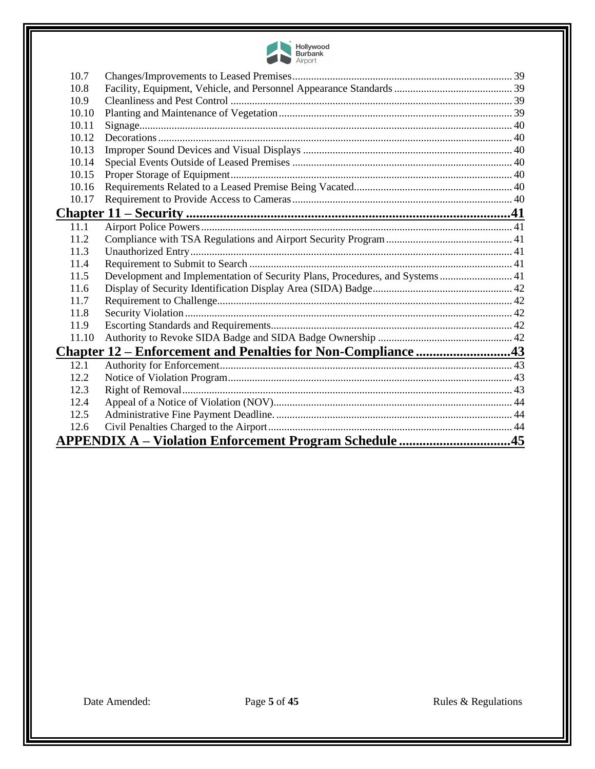| | | |
|---|---|---|
| 10.7 | Changes/Improvements to Leased Premises | 39 |
| 10.8 | Facility, Equipment, Vehicle, and Personnel Appearance Standards | 39 |
| 10.9 | Cleanliness and Pest Control | 39 |
| 10.10 | Planting and Maintenance of Vegetation | 39 |
| 10.11 | Signage | 40 |
| 10.12 | Decorations | 40 |
| 10.13 | Improper Sound Devices and Visual Displays | 40 |
| 10.14 | Special Events Outside of Leased Premises | 40 |
| 10.15 | Proper Storage of Equipment | 40 |
| 10.16 | Requirements Related to a Leased Premise Being Vacated | 40 |
| 10.17 | Requirement to Provide Access to Cameras | 40 |

**Chapter 11 – Security .......... 41**

| | | |
|---|---|---|
| 11.1 | Airport Police Powers | 41 |
| 11.2 | Compliance with TSA Regulations and Airport Security Program | 41 |
| 11.3 | Unauthorized Entry | 41 |
| 11.4 | Requirement to Submit to Search | 41 |
| 11.5 | Development and Implementation of Security Plans, Procedures, and Systems | 41 |
| 11.6 | Display of Security Identification Display Area (SIDA) Badge | 42 |
| 11.7 | Requirement to Challenge | 42 |
| 11.8 | Security Violation | 42 |
| 11.9 | Escorting Standards and Requirements | 42 |
| 11.10 | Authority to Revoke SIDA Badge and SIDA Badge Ownership | 42 |

**Chapter 12 – Enforcement and Penalties for Non-Compliance .......... 43**

| | | |
|---|---|---|
| 12.1 | Authority for Enforcement | 43 |
| 12.2 | Notice of Violation Program | 43 |
| 12.3 | Right of Removal | 43 |
| 12.4 | Appeal of a Notice of Violation (NOV) | 44 |
| 12.5 | Administrative Fine Payment Deadline. | 44 |
| 12.6 | Civil Penalties Charged to the Airport | 44 |

**APPENDIX A – Violation Enforcement Program Schedule .......... 45**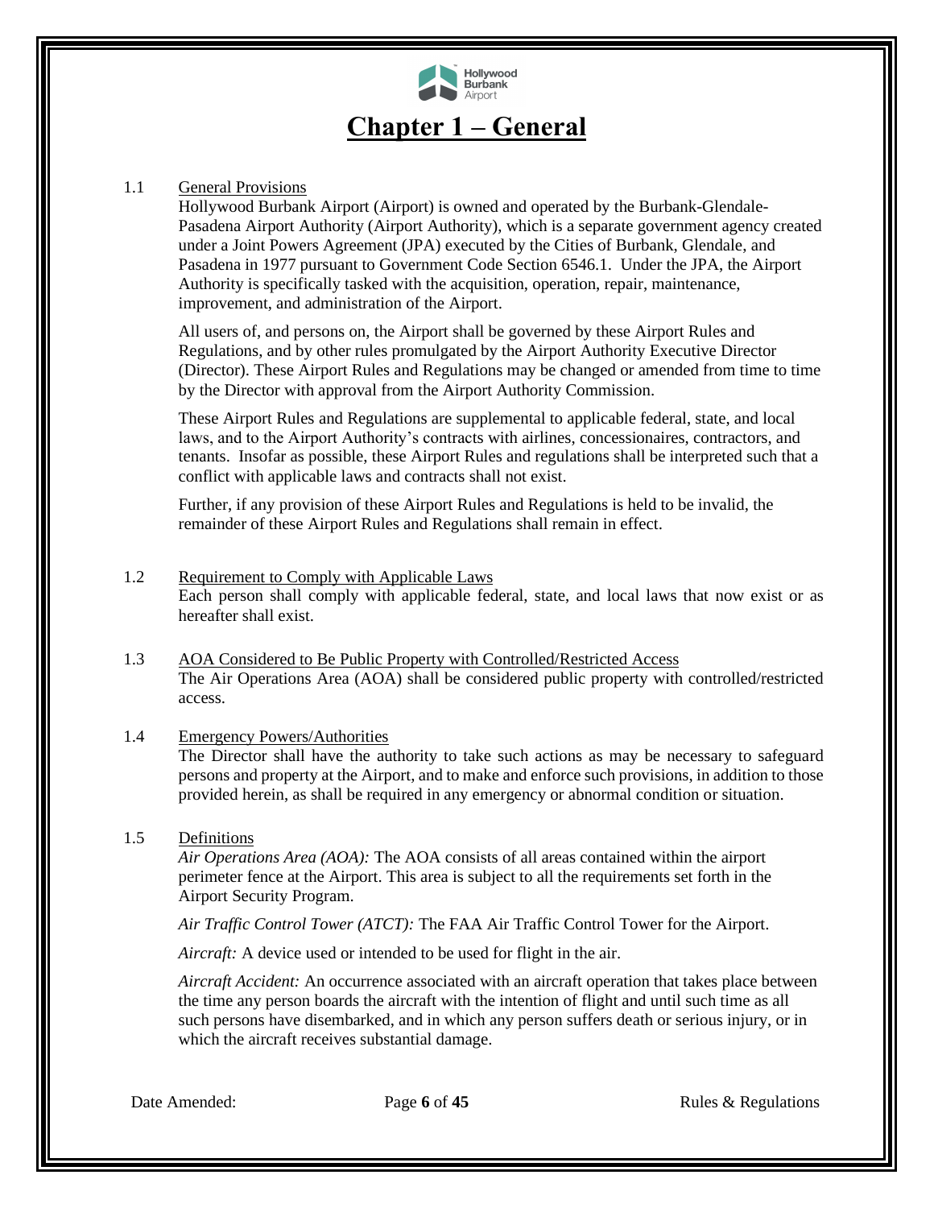# Chapter 1 – General

1.1 General Provisions

Hollywood Burbank Airport (Airport) is owned and operated by the Burbank-Glendale-Pasadena Airport Authority (Airport Authority), which is a separate government agency created under a Joint Powers Agreement (JPA) executed by the Cities of Burbank, Glendale, and Pasadena in 1977 pursuant to Government Code Section 6546.1. Under the JPA, the Airport Authority is specifically tasked with the acquisition, operation, repair, maintenance, improvement, and administration of the Airport.

All users of, and persons on, the Airport shall be governed by these Airport Rules and Regulations, and by other rules promulgated by the Airport Authority Executive Director (Director). These Airport Rules and Regulations may be changed or amended from time to time by the Director with approval from the Airport Authority Commission.

These Airport Rules and Regulations are supplemental to applicable federal, state, and local laws, and to the Airport Authority's contracts with airlines, concessionaires, contractors, and tenants. Insofar as possible, these Airport Rules and regulations shall be interpreted such that a conflict with applicable laws and contracts shall not exist.

Further, if any provision of these Airport Rules and Regulations is held to be invalid, the remainder of these Airport Rules and Regulations shall remain in effect.

1.2 Requirement to Comply with Applicable Laws

Each person shall comply with applicable federal, state, and local laws that now exist or as hereafter shall exist.

1.3 AOA Considered to Be Public Property with Controlled/Restricted Access

The Air Operations Area (AOA) shall be considered public property with controlled/restricted access.

1.4 Emergency Powers/Authorities

The Director shall have the authority to take such actions as may be necessary to safeguard persons and property at the Airport, and to make and enforce such provisions, in addition to those provided herein, as shall be required in any emergency or abnormal condition or situation.

1.5 Definitions

*Air Operations Area (AOA):* The AOA consists of all areas contained within the airport perimeter fence at the Airport. This area is subject to all the requirements set forth in the Airport Security Program.

*Air Traffic Control Tower (ATCT):* The FAA Air Traffic Control Tower for the Airport.

*Aircraft:* A device used or intended to be used for flight in the air.

*Aircraft Accident:* An occurrence associated with an aircraft operation that takes place between the time any person boards the aircraft with the intention of flight and until such time as all such persons have disembarked, and in which any person suffers death or serious injury, or in which the aircraft receives substantial damage.

Date Amended: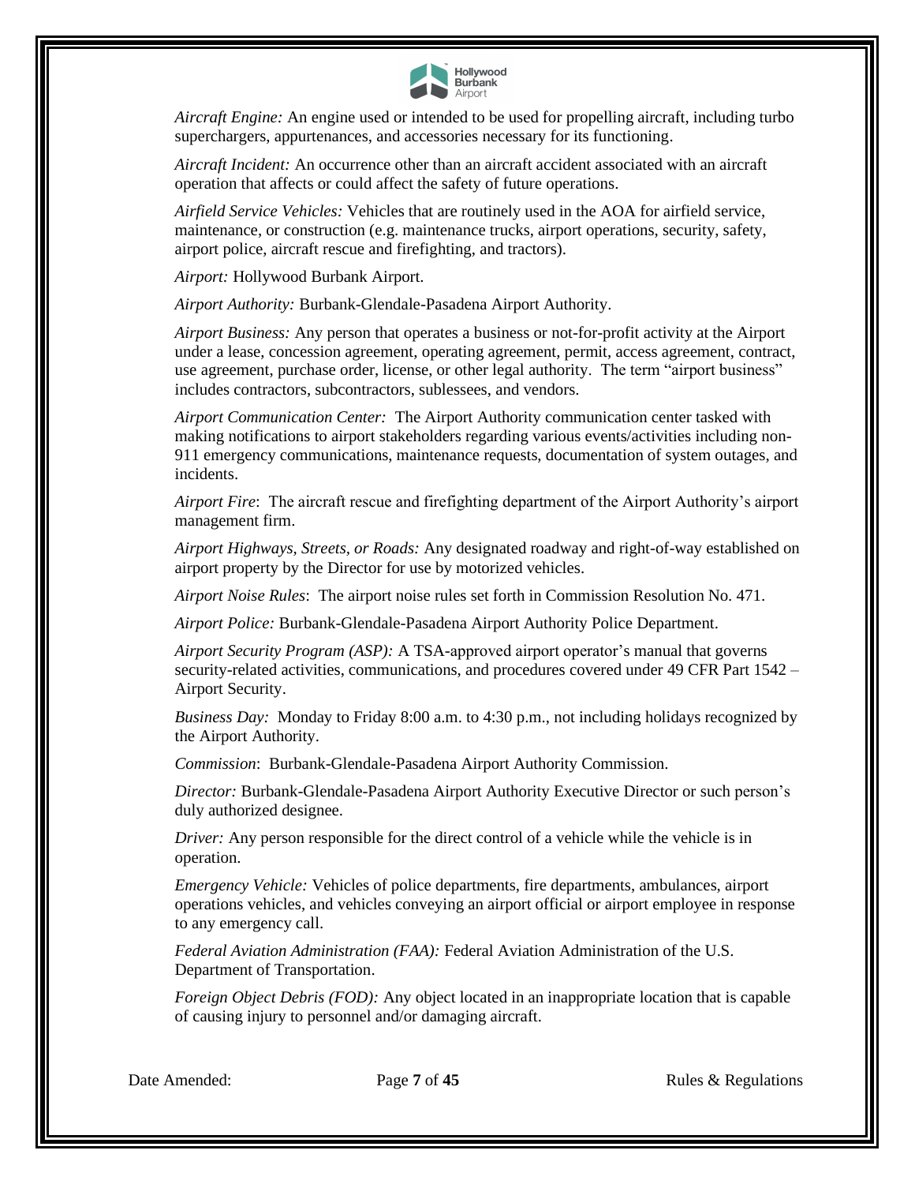*Aircraft Engine:* An engine used or intended to be used for propelling aircraft, including turbo superchargers, appurtenances, and accessories necessary for its functioning.

*Aircraft Incident:* An occurrence other than an aircraft accident associated with an aircraft operation that affects or could affect the safety of future operations.

*Airfield Service Vehicles:* Vehicles that are routinely used in the AOA for airfield service, maintenance, or construction (e.g. maintenance trucks, airport operations, security, safety, airport police, aircraft rescue and firefighting, and tractors).

*Airport:* Hollywood Burbank Airport.

*Airport Authority:* Burbank-Glendale-Pasadena Airport Authority.

*Airport Business:* Any person that operates a business or not-for-profit activity at the Airport under a lease, concession agreement, operating agreement, permit, access agreement, contract, use agreement, purchase order, license, or other legal authority. The term "airport business" includes contractors, subcontractors, sublessees, and vendors.

*Airport Communication Center:* The Airport Authority communication center tasked with making notifications to airport stakeholders regarding various events/activities including non-911 emergency communications, maintenance requests, documentation of system outages, and incidents.

*Airport Fire*: The aircraft rescue and firefighting department of the Airport Authority's airport management firm.

*Airport Highways, Streets, or Roads:* Any designated roadway and right-of-way established on airport property by the Director for use by motorized vehicles.

*Airport Noise Rules*: The airport noise rules set forth in Commission Resolution No. 471.

*Airport Police:* Burbank-Glendale-Pasadena Airport Authority Police Department.

*Airport Security Program (ASP):* A TSA-approved airport operator's manual that governs security-related activities, communications, and procedures covered under 49 CFR Part 1542 – Airport Security.

*Business Day:* Monday to Friday 8:00 a.m. to 4:30 p.m., not including holidays recognized by the Airport Authority.

*Commission*: Burbank-Glendale-Pasadena Airport Authority Commission.

*Director:* Burbank-Glendale-Pasadena Airport Authority Executive Director or such person's duly authorized designee.

*Driver:* Any person responsible for the direct control of a vehicle while the vehicle is in operation.

*Emergency Vehicle:* Vehicles of police departments, fire departments, ambulances, airport operations vehicles, and vehicles conveying an airport official or airport employee in response to any emergency call.

*Federal Aviation Administration (FAA):* Federal Aviation Administration of the U.S. Department of Transportation.

*Foreign Object Debris (FOD):* Any object located in an inappropriate location that is capable of causing injury to personnel and/or damaging aircraft.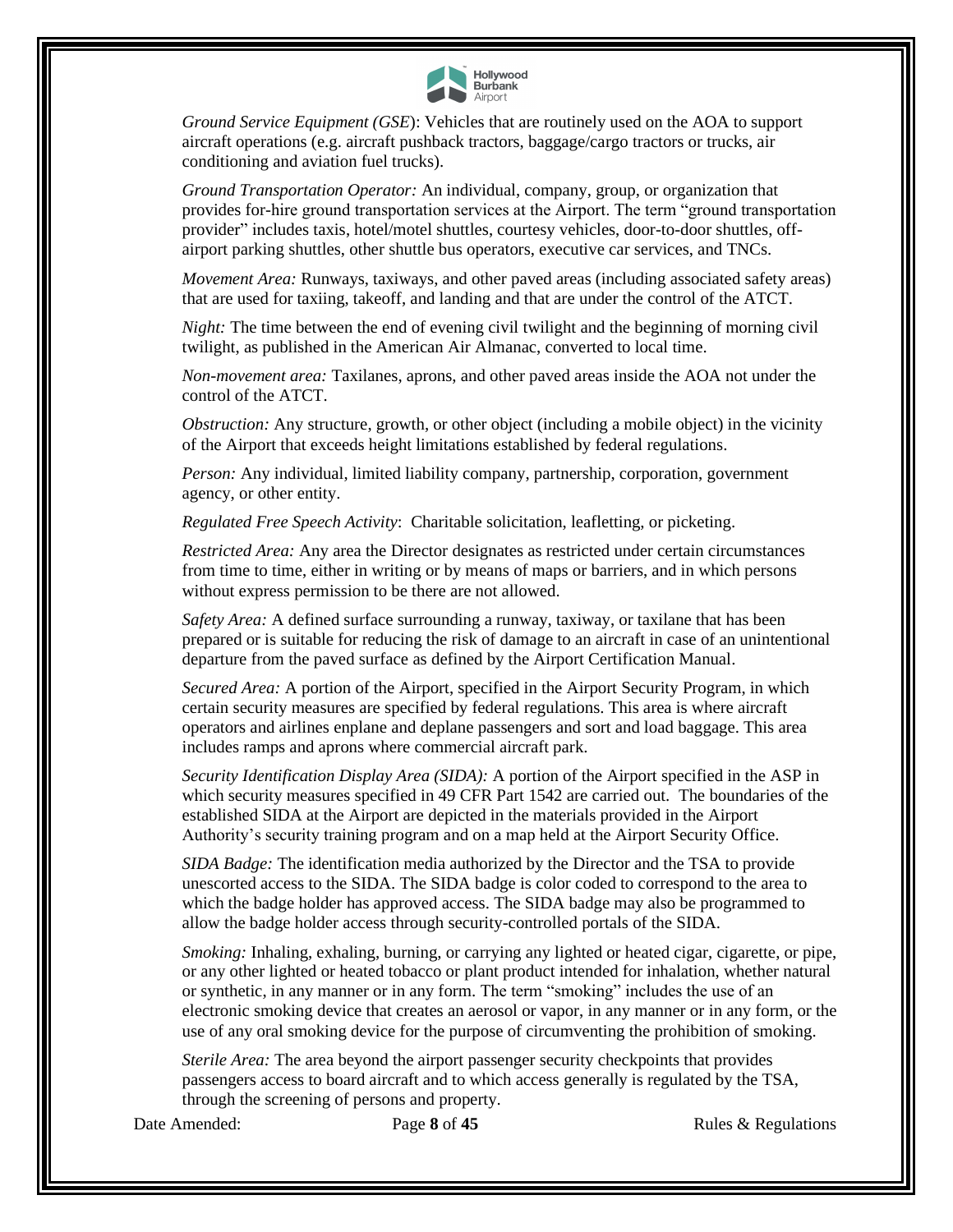*Ground Service Equipment (GSE*): Vehicles that are routinely used on the AOA to support aircraft operations (e.g. aircraft pushback tractors, baggage/cargo tractors or trucks, air conditioning and aviation fuel trucks).

*Ground Transportation Operator:* An individual, company, group, or organization that provides for-hire ground transportation services at the Airport. The term "ground transportation provider" includes taxis, hotel/motel shuttles, courtesy vehicles, door-to-door shuttles, off-airport parking shuttles, other shuttle bus operators, executive car services, and TNCs.

*Movement Area:* Runways, taxiways, and other paved areas (including associated safety areas) that are used for taxiing, takeoff, and landing and that are under the control of the ATCT.

*Night:* The time between the end of evening civil twilight and the beginning of morning civil twilight, as published in the American Air Almanac, converted to local time.

*Non-movement area:* Taxilanes, aprons, and other paved areas inside the AOA not under the control of the ATCT.

*Obstruction:* Any structure, growth, or other object (including a mobile object) in the vicinity of the Airport that exceeds height limitations established by federal regulations.

*Person:* Any individual, limited liability company, partnership, corporation, government agency, or other entity.

*Regulated Free Speech Activity*: Charitable solicitation, leafletting, or picketing.

*Restricted Area:* Any area the Director designates as restricted under certain circumstances from time to time, either in writing or by means of maps or barriers, and in which persons without express permission to be there are not allowed.

*Safety Area:* A defined surface surrounding a runway, taxiway, or taxilane that has been prepared or is suitable for reducing the risk of damage to an aircraft in case of an unintentional departure from the paved surface as defined by the Airport Certification Manual.

*Secured Area:* A portion of the Airport, specified in the Airport Security Program, in which certain security measures are specified by federal regulations. This area is where aircraft operators and airlines enplane and deplane passengers and sort and load baggage. This area includes ramps and aprons where commercial aircraft park.

*Security Identification Display Area (SIDA):* A portion of the Airport specified in the ASP in which security measures specified in 49 CFR Part 1542 are carried out. The boundaries of the established SIDA at the Airport are depicted in the materials provided in the Airport Authority's security training program and on a map held at the Airport Security Office.

*SIDA Badge:* The identification media authorized by the Director and the TSA to provide unescorted access to the SIDA. The SIDA badge is color coded to correspond to the area to which the badge holder has approved access. The SIDA badge may also be programmed to allow the badge holder access through security-controlled portals of the SIDA.

*Smoking:* Inhaling, exhaling, burning, or carrying any lighted or heated cigar, cigarette, or pipe, or any other lighted or heated tobacco or plant product intended for inhalation, whether natural or synthetic, in any manner or in any form. The term "smoking" includes the use of an electronic smoking device that creates an aerosol or vapor, in any manner or in any form, or the use of any oral smoking device for the purpose of circumventing the prohibition of smoking.

*Sterile Area:* The area beyond the airport passenger security checkpoints that provides passengers access to board aircraft and to which access generally is regulated by the TSA, through the screening of persons and property.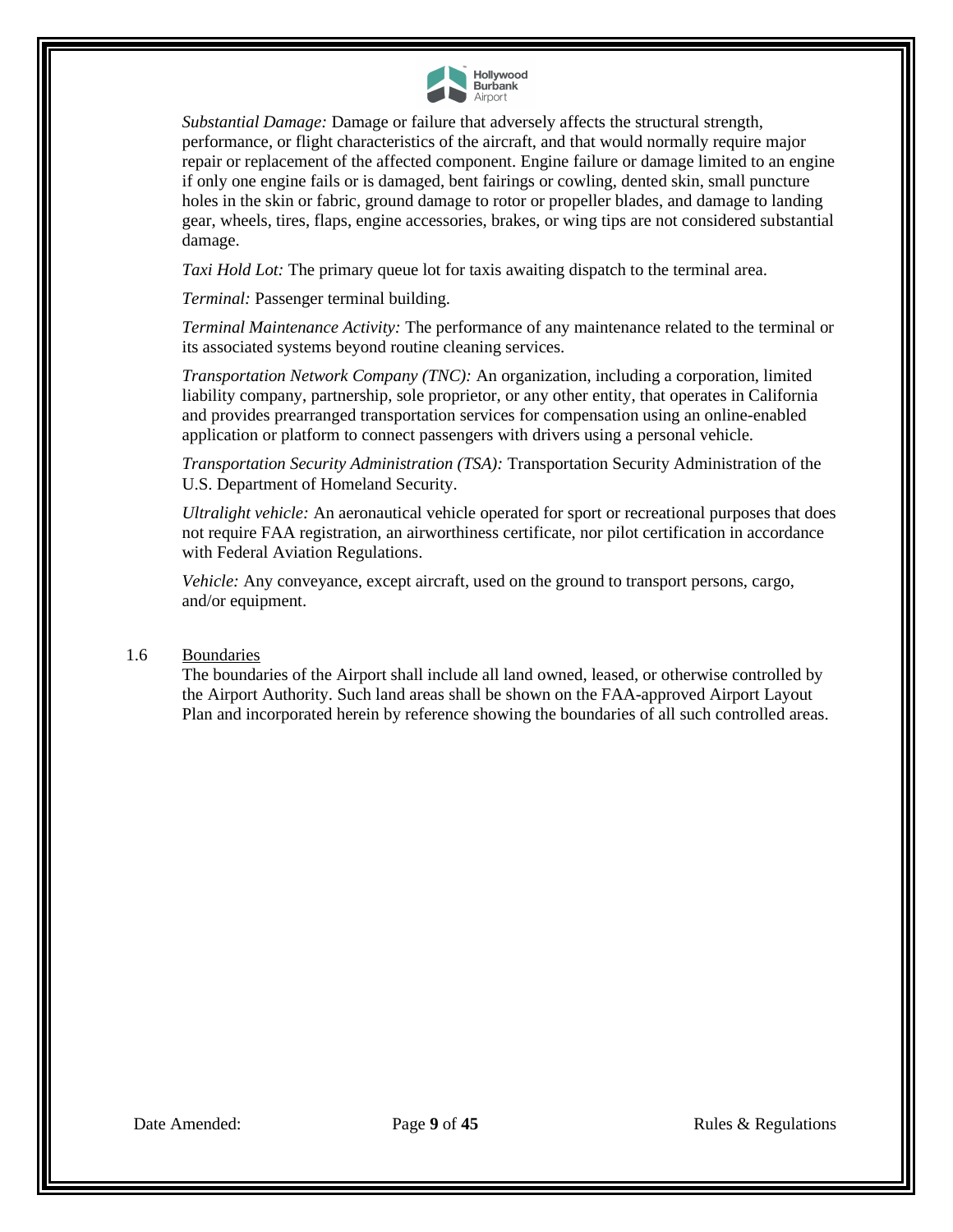*Substantial Damage:* Damage or failure that adversely affects the structural strength, performance, or flight characteristics of the aircraft, and that would normally require major repair or replacement of the affected component. Engine failure or damage limited to an engine if only one engine fails or is damaged, bent fairings or cowling, dented skin, small puncture holes in the skin or fabric, ground damage to rotor or propeller blades, and damage to landing gear, wheels, tires, flaps, engine accessories, brakes, or wing tips are not considered substantial damage.

*Taxi Hold Lot:* The primary queue lot for taxis awaiting dispatch to the terminal area.

*Terminal:* Passenger terminal building.

*Terminal Maintenance Activity:* The performance of any maintenance related to the terminal or its associated systems beyond routine cleaning services.

*Transportation Network Company (TNC):* An organization, including a corporation, limited liability company, partnership, sole proprietor, or any other entity, that operates in California and provides prearranged transportation services for compensation using an online-enabled application or platform to connect passengers with drivers using a personal vehicle.

*Transportation Security Administration (TSA):* Transportation Security Administration of the U.S. Department of Homeland Security.

*Ultralight vehicle:* An aeronautical vehicle operated for sport or recreational purposes that does not require FAA registration, an airworthiness certificate, nor pilot certification in accordance with Federal Aviation Regulations.

*Vehicle:* Any conveyance, except aircraft, used on the ground to transport persons, cargo, and/or equipment.

1.6 Boundaries

The boundaries of the Airport shall include all land owned, leased, or otherwise controlled by the Airport Authority. Such land areas shall be shown on the FAA-approved Airport Layout Plan and incorporated herein by reference showing the boundaries of all such controlled areas.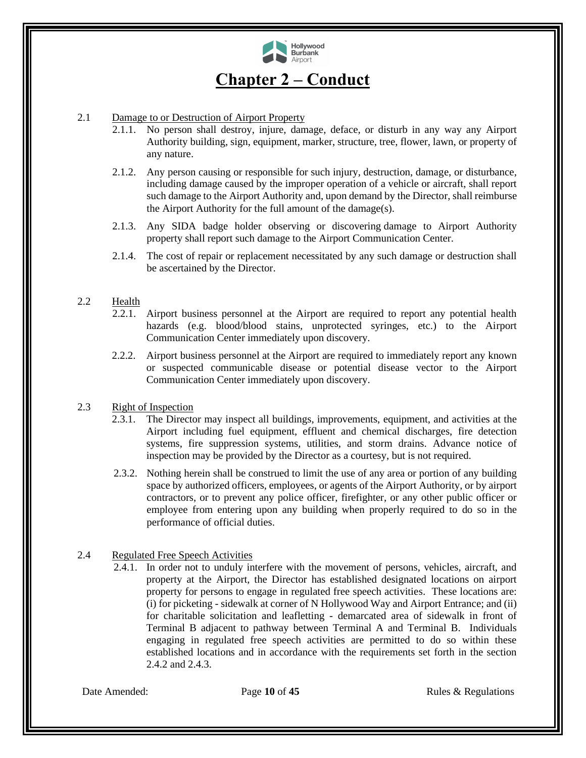# Chapter 2 – Conduct

2.1 Damage to or Destruction of Airport Property

2.1.1. No person shall destroy, injure, damage, deface, or disturb in any way any Airport Authority building, sign, equipment, marker, structure, tree, flower, lawn, or property of any nature.

2.1.2. Any person causing or responsible for such injury, destruction, damage, or disturbance, including damage caused by the improper operation of a vehicle or aircraft, shall report such damage to the Airport Authority and, upon demand by the Director, shall reimburse the Airport Authority for the full amount of the damage(s).

2.1.3. Any SIDA badge holder observing or discovering damage to Airport Authority property shall report such damage to the Airport Communication Center.

2.1.4. The cost of repair or replacement necessitated by any such damage or destruction shall be ascertained by the Director.

2.2 Health

2.2.1. Airport business personnel at the Airport are required to report any potential health hazards (e.g. blood/blood stains, unprotected syringes, etc.) to the Airport Communication Center immediately upon discovery.

2.2.2. Airport business personnel at the Airport are required to immediately report any known or suspected communicable disease or potential disease vector to the Airport Communication Center immediately upon discovery.

2.3 Right of Inspection

2.3.1. The Director may inspect all buildings, improvements, equipment, and activities at the Airport including fuel equipment, effluent and chemical discharges, fire detection systems, fire suppression systems, utilities, and storm drains. Advance notice of inspection may be provided by the Director as a courtesy, but is not required.

2.3.2. Nothing herein shall be construed to limit the use of any area or portion of any building space by authorized officers, employees, or agents of the Airport Authority, or by airport contractors, or to prevent any police officer, firefighter, or any other public officer or employee from entering upon any building when properly required to do so in the performance of official duties.

2.4 Regulated Free Speech Activities

2.4.1. In order not to unduly interfere with the movement of persons, vehicles, aircraft, and property at the Airport, the Director has established designated locations on airport property for persons to engage in regulated free speech activities. These locations are: (i) for picketing - sidewalk at corner of N Hollywood Way and Airport Entrance; and (ii) for charitable solicitation and leafletting - demarcated area of sidewalk in front of Terminal B adjacent to pathway between Terminal A and Terminal B. Individuals engaging in regulated free speech activities are permitted to do so within these established locations and in accordance with the requirements set forth in the section 2.4.2 and 2.4.3.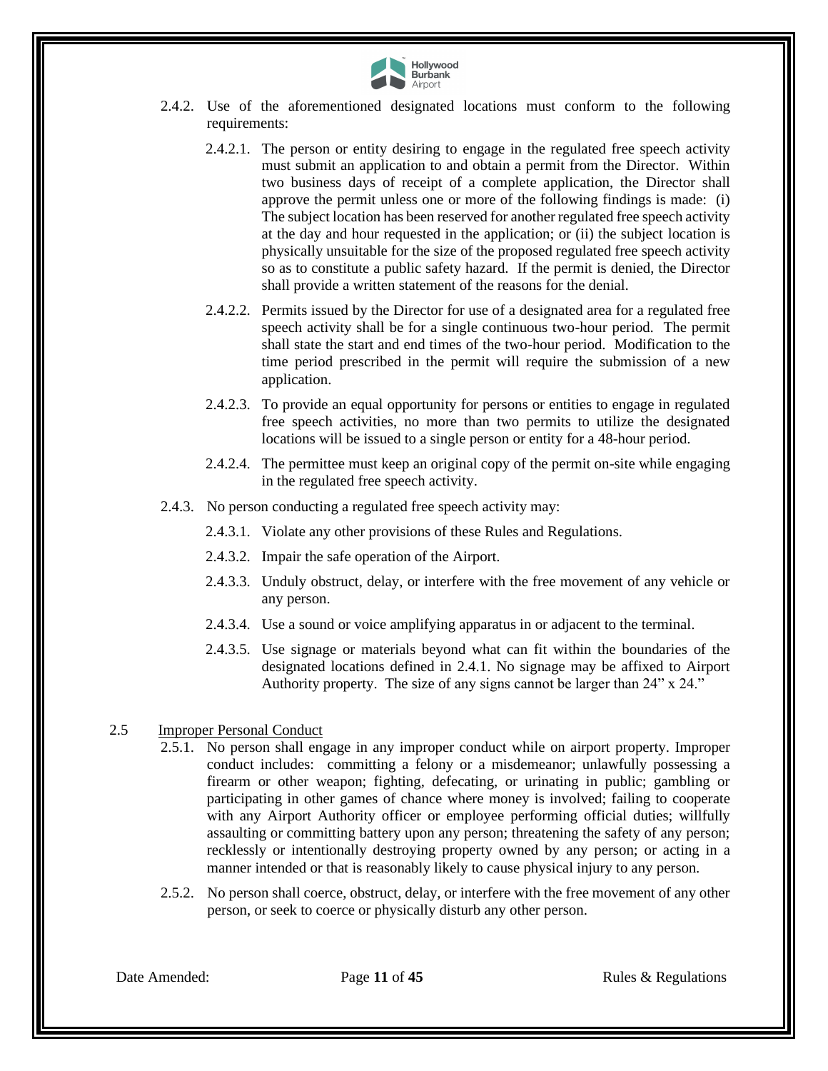2.4.2. Use of the aforementioned designated locations must conform to the following requirements:

2.4.2.1. The person or entity desiring to engage in the regulated free speech activity must submit an application to and obtain a permit from the Director. Within two business days of receipt of a complete application, the Director shall approve the permit unless one or more of the following findings is made: (i) The subject location has been reserved for another regulated free speech activity at the day and hour requested in the application; or (ii) the subject location is physically unsuitable for the size of the proposed regulated free speech activity so as to constitute a public safety hazard. If the permit is denied, the Director shall provide a written statement of the reasons for the denial.

2.4.2.2. Permits issued by the Director for use of a designated area for a regulated free speech activity shall be for a single continuous two-hour period. The permit shall state the start and end times of the two-hour period. Modification to the time period prescribed in the permit will require the submission of a new application.

2.4.2.3. To provide an equal opportunity for persons or entities to engage in regulated free speech activities, no more than two permits to utilize the designated locations will be issued to a single person or entity for a 48-hour period.

2.4.2.4. The permittee must keep an original copy of the permit on-site while engaging in the regulated free speech activity.

2.4.3. No person conducting a regulated free speech activity may:

2.4.3.1. Violate any other provisions of these Rules and Regulations.

2.4.3.2. Impair the safe operation of the Airport.

2.4.3.3. Unduly obstruct, delay, or interfere with the free movement of any vehicle or any person.

2.4.3.4. Use a sound or voice amplifying apparatus in or adjacent to the terminal.

2.4.3.5. Use signage or materials beyond what can fit within the boundaries of the designated locations defined in 2.4.1. No signage may be affixed to Airport Authority property. The size of any signs cannot be larger than 24" x 24."

## 2.5 Improper Personal Conduct

2.5.1. No person shall engage in any improper conduct while on airport property. Improper conduct includes: committing a felony or a misdemeanor; unlawfully possessing a firearm or other weapon; fighting, defecating, or urinating in public; gambling or participating in other games of chance where money is involved; failing to cooperate with any Airport Authority officer or employee performing official duties; willfully assaulting or committing battery upon any person; threatening the safety of any person; recklessly or intentionally destroying property owned by any person; or acting in a manner intended or that is reasonably likely to cause physical injury to any person.

2.5.2. No person shall coerce, obstruct, delay, or interfere with the free movement of any other person, or seek to coerce or physically disturb any other person.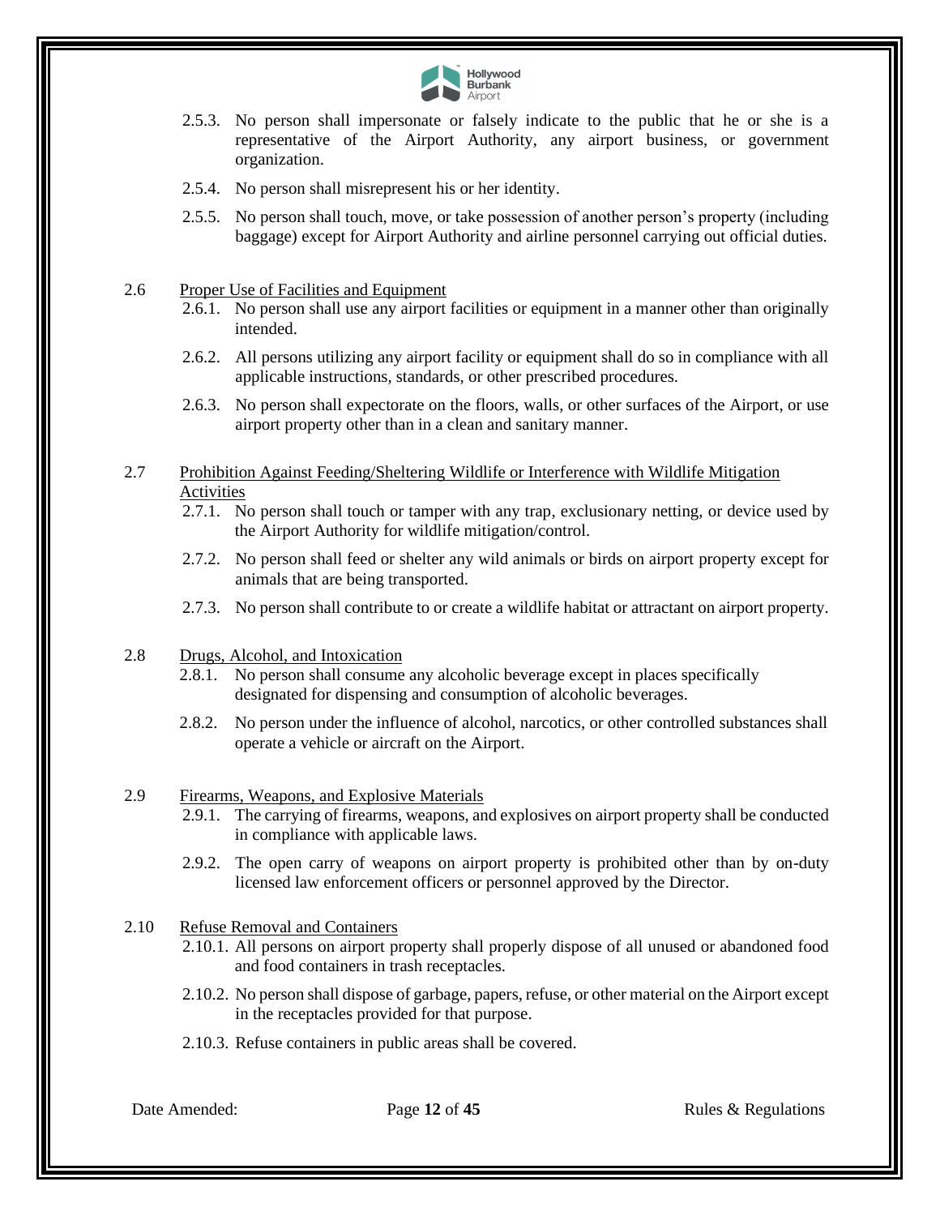2.5.3. No person shall impersonate or falsely indicate to the public that he or she is a representative of the Airport Authority, any airport business, or government organization.

2.5.4. No person shall misrepresent his or her identity.

2.5.5. No person shall touch, move, or take possession of another person's property (including baggage) except for Airport Authority and airline personnel carrying out official duties.

2.6 Proper Use of Facilities and Equipment

2.6.1. No person shall use any airport facilities or equipment in a manner other than originally intended.

2.6.2. All persons utilizing any airport facility or equipment shall do so in compliance with all applicable instructions, standards, or other prescribed procedures.

2.6.3. No person shall expectorate on the floors, walls, or other surfaces of the Airport, or use airport property other than in a clean and sanitary manner.

2.7 Prohibition Against Feeding/Sheltering Wildlife or Interference with Wildlife Mitigation Activities

2.7.1. No person shall touch or tamper with any trap, exclusionary netting, or device used by the Airport Authority for wildlife mitigation/control.

2.7.2. No person shall feed or shelter any wild animals or birds on airport property except for animals that are being transported.

2.7.3. No person shall contribute to or create a wildlife habitat or attractant on airport property.

2.8 Drugs, Alcohol, and Intoxication

2.8.1. No person shall consume any alcoholic beverage except in places specifically designated for dispensing and consumption of alcoholic beverages.

2.8.2. No person under the influence of alcohol, narcotics, or other controlled substances shall operate a vehicle or aircraft on the Airport.

2.9 Firearms, Weapons, and Explosive Materials

2.9.1. The carrying of firearms, weapons, and explosives on airport property shall be conducted in compliance with applicable laws.

2.9.2. The open carry of weapons on airport property is prohibited other than by on-duty licensed law enforcement officers or personnel approved by the Director.

2.10 Refuse Removal and Containers

2.10.1. All persons on airport property shall properly dispose of all unused or abandoned food and food containers in trash receptacles.

2.10.2. No person shall dispose of garbage, papers, refuse, or other material on the Airport except in the receptacles provided for that purpose.

2.10.3. Refuse containers in public areas shall be covered.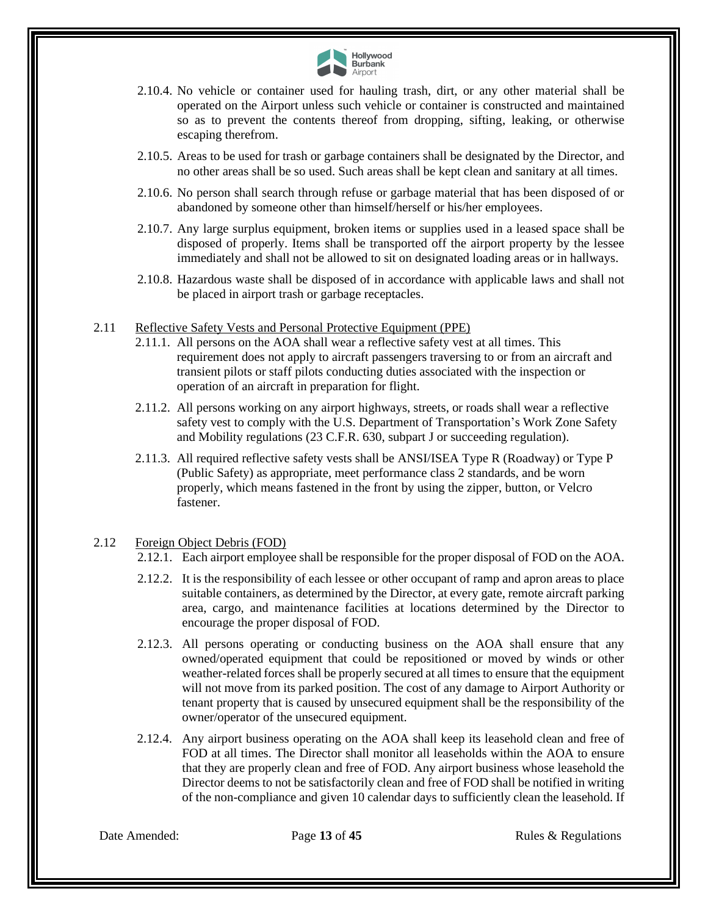2.10.4. No vehicle or container used for hauling trash, dirt, or any other material shall be operated on the Airport unless such vehicle or container is constructed and maintained so as to prevent the contents thereof from dropping, sifting, leaking, or otherwise escaping therefrom.

2.10.5. Areas to be used for trash or garbage containers shall be designated by the Director, and no other areas shall be so used. Such areas shall be kept clean and sanitary at all times.

2.10.6. No person shall search through refuse or garbage material that has been disposed of or abandoned by someone other than himself/herself or his/her employees.

2.10.7. Any large surplus equipment, broken items or supplies used in a leased space shall be disposed of properly. Items shall be transported off the airport property by the lessee immediately and shall not be allowed to sit on designated loading areas or in hallways.

2.10.8. Hazardous waste shall be disposed of in accordance with applicable laws and shall not be placed in airport trash or garbage receptacles.

## 2.11 Reflective Safety Vests and Personal Protective Equipment (PPE)

2.11.1. All persons on the AOA shall wear a reflective safety vest at all times. This requirement does not apply to aircraft passengers traversing to or from an aircraft and transient pilots or staff pilots conducting duties associated with the inspection or operation of an aircraft in preparation for flight.

2.11.2. All persons working on any airport highways, streets, or roads shall wear a reflective safety vest to comply with the U.S. Department of Transportation's Work Zone Safety and Mobility regulations (23 C.F.R. 630, subpart J or succeeding regulation).

2.11.3. All required reflective safety vests shall be ANSI/ISEA Type R (Roadway) or Type P (Public Safety) as appropriate, meet performance class 2 standards, and be worn properly, which means fastened in the front by using the zipper, button, or Velcro fastener.

## 2.12 Foreign Object Debris (FOD)

2.12.1. Each airport employee shall be responsible for the proper disposal of FOD on the AOA.

2.12.2. It is the responsibility of each lessee or other occupant of ramp and apron areas to place suitable containers, as determined by the Director, at every gate, remote aircraft parking area, cargo, and maintenance facilities at locations determined by the Director to encourage the proper disposal of FOD.

2.12.3. All persons operating or conducting business on the AOA shall ensure that any owned/operated equipment that could be repositioned or moved by winds or other weather-related forces shall be properly secured at all times to ensure that the equipment will not move from its parked position. The cost of any damage to Airport Authority or tenant property that is caused by unsecured equipment shall be the responsibility of the owner/operator of the unsecured equipment.

2.12.4. Any airport business operating on the AOA shall keep its leasehold clean and free of FOD at all times. The Director shall monitor all leaseholds within the AOA to ensure that they are properly clean and free of FOD. Any airport business whose leasehold the Director deems to not be satisfactorily clean and free of FOD shall be notified in writing of the non-compliance and given 10 calendar days to sufficiently clean the leasehold. If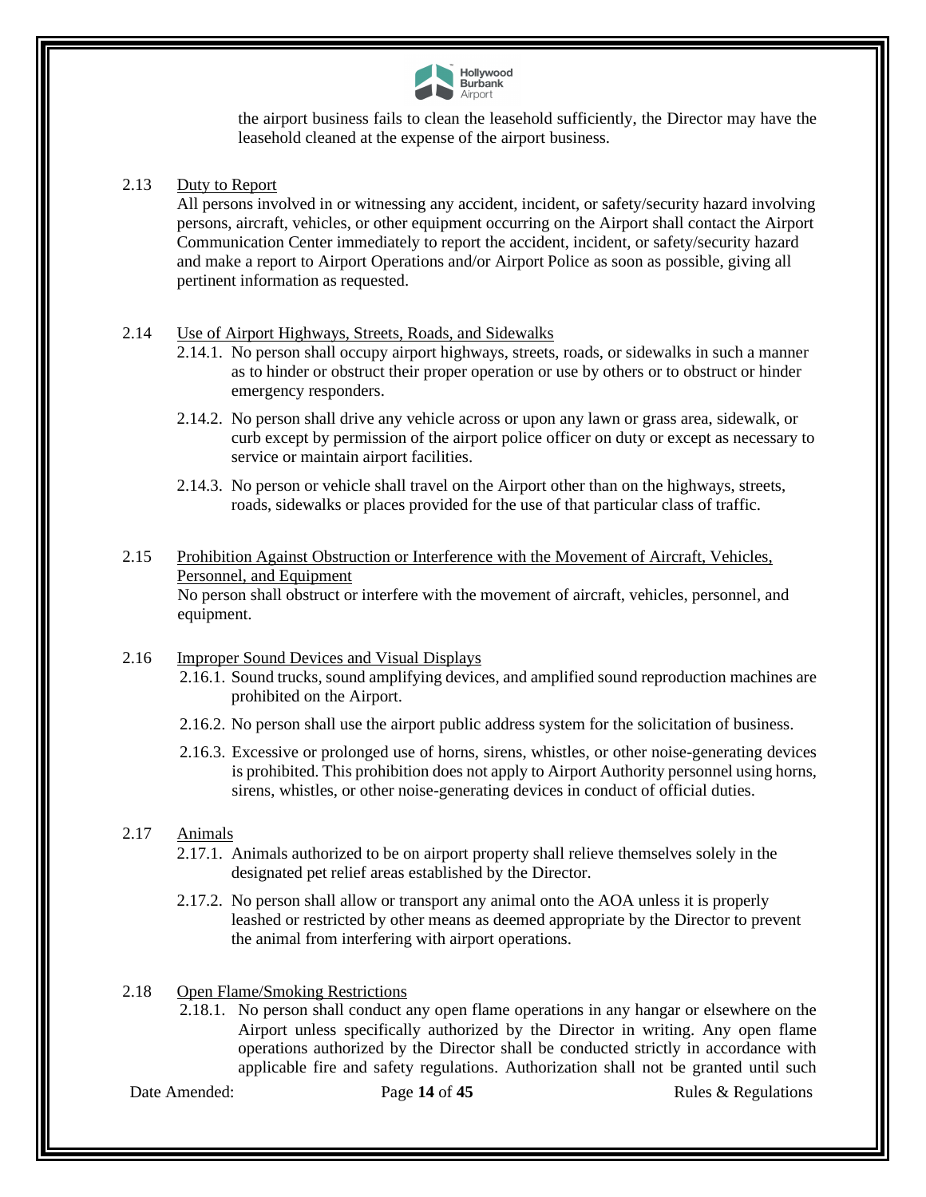the airport business fails to clean the leasehold sufficiently, the Director may have the leasehold cleaned at the expense of the airport business.

2.13 Duty to Report

All persons involved in or witnessing any accident, incident, or safety/security hazard involving persons, aircraft, vehicles, or other equipment occurring on the Airport shall contact the Airport Communication Center immediately to report the accident, incident, or safety/security hazard and make a report to Airport Operations and/or Airport Police as soon as possible, giving all pertinent information as requested.

2.14 Use of Airport Highways, Streets, Roads, and Sidewalks

2.14.1. No person shall occupy airport highways, streets, roads, or sidewalks in such a manner as to hinder or obstruct their proper operation or use by others or to obstruct or hinder emergency responders.

2.14.2. No person shall drive any vehicle across or upon any lawn or grass area, sidewalk, or curb except by permission of the airport police officer on duty or except as necessary to service or maintain airport facilities.

2.14.3. No person or vehicle shall travel on the Airport other than on the highways, streets, roads, sidewalks or places provided for the use of that particular class of traffic.

2.15 Prohibition Against Obstruction or Interference with the Movement of Aircraft, Vehicles, Personnel, and Equipment

No person shall obstruct or interfere with the movement of aircraft, vehicles, personnel, and equipment.

2.16 Improper Sound Devices and Visual Displays

2.16.1. Sound trucks, sound amplifying devices, and amplified sound reproduction machines are prohibited on the Airport.

2.16.2. No person shall use the airport public address system for the solicitation of business.

2.16.3. Excessive or prolonged use of horns, sirens, whistles, or other noise-generating devices is prohibited. This prohibition does not apply to Airport Authority personnel using horns, sirens, whistles, or other noise-generating devices in conduct of official duties.

2.17 Animals

2.17.1. Animals authorized to be on airport property shall relieve themselves solely in the designated pet relief areas established by the Director.

2.17.2. No person shall allow or transport any animal onto the AOA unless it is properly leashed or restricted by other means as deemed appropriate by the Director to prevent the animal from interfering with airport operations.

2.18 Open Flame/Smoking Restrictions

2.18.1. No person shall conduct any open flame operations in any hangar or elsewhere on the Airport unless specifically authorized by the Director in writing. Any open flame operations authorized by the Director shall be conducted strictly in accordance with applicable fire and safety regulations. Authorization shall not be granted until such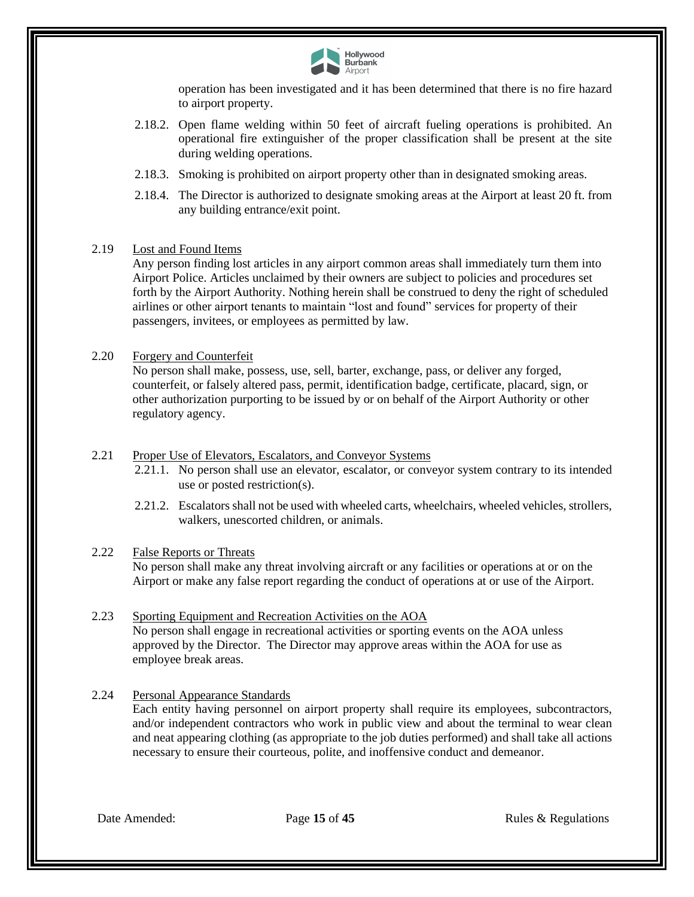operation has been investigated and it has been determined that there is no fire hazard to airport property.

2.18.2. Open flame welding within 50 feet of aircraft fueling operations is prohibited. An operational fire extinguisher of the proper classification shall be present at the site during welding operations.

2.18.3. Smoking is prohibited on airport property other than in designated smoking areas.

2.18.4. The Director is authorized to designate smoking areas at the Airport at least 20 ft. from any building entrance/exit point.

2.19 Lost and Found Items

Any person finding lost articles in any airport common areas shall immediately turn them into Airport Police. Articles unclaimed by their owners are subject to policies and procedures set forth by the Airport Authority. Nothing herein shall be construed to deny the right of scheduled airlines or other airport tenants to maintain "lost and found" services for property of their passengers, invitees, or employees as permitted by law.

2.20 Forgery and Counterfeit

No person shall make, possess, use, sell, barter, exchange, pass, or deliver any forged, counterfeit, or falsely altered pass, permit, identification badge, certificate, placard, sign, or other authorization purporting to be issued by or on behalf of the Airport Authority or other regulatory agency.

2.21 Proper Use of Elevators, Escalators, and Conveyor Systems

2.21.1. No person shall use an elevator, escalator, or conveyor system contrary to its intended use or posted restriction(s).

2.21.2. Escalators shall not be used with wheeled carts, wheelchairs, wheeled vehicles, strollers, walkers, unescorted children, or animals.

2.22 False Reports or Threats

No person shall make any threat involving aircraft or any facilities or operations at or on the Airport or make any false report regarding the conduct of operations at or use of the Airport.

2.23 Sporting Equipment and Recreation Activities on the AOA

No person shall engage in recreational activities or sporting events on the AOA unless approved by the Director. The Director may approve areas within the AOA for use as employee break areas.

2.24 Personal Appearance Standards

Each entity having personnel on airport property shall require its employees, subcontractors, and/or independent contractors who work in public view and about the terminal to wear clean and neat appearing clothing (as appropriate to the job duties performed) and shall take all actions necessary to ensure their courteous, polite, and inoffensive conduct and demeanor.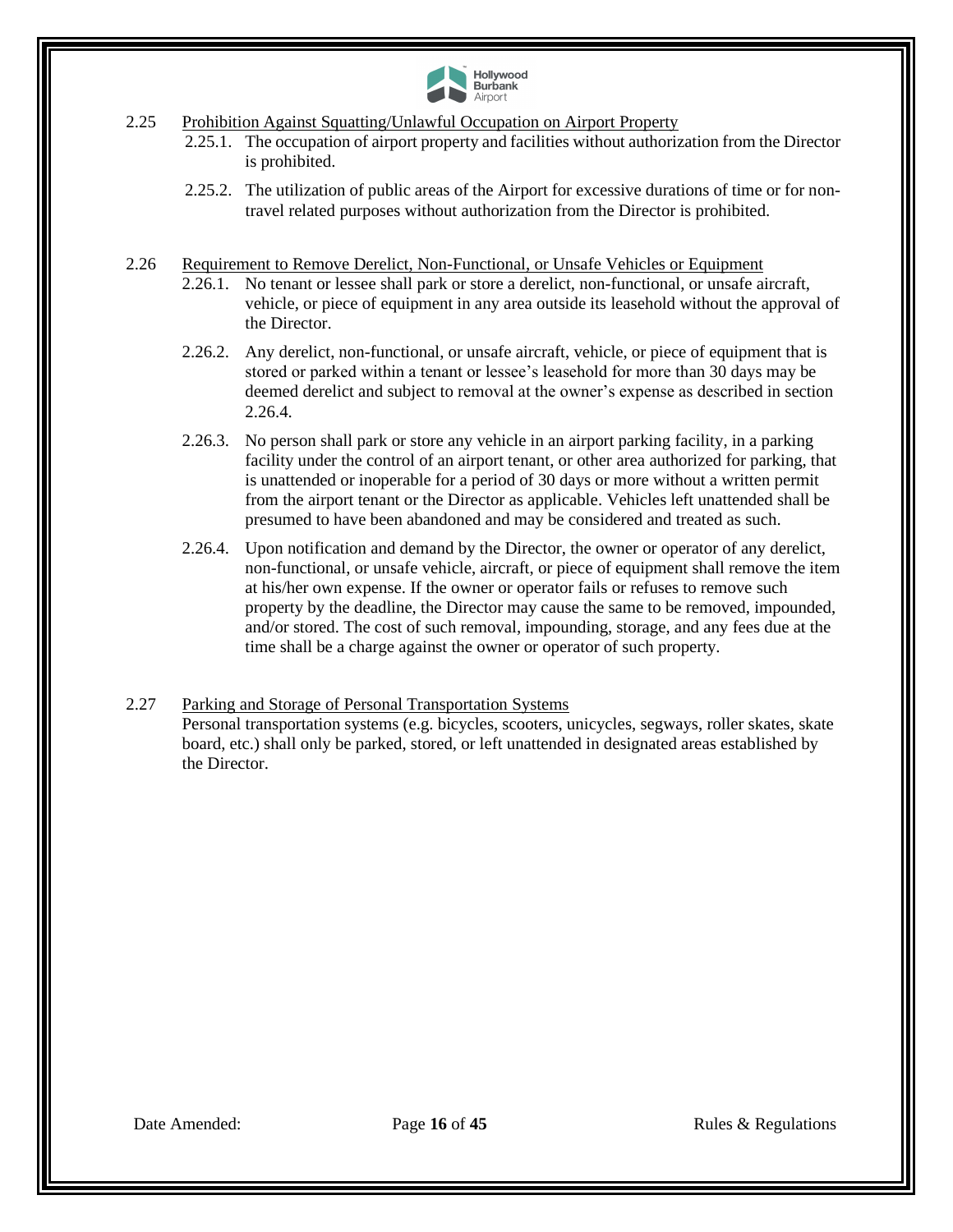2.25 Prohibition Against Squatting/Unlawful Occupation on Airport Property

2.25.1. The occupation of airport property and facilities without authorization from the Director is prohibited.

2.25.2. The utilization of public areas of the Airport for excessive durations of time or for non-travel related purposes without authorization from the Director is prohibited.

2.26 Requirement to Remove Derelict, Non-Functional, or Unsafe Vehicles or Equipment

2.26.1. No tenant or lessee shall park or store a derelict, non-functional, or unsafe aircraft, vehicle, or piece of equipment in any area outside its leasehold without the approval of the Director.

2.26.2. Any derelict, non-functional, or unsafe aircraft, vehicle, or piece of equipment that is stored or parked within a tenant or lessee's leasehold for more than 30 days may be deemed derelict and subject to removal at the owner's expense as described in section 2.26.4.

2.26.3. No person shall park or store any vehicle in an airport parking facility, in a parking facility under the control of an airport tenant, or other area authorized for parking, that is unattended or inoperable for a period of 30 days or more without a written permit from the airport tenant or the Director as applicable. Vehicles left unattended shall be presumed to have been abandoned and may be considered and treated as such.

2.26.4. Upon notification and demand by the Director, the owner or operator of any derelict, non-functional, or unsafe vehicle, aircraft, or piece of equipment shall remove the item at his/her own expense. If the owner or operator fails or refuses to remove such property by the deadline, the Director may cause the same to be removed, impounded, and/or stored. The cost of such removal, impounding, storage, and any fees due at the time shall be a charge against the owner or operator of such property.

2.27 Parking and Storage of Personal Transportation Systems

Personal transportation systems (e.g. bicycles, scooters, unicycles, segways, roller skates, skate board, etc.) shall only be parked, stored, or left unattended in designated areas established by the Director.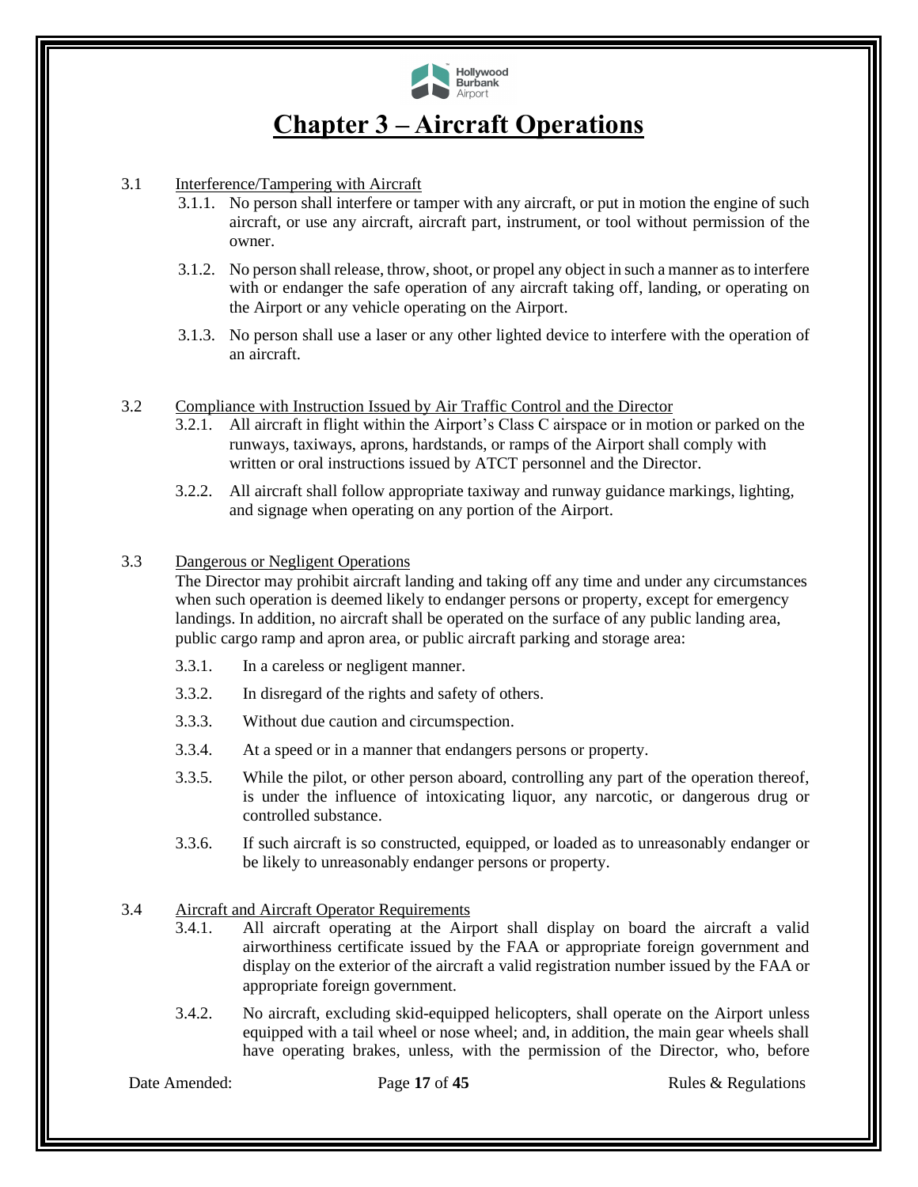# Chapter 3 – Aircraft Operations

3.1 Interference/Tampering with Aircraft

3.1.1. No person shall interfere or tamper with any aircraft, or put in motion the engine of such aircraft, or use any aircraft, aircraft part, instrument, or tool without permission of the owner.

3.1.2. No person shall release, throw, shoot, or propel any object in such a manner as to interfere with or endanger the safe operation of any aircraft taking off, landing, or operating on the Airport or any vehicle operating on the Airport.

3.1.3. No person shall use a laser or any other lighted device to interfere with the operation of an aircraft.

3.2 Compliance with Instruction Issued by Air Traffic Control and the Director

3.2.1. All aircraft in flight within the Airport's Class C airspace or in motion or parked on the runways, taxiways, aprons, hardstands, or ramps of the Airport shall comply with written or oral instructions issued by ATCT personnel and the Director.

3.2.2. All aircraft shall follow appropriate taxiway and runway guidance markings, lighting, and signage when operating on any portion of the Airport.

3.3 Dangerous or Negligent Operations

The Director may prohibit aircraft landing and taking off any time and under any circumstances when such operation is deemed likely to endanger persons or property, except for emergency landings. In addition, no aircraft shall be operated on the surface of any public landing area, public cargo ramp and apron area, or public aircraft parking and storage area:

3.3.1. In a careless or negligent manner.

3.3.2. In disregard of the rights and safety of others.

3.3.3. Without due caution and circumspection.

3.3.4. At a speed or in a manner that endangers persons or property.

3.3.5. While the pilot, or other person aboard, controlling any part of the operation thereof, is under the influence of intoxicating liquor, any narcotic, or dangerous drug or controlled substance.

3.3.6. If such aircraft is so constructed, equipped, or loaded as to unreasonably endanger or be likely to unreasonably endanger persons or property.

3.4 Aircraft and Aircraft Operator Requirements

3.4.1. All aircraft operating at the Airport shall display on board the aircraft a valid airworthiness certificate issued by the FAA or appropriate foreign government and display on the exterior of the aircraft a valid registration number issued by the FAA or appropriate foreign government.

3.4.2. No aircraft, excluding skid-equipped helicopters, shall operate on the Airport unless equipped with a tail wheel or nose wheel; and, in addition, the main gear wheels shall have operating brakes, unless, with the permission of the Director, who, before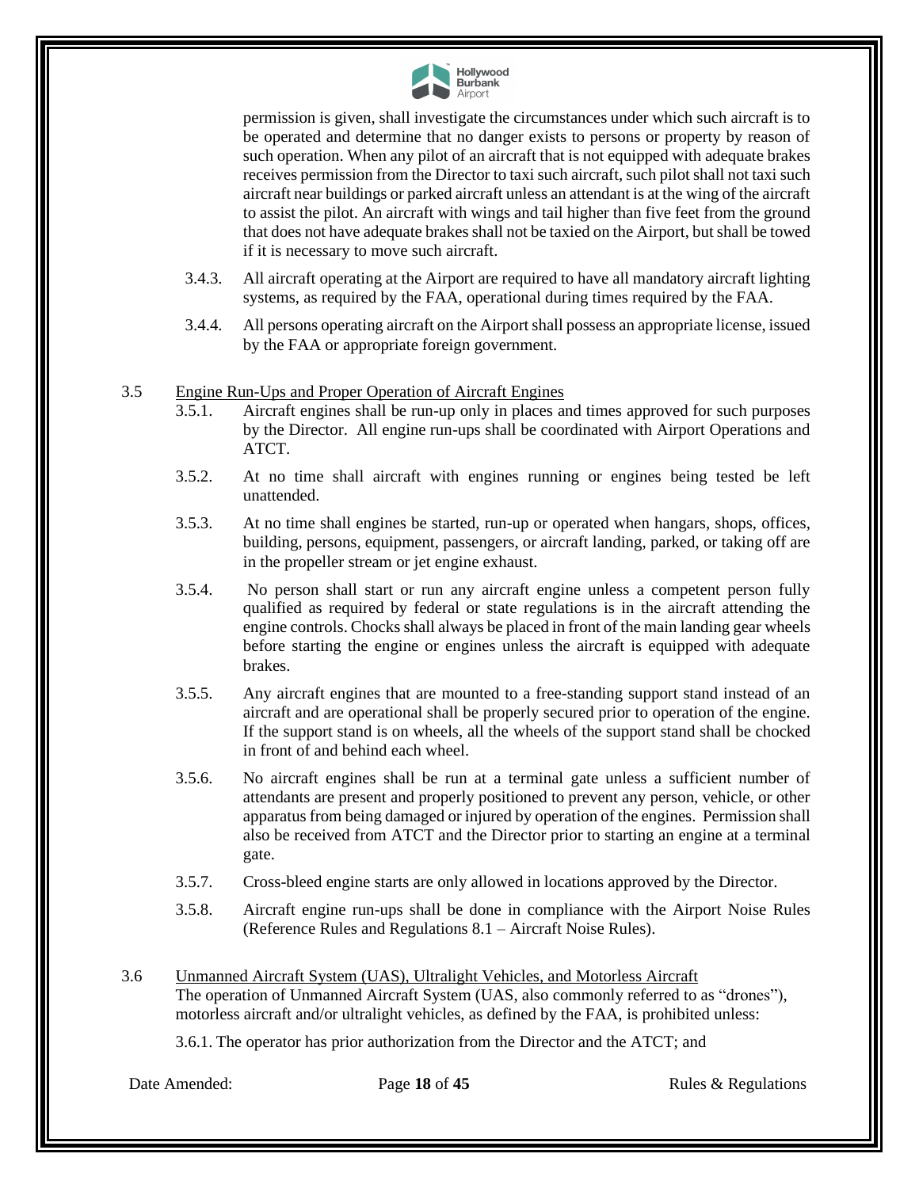permission is given, shall investigate the circumstances under which such aircraft is to be operated and determine that no danger exists to persons or property by reason of such operation. When any pilot of an aircraft that is not equipped with adequate brakes receives permission from the Director to taxi such aircraft, such pilot shall not taxi such aircraft near buildings or parked aircraft unless an attendant is at the wing of the aircraft to assist the pilot. An aircraft with wings and tail higher than five feet from the ground that does not have adequate brakes shall not be taxied on the Airport, but shall be towed if it is necessary to move such aircraft.

3.4.3. All aircraft operating at the Airport are required to have all mandatory aircraft lighting systems, as required by the FAA, operational during times required by the FAA.

3.4.4. All persons operating aircraft on the Airport shall possess an appropriate license, issued by the FAA or appropriate foreign government.

3.5 Engine Run-Ups and Proper Operation of Aircraft Engines

3.5.1. Aircraft engines shall be run-up only in places and times approved for such purposes by the Director. All engine run-ups shall be coordinated with Airport Operations and ATCT.

3.5.2. At no time shall aircraft with engines running or engines being tested be left unattended.

3.5.3. At no time shall engines be started, run-up or operated when hangars, shops, offices, building, persons, equipment, passengers, or aircraft landing, parked, or taking off are in the propeller stream or jet engine exhaust.

3.5.4. No person shall start or run any aircraft engine unless a competent person fully qualified as required by federal or state regulations is in the aircraft attending the engine controls. Chocks shall always be placed in front of the main landing gear wheels before starting the engine or engines unless the aircraft is equipped with adequate brakes.

3.5.5. Any aircraft engines that are mounted to a free-standing support stand instead of an aircraft and are operational shall be properly secured prior to operation of the engine. If the support stand is on wheels, all the wheels of the support stand shall be chocked in front of and behind each wheel.

3.5.6. No aircraft engines shall be run at a terminal gate unless a sufficient number of attendants are present and properly positioned to prevent any person, vehicle, or other apparatus from being damaged or injured by operation of the engines. Permission shall also be received from ATCT and the Director prior to starting an engine at a terminal gate.

3.5.7. Cross-bleed engine starts are only allowed in locations approved by the Director.

3.5.8. Aircraft engine run-ups shall be done in compliance with the Airport Noise Rules (Reference Rules and Regulations 8.1 – Aircraft Noise Rules).

3.6 Unmanned Aircraft System (UAS), Ultralight Vehicles, and Motorless Aircraft

The operation of Unmanned Aircraft System (UAS, also commonly referred to as "drones"), motorless aircraft and/or ultralight vehicles, as defined by the FAA, is prohibited unless:

3.6.1. The operator has prior authorization from the Director and the ATCT; and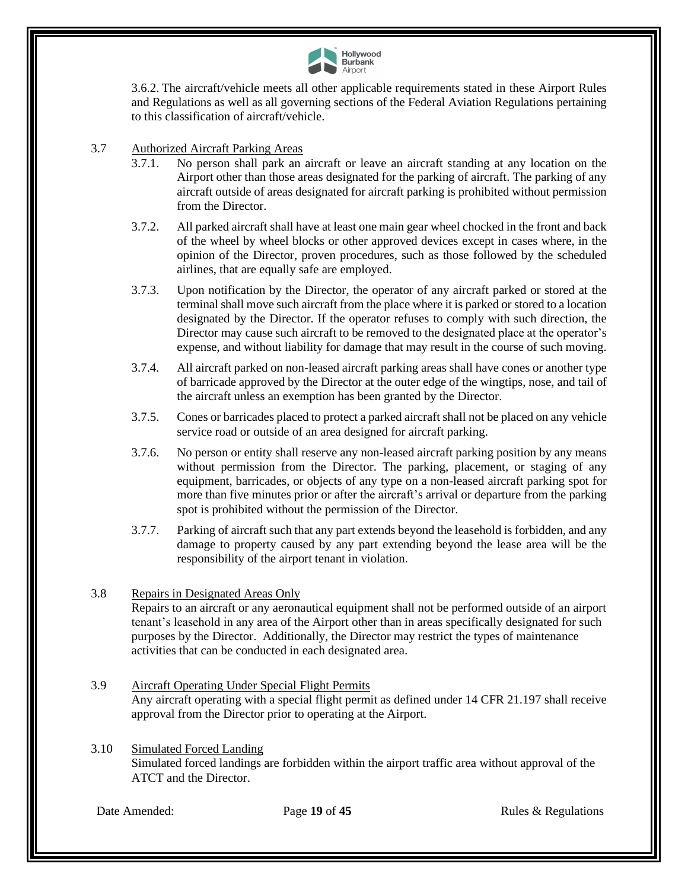3.6.2. The aircraft/vehicle meets all other applicable requirements stated in these Airport Rules and Regulations as well as all governing sections of the Federal Aviation Regulations pertaining to this classification of aircraft/vehicle.

3.7 Authorized Aircraft Parking Areas

3.7.1. No person shall park an aircraft or leave an aircraft standing at any location on the Airport other than those areas designated for the parking of aircraft. The parking of any aircraft outside of areas designated for aircraft parking is prohibited without permission from the Director.

3.7.2. All parked aircraft shall have at least one main gear wheel chocked in the front and back of the wheel by wheel blocks or other approved devices except in cases where, in the opinion of the Director, proven procedures, such as those followed by the scheduled airlines, that are equally safe are employed.

3.7.3. Upon notification by the Director, the operator of any aircraft parked or stored at the terminal shall move such aircraft from the place where it is parked or stored to a location designated by the Director. If the operator refuses to comply with such direction, the Director may cause such aircraft to be removed to the designated place at the operator's expense, and without liability for damage that may result in the course of such moving.

3.7.4. All aircraft parked on non-leased aircraft parking areas shall have cones or another type of barricade approved by the Director at the outer edge of the wingtips, nose, and tail of the aircraft unless an exemption has been granted by the Director.

3.7.5. Cones or barricades placed to protect a parked aircraft shall not be placed on any vehicle service road or outside of an area designed for aircraft parking.

3.7.6. No person or entity shall reserve any non-leased aircraft parking position by any means without permission from the Director. The parking, placement, or staging of any equipment, barricades, or objects of any type on a non-leased aircraft parking spot for more than five minutes prior or after the aircraft's arrival or departure from the parking spot is prohibited without the permission of the Director.

3.7.7. Parking of aircraft such that any part extends beyond the leasehold is forbidden, and any damage to property caused by any part extending beyond the lease area will be the responsibility of the airport tenant in violation.

3.8 Repairs in Designated Areas Only

Repairs to an aircraft or any aeronautical equipment shall not be performed outside of an airport tenant's leasehold in any area of the Airport other than in areas specifically designated for such purposes by the Director. Additionally, the Director may restrict the types of maintenance activities that can be conducted in each designated area.

3.9 Aircraft Operating Under Special Flight Permits

Any aircraft operating with a special flight permit as defined under 14 CFR 21.197 shall receive approval from the Director prior to operating at the Airport.

3.10 Simulated Forced Landing

Simulated forced landings are forbidden within the airport traffic area without approval of the ATCT and the Director.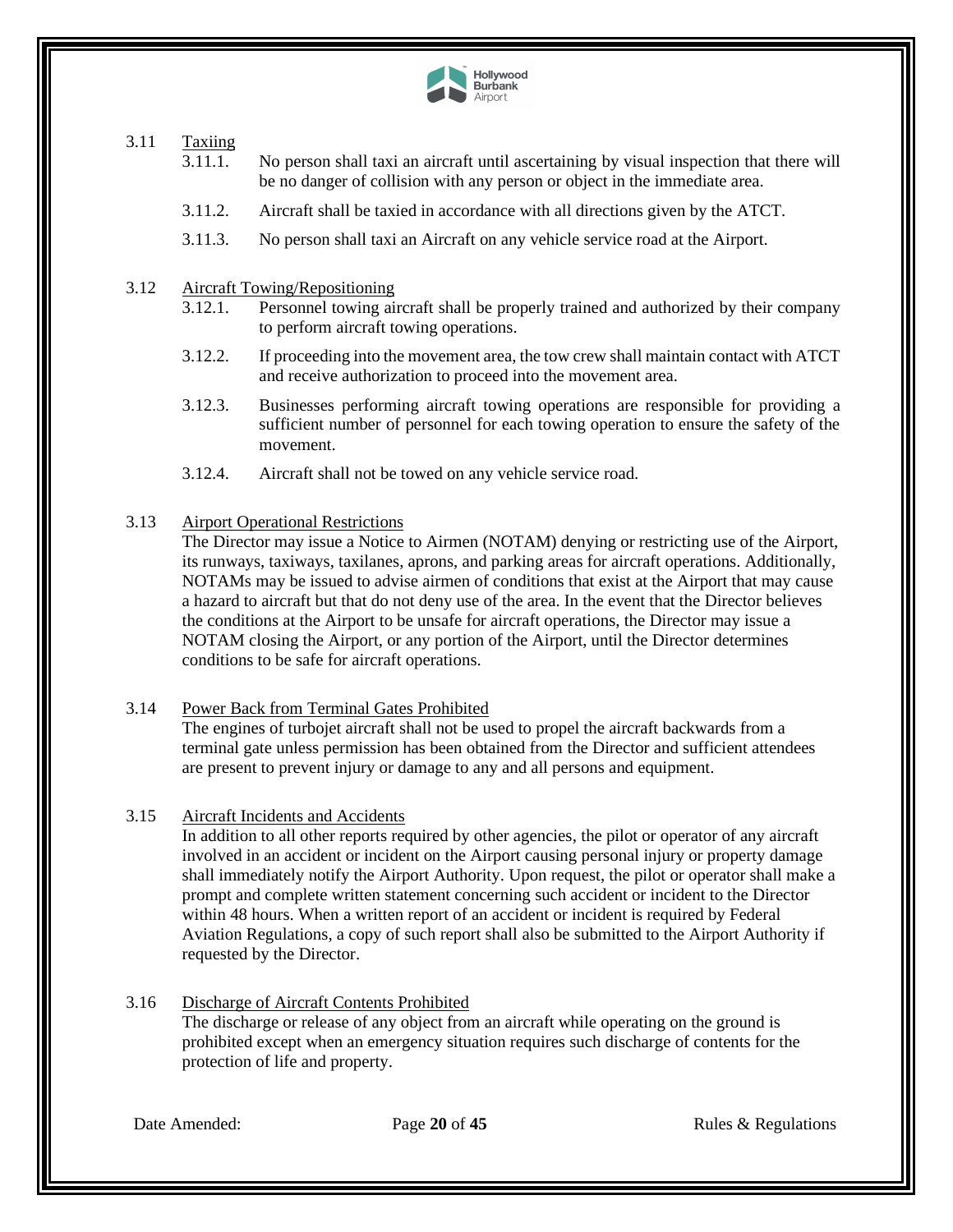### 3.11 Taxiing

3.11.1. No person shall taxi an aircraft until ascertaining by visual inspection that there will be no danger of collision with any person or object in the immediate area.

3.11.2. Aircraft shall be taxied in accordance with all directions given by the ATCT.

3.11.3. No person shall taxi an Aircraft on any vehicle service road at the Airport.

### 3.12 Aircraft Towing/Repositioning

3.12.1. Personnel towing aircraft shall be properly trained and authorized by their company to perform aircraft towing operations.

3.12.2. If proceeding into the movement area, the tow crew shall maintain contact with ATCT and receive authorization to proceed into the movement area.

3.12.3. Businesses performing aircraft towing operations are responsible for providing a sufficient number of personnel for each towing operation to ensure the safety of the movement.

3.12.4. Aircraft shall not be towed on any vehicle service road.

### 3.13 Airport Operational Restrictions

The Director may issue a Notice to Airmen (NOTAM) denying or restricting use of the Airport, its runways, taxiways, taxilanes, aprons, and parking areas for aircraft operations. Additionally, NOTAMs may be issued to advise airmen of conditions that exist at the Airport that may cause a hazard to aircraft but that do not deny use of the area. In the event that the Director believes the conditions at the Airport to be unsafe for aircraft operations, the Director may issue a NOTAM closing the Airport, or any portion of the Airport, until the Director determines conditions to be safe for aircraft operations.

### 3.14 Power Back from Terminal Gates Prohibited

The engines of turbojet aircraft shall not be used to propel the aircraft backwards from a terminal gate unless permission has been obtained from the Director and sufficient attendees are present to prevent injury or damage to any and all persons and equipment.

### 3.15 Aircraft Incidents and Accidents

In addition to all other reports required by other agencies, the pilot or operator of any aircraft involved in an accident or incident on the Airport causing personal injury or property damage shall immediately notify the Airport Authority. Upon request, the pilot or operator shall make a prompt and complete written statement concerning such accident or incident to the Director within 48 hours. When a written report of an accident or incident is required by Federal Aviation Regulations, a copy of such report shall also be submitted to the Airport Authority if requested by the Director.

### 3.16 Discharge of Aircraft Contents Prohibited

The discharge or release of any object from an aircraft while operating on the ground is prohibited except when an emergency situation requires such discharge of contents for the protection of life and property.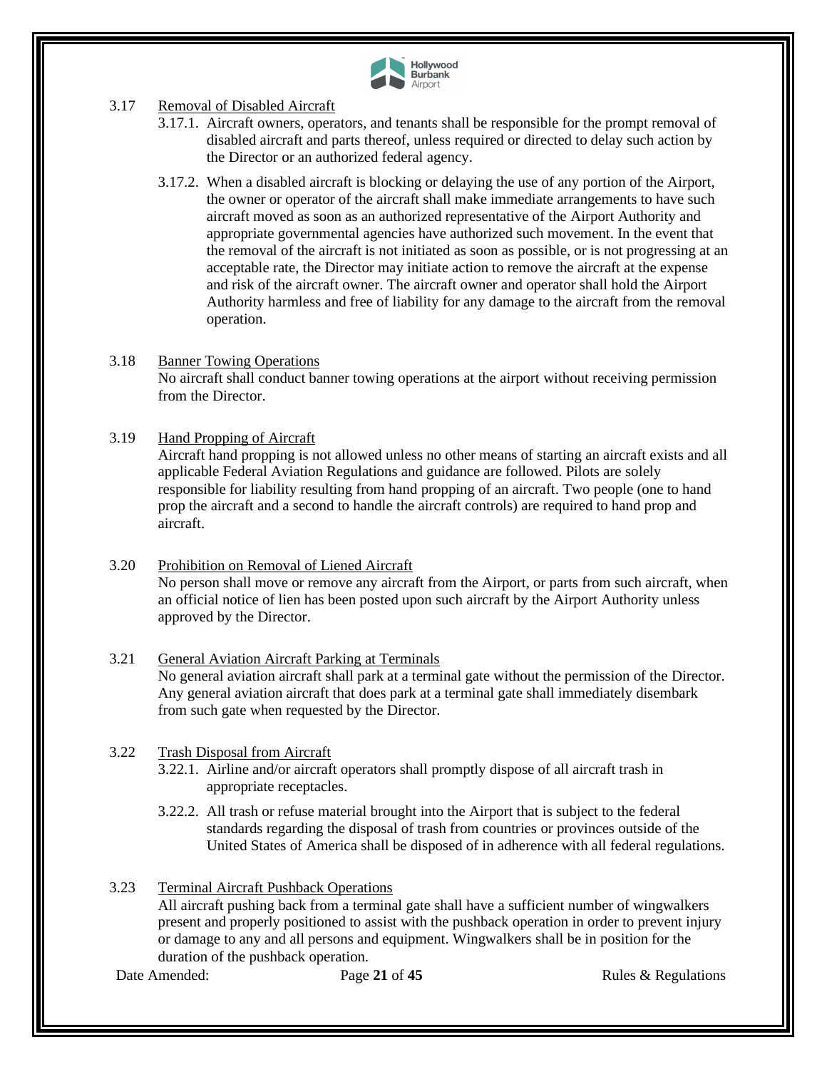3.17 Removal of Disabled Aircraft

3.17.1. Aircraft owners, operators, and tenants shall be responsible for the prompt removal of disabled aircraft and parts thereof, unless required or directed to delay such action by the Director or an authorized federal agency.

3.17.2. When a disabled aircraft is blocking or delaying the use of any portion of the Airport, the owner or operator of the aircraft shall make immediate arrangements to have such aircraft moved as soon as an authorized representative of the Airport Authority and appropriate governmental agencies have authorized such movement. In the event that the removal of the aircraft is not initiated as soon as possible, or is not progressing at an acceptable rate, the Director may initiate action to remove the aircraft at the expense and risk of the aircraft owner. The aircraft owner and operator shall hold the Airport Authority harmless and free of liability for any damage to the aircraft from the removal operation.

3.18 Banner Towing Operations

No aircraft shall conduct banner towing operations at the airport without receiving permission from the Director.

3.19 Hand Propping of Aircraft

Aircraft hand propping is not allowed unless no other means of starting an aircraft exists and all applicable Federal Aviation Regulations and guidance are followed. Pilots are solely responsible for liability resulting from hand propping of an aircraft. Two people (one to hand prop the aircraft and a second to handle the aircraft controls) are required to hand prop and aircraft.

3.20 Prohibition on Removal of Liened Aircraft

No person shall move or remove any aircraft from the Airport, or parts from such aircraft, when an official notice of lien has been posted upon such aircraft by the Airport Authority unless approved by the Director.

3.21 General Aviation Aircraft Parking at Terminals

No general aviation aircraft shall park at a terminal gate without the permission of the Director. Any general aviation aircraft that does park at a terminal gate shall immediately disembark from such gate when requested by the Director.

3.22 Trash Disposal from Aircraft

3.22.1. Airline and/or aircraft operators shall promptly dispose of all aircraft trash in appropriate receptacles.

3.22.2. All trash or refuse material brought into the Airport that is subject to the federal standards regarding the disposal of trash from countries or provinces outside of the United States of America shall be disposed of in adherence with all federal regulations.

3.23 Terminal Aircraft Pushback Operations

All aircraft pushing back from a terminal gate shall have a sufficient number of wingwalkers present and properly positioned to assist with the pushback operation in order to prevent injury or damage to any and all persons and equipment. Wingwalkers shall be in position for the duration of the pushback operation.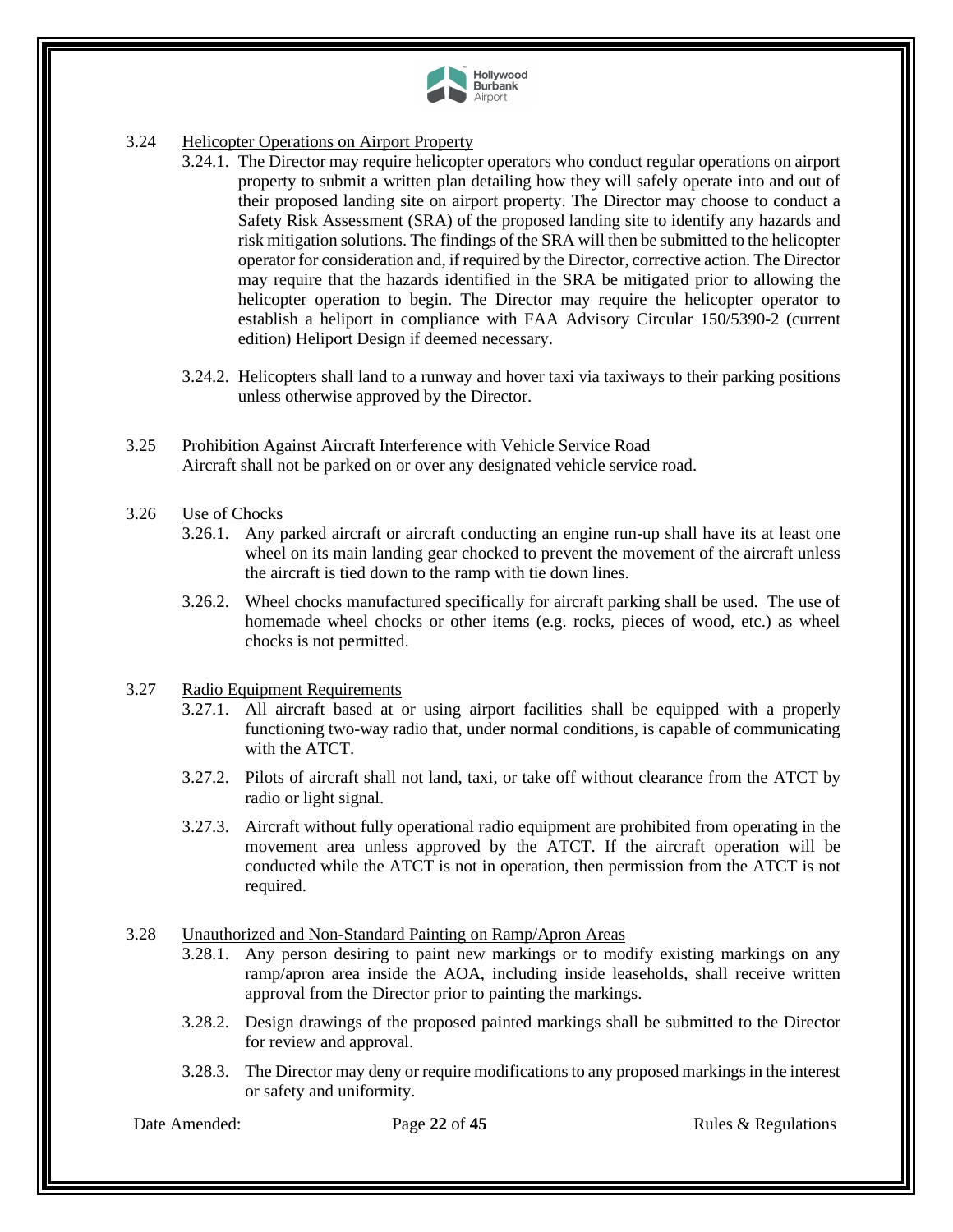3.24 Helicopter Operations on Airport Property

3.24.1. The Director may require helicopter operators who conduct regular operations on airport property to submit a written plan detailing how they will safely operate into and out of their proposed landing site on airport property. The Director may choose to conduct a Safety Risk Assessment (SRA) of the proposed landing site to identify any hazards and risk mitigation solutions. The findings of the SRA will then be submitted to the helicopter operator for consideration and, if required by the Director, corrective action. The Director may require that the hazards identified in the SRA be mitigated prior to allowing the helicopter operation to begin. The Director may require the helicopter operator to establish a heliport in compliance with FAA Advisory Circular 150/5390-2 (current edition) Heliport Design if deemed necessary.

3.24.2. Helicopters shall land to a runway and hover taxi via taxiways to their parking positions unless otherwise approved by the Director.

3.25 Prohibition Against Aircraft Interference with Vehicle Service Road

Aircraft shall not be parked on or over any designated vehicle service road.

3.26 Use of Chocks

3.26.1. Any parked aircraft or aircraft conducting an engine run-up shall have its at least one wheel on its main landing gear chocked to prevent the movement of the aircraft unless the aircraft is tied down to the ramp with tie down lines.

3.26.2. Wheel chocks manufactured specifically for aircraft parking shall be used. The use of homemade wheel chocks or other items (e.g. rocks, pieces of wood, etc.) as wheel chocks is not permitted.

3.27 Radio Equipment Requirements

3.27.1. All aircraft based at or using airport facilities shall be equipped with a properly functioning two-way radio that, under normal conditions, is capable of communicating with the ATCT.

3.27.2. Pilots of aircraft shall not land, taxi, or take off without clearance from the ATCT by radio or light signal.

3.27.3. Aircraft without fully operational radio equipment are prohibited from operating in the movement area unless approved by the ATCT. If the aircraft operation will be conducted while the ATCT is not in operation, then permission from the ATCT is not required.

3.28 Unauthorized and Non-Standard Painting on Ramp/Apron Areas

3.28.1. Any person desiring to paint new markings or to modify existing markings on any ramp/apron area inside the AOA, including inside leaseholds, shall receive written approval from the Director prior to painting the markings.

3.28.2. Design drawings of the proposed painted markings shall be submitted to the Director for review and approval.

3.28.3. The Director may deny or require modifications to any proposed markings in the interest or safety and uniformity.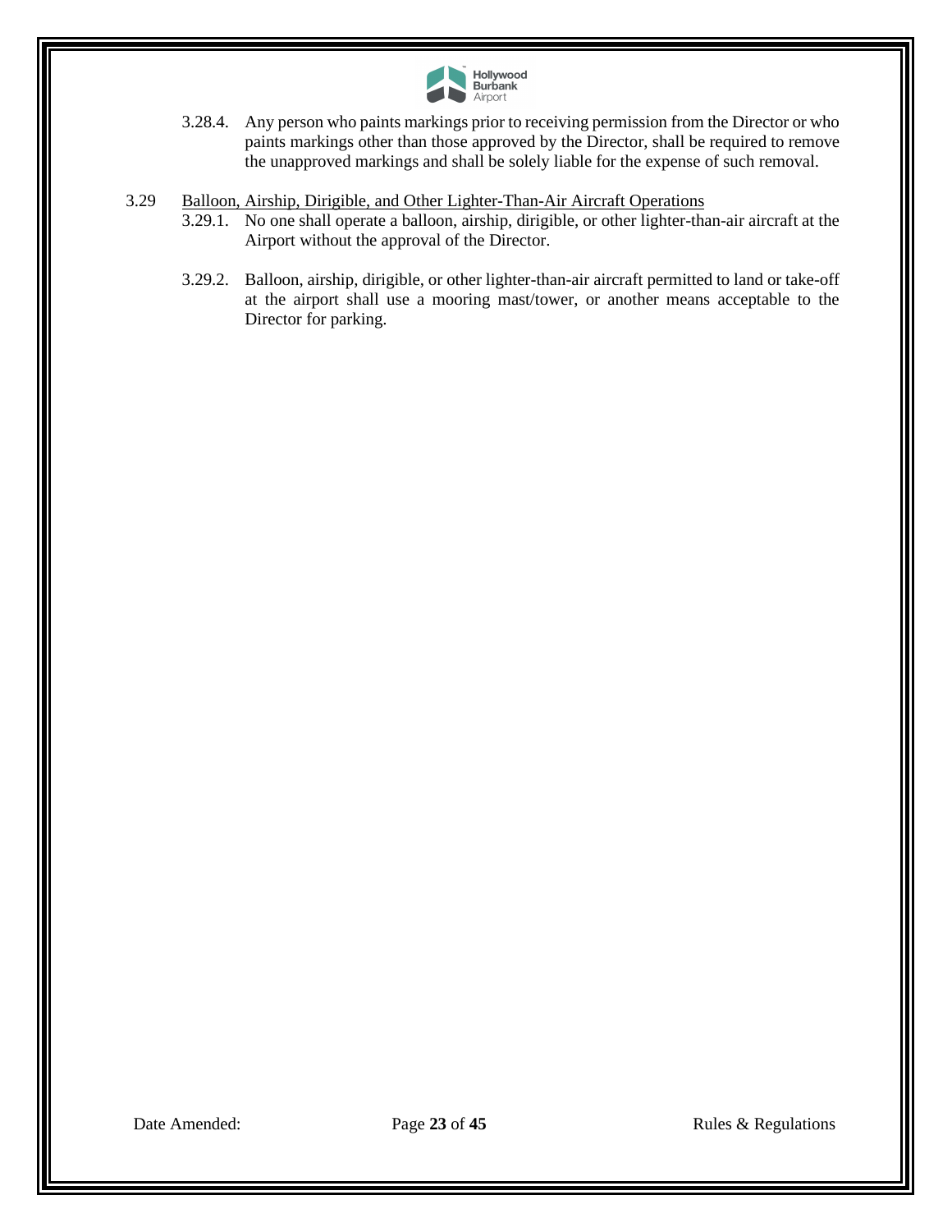3.28.4. Any person who paints markings prior to receiving permission from the Director or who paints markings other than those approved by the Director, shall be required to remove the unapproved markings and shall be solely liable for the expense of such removal.

3.29 <u>Balloon, Airship, Dirigible, and Other Lighter-Than-Air Aircraft Operations</u>

3.29.1. No one shall operate a balloon, airship, dirigible, or other lighter-than-air aircraft at the Airport without the approval of the Director.

3.29.2. Balloon, airship, dirigible, or other lighter-than-air aircraft permitted to land or take-off at the airport shall use a mooring mast/tower, or another means acceptable to the Director for parking.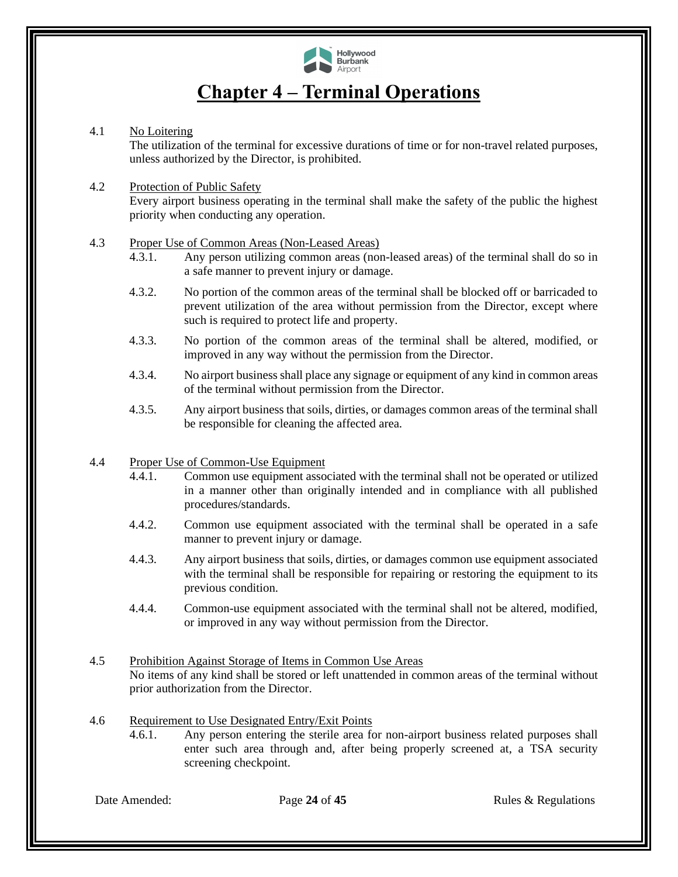# Chapter 4 – Terminal Operations

4.1 No Loitering

The utilization of the terminal for excessive durations of time or for non-travel related purposes, unless authorized by the Director, is prohibited.

4.2 Protection of Public Safety

Every airport business operating in the terminal shall make the safety of the public the highest priority when conducting any operation.

4.3 Proper Use of Common Areas (Non-Leased Areas)

4.3.1. Any person utilizing common areas (non-leased areas) of the terminal shall do so in a safe manner to prevent injury or damage.

4.3.2. No portion of the common areas of the terminal shall be blocked off or barricaded to prevent utilization of the area without permission from the Director, except where such is required to protect life and property.

4.3.3. No portion of the common areas of the terminal shall be altered, modified, or improved in any way without the permission from the Director.

4.3.4. No airport business shall place any signage or equipment of any kind in common areas of the terminal without permission from the Director.

4.3.5. Any airport business that soils, dirties, or damages common areas of the terminal shall be responsible for cleaning the affected area.

4.4 Proper Use of Common-Use Equipment

4.4.1. Common use equipment associated with the terminal shall not be operated or utilized in a manner other than originally intended and in compliance with all published procedures/standards.

4.4.2. Common use equipment associated with the terminal shall be operated in a safe manner to prevent injury or damage.

4.4.3. Any airport business that soils, dirties, or damages common use equipment associated with the terminal shall be responsible for repairing or restoring the equipment to its previous condition.

4.4.4. Common-use equipment associated with the terminal shall not be altered, modified, or improved in any way without permission from the Director.

4.5 Prohibition Against Storage of Items in Common Use Areas

No items of any kind shall be stored or left unattended in common areas of the terminal without prior authorization from the Director.

4.6 Requirement to Use Designated Entry/Exit Points

4.6.1. Any person entering the sterile area for non-airport business related purposes shall enter such area through and, after being properly screened at, a TSA security screening checkpoint.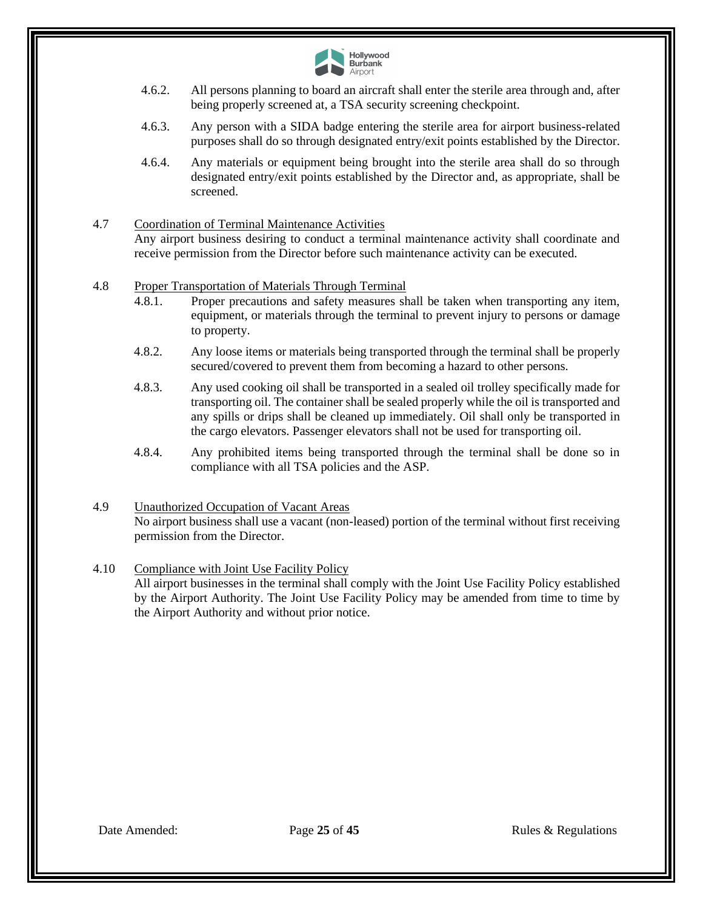4.6.2. All persons planning to board an aircraft shall enter the sterile area through and, after being properly screened at, a TSA security screening checkpoint.

4.6.3. Any person with a SIDA badge entering the sterile area for airport business-related purposes shall do so through designated entry/exit points established by the Director.

4.6.4. Any materials or equipment being brought into the sterile area shall do so through designated entry/exit points established by the Director and, as appropriate, shall be screened.

4.7 <u>Coordination of Terminal Maintenance Activities</u>

Any airport business desiring to conduct a terminal maintenance activity shall coordinate and receive permission from the Director before such maintenance activity can be executed.

4.8 <u>Proper Transportation of Materials Through Terminal</u>

4.8.1. Proper precautions and safety measures shall be taken when transporting any item, equipment, or materials through the terminal to prevent injury to persons or damage to property.

4.8.2. Any loose items or materials being transported through the terminal shall be properly secured/covered to prevent them from becoming a hazard to other persons.

4.8.3. Any used cooking oil shall be transported in a sealed oil trolley specifically made for transporting oil. The container shall be sealed properly while the oil is transported and any spills or drips shall be cleaned up immediately. Oil shall only be transported in the cargo elevators. Passenger elevators shall not be used for transporting oil.

4.8.4. Any prohibited items being transported through the terminal shall be done so in compliance with all TSA policies and the ASP.

4.9 <u>Unauthorized Occupation of Vacant Areas</u>

No airport business shall use a vacant (non-leased) portion of the terminal without first receiving permission from the Director.

4.10 <u>Compliance with Joint Use Facility Policy</u>

All airport businesses in the terminal shall comply with the Joint Use Facility Policy established by the Airport Authority. The Joint Use Facility Policy may be amended from time to time by the Airport Authority and without prior notice.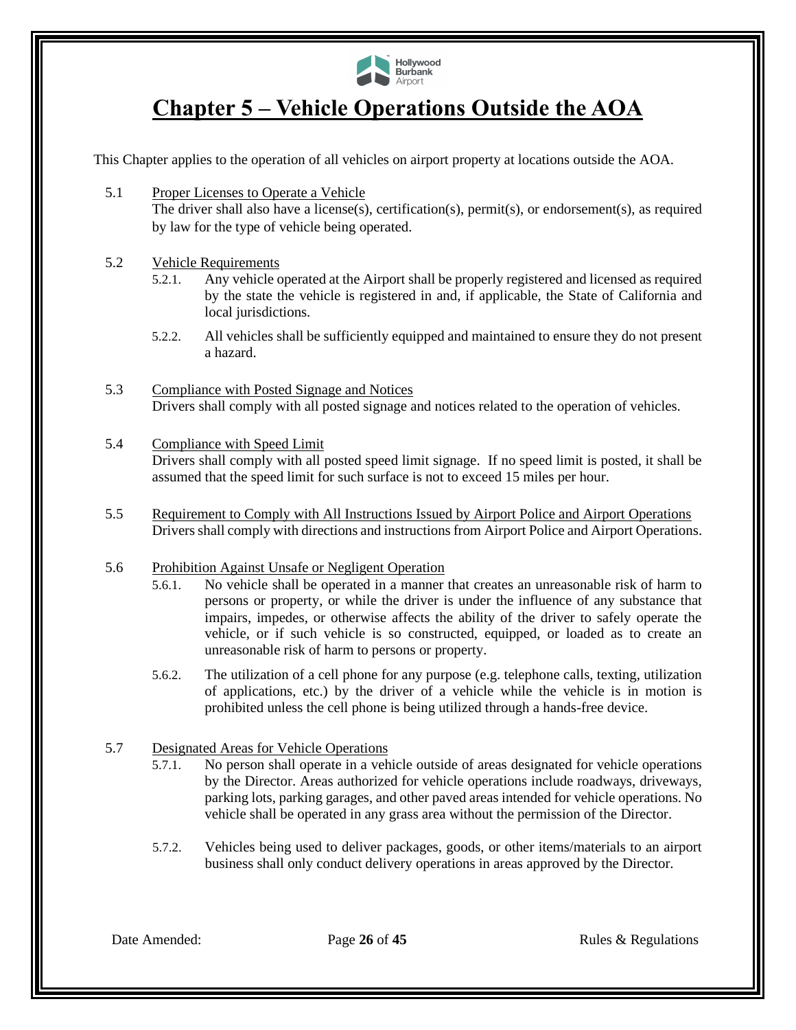# Chapter 5 – Vehicle Operations Outside the AOA

This Chapter applies to the operation of all vehicles on airport property at locations outside the AOA.

5.1 Proper Licenses to Operate a Vehicle

The driver shall also have a license(s), certification(s), permit(s), or endorsement(s), as required by law for the type of vehicle being operated.

5.2 Vehicle Requirements

5.2.1. Any vehicle operated at the Airport shall be properly registered and licensed as required by the state the vehicle is registered in and, if applicable, the State of California and local jurisdictions.

5.2.2. All vehicles shall be sufficiently equipped and maintained to ensure they do not present a hazard.

5.3 Compliance with Posted Signage and Notices

Drivers shall comply with all posted signage and notices related to the operation of vehicles.

5.4 Compliance with Speed Limit

Drivers shall comply with all posted speed limit signage. If no speed limit is posted, it shall be assumed that the speed limit for such surface is not to exceed 15 miles per hour.

5.5 Requirement to Comply with All Instructions Issued by Airport Police and Airport Operations

Drivers shall comply with directions and instructions from Airport Police and Airport Operations.

5.6 Prohibition Against Unsafe or Negligent Operation

5.6.1. No vehicle shall be operated in a manner that creates an unreasonable risk of harm to persons or property, or while the driver is under the influence of any substance that impairs, impedes, or otherwise affects the ability of the driver to safely operate the vehicle, or if such vehicle is so constructed, equipped, or loaded as to create an unreasonable risk of harm to persons or property.

5.6.2. The utilization of a cell phone for any purpose (e.g. telephone calls, texting, utilization of applications, etc.) by the driver of a vehicle while the vehicle is in motion is prohibited unless the cell phone is being utilized through a hands-free device.

5.7 Designated Areas for Vehicle Operations

5.7.1. No person shall operate in a vehicle outside of areas designated for vehicle operations by the Director. Areas authorized for vehicle operations include roadways, driveways, parking lots, parking garages, and other paved areas intended for vehicle operations. No vehicle shall be operated in any grass area without the permission of the Director.

5.7.2. Vehicles being used to deliver packages, goods, or other items/materials to an airport business shall only conduct delivery operations in areas approved by the Director.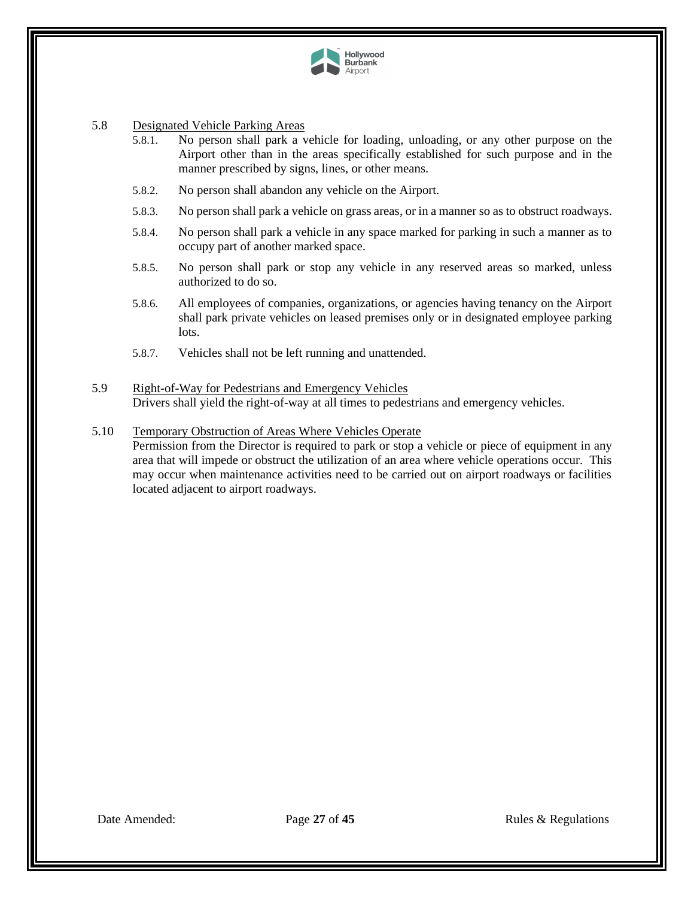5.8 Designated Vehicle Parking Areas

5.8.1. No person shall park a vehicle for loading, unloading, or any other purpose on the Airport other than in the areas specifically established for such purpose and in the manner prescribed by signs, lines, or other means.

5.8.2. No person shall abandon any vehicle on the Airport.

5.8.3. No person shall park a vehicle on grass areas, or in a manner so as to obstruct roadways.

5.8.4. No person shall park a vehicle in any space marked for parking in such a manner as to occupy part of another marked space.

5.8.5. No person shall park or stop any vehicle in any reserved areas so marked, unless authorized to do so.

5.8.6. All employees of companies, organizations, or agencies having tenancy on the Airport shall park private vehicles on leased premises only or in designated employee parking lots.

5.8.7. Vehicles shall not be left running and unattended.

5.9 Right-of-Way for Pedestrians and Emergency Vehicles

Drivers shall yield the right-of-way at all times to pedestrians and emergency vehicles.

5.10 Temporary Obstruction of Areas Where Vehicles Operate

Permission from the Director is required to park or stop a vehicle or piece of equipment in any area that will impede or obstruct the utilization of an area where vehicle operations occur. This may occur when maintenance activities need to be carried out on airport roadways or facilities located adjacent to airport roadways.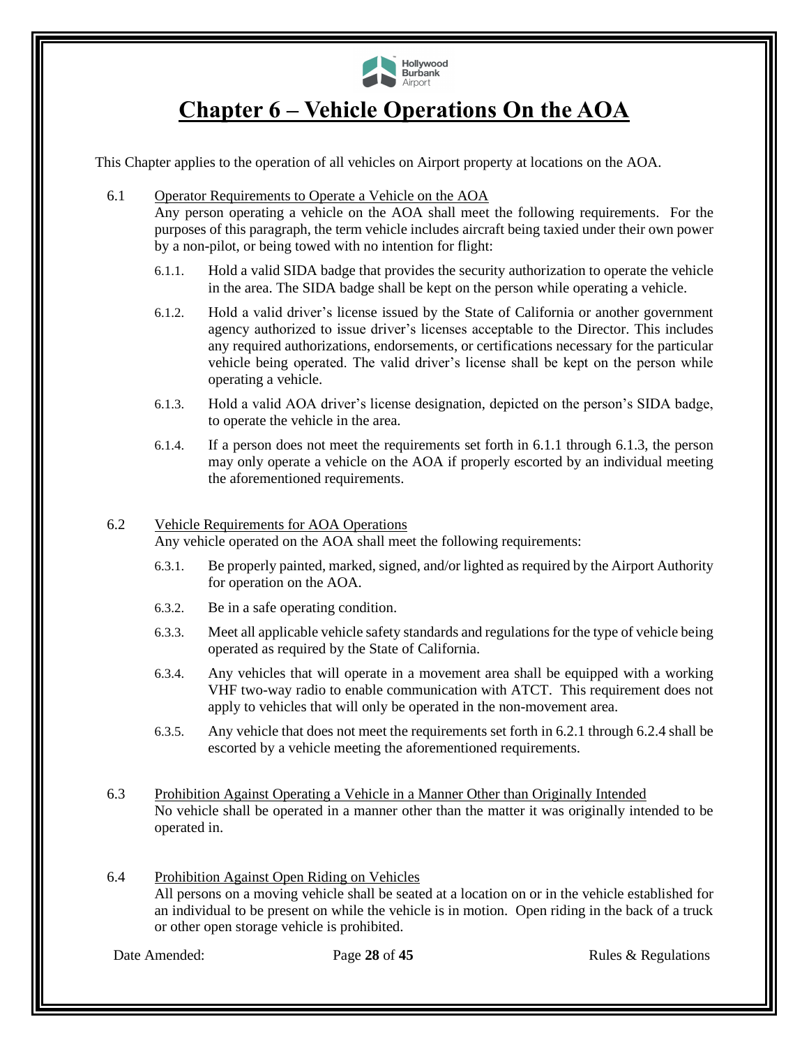# Chapter 6 – Vehicle Operations On the AOA

This Chapter applies to the operation of all vehicles on Airport property at locations on the AOA.

6.1 Operator Requirements to Operate a Vehicle on the AOA

Any person operating a vehicle on the AOA shall meet the following requirements. For the purposes of this paragraph, the term vehicle includes aircraft being taxied under their own power by a non-pilot, or being towed with no intention for flight:

6.1.1. Hold a valid SIDA badge that provides the security authorization to operate the vehicle in the area. The SIDA badge shall be kept on the person while operating a vehicle.

6.1.2. Hold a valid driver's license issued by the State of California or another government agency authorized to issue driver's licenses acceptable to the Director. This includes any required authorizations, endorsements, or certifications necessary for the particular vehicle being operated. The valid driver's license shall be kept on the person while operating a vehicle.

6.1.3. Hold a valid AOA driver's license designation, depicted on the person's SIDA badge, to operate the vehicle in the area.

6.1.4. If a person does not meet the requirements set forth in 6.1.1 through 6.1.3, the person may only operate a vehicle on the AOA if properly escorted by an individual meeting the aforementioned requirements.

6.2 Vehicle Requirements for AOA Operations

Any vehicle operated on the AOA shall meet the following requirements:

6.3.1. Be properly painted, marked, signed, and/or lighted as required by the Airport Authority for operation on the AOA.

6.3.2. Be in a safe operating condition.

6.3.3. Meet all applicable vehicle safety standards and regulations for the type of vehicle being operated as required by the State of California.

6.3.4. Any vehicles that will operate in a movement area shall be equipped with a working VHF two-way radio to enable communication with ATCT. This requirement does not apply to vehicles that will only be operated in the non-movement area.

6.3.5. Any vehicle that does not meet the requirements set forth in 6.2.1 through 6.2.4 shall be escorted by a vehicle meeting the aforementioned requirements.

6.3 Prohibition Against Operating a Vehicle in a Manner Other than Originally Intended

No vehicle shall be operated in a manner other than the matter it was originally intended to be operated in.

6.4 Prohibition Against Open Riding on Vehicles

All persons on a moving vehicle shall be seated at a location on or in the vehicle established for an individual to be present on while the vehicle is in motion. Open riding in the back of a truck or other open storage vehicle is prohibited.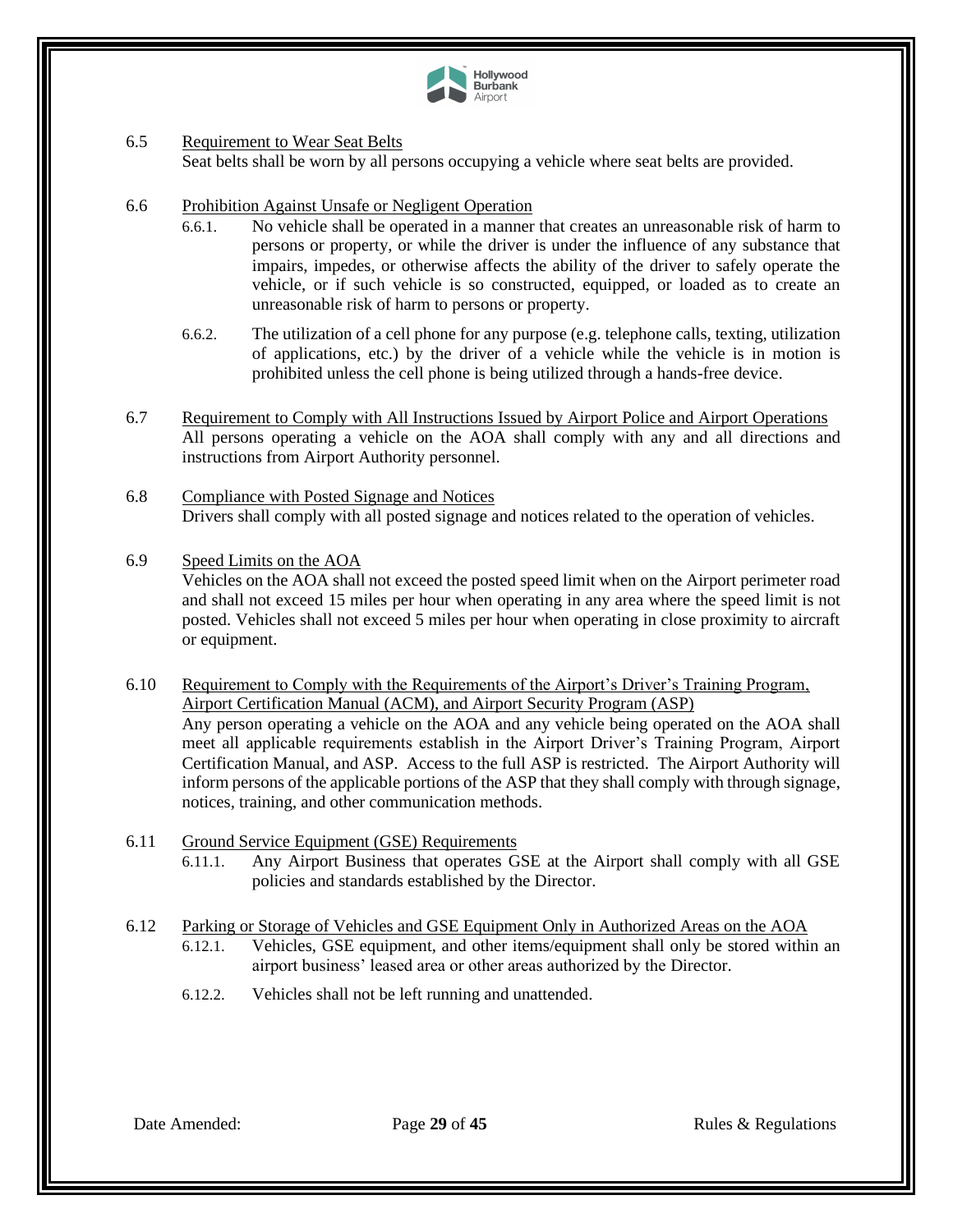6.5 Requirement to Wear Seat Belts

Seat belts shall be worn by all persons occupying a vehicle where seat belts are provided.

6.6 Prohibition Against Unsafe or Negligent Operation

6.6.1. No vehicle shall be operated in a manner that creates an unreasonable risk of harm to persons or property, or while the driver is under the influence of any substance that impairs, impedes, or otherwise affects the ability of the driver to safely operate the vehicle, or if such vehicle is so constructed, equipped, or loaded as to create an unreasonable risk of harm to persons or property.

6.6.2. The utilization of a cell phone for any purpose (e.g. telephone calls, texting, utilization of applications, etc.) by the driver of a vehicle while the vehicle is in motion is prohibited unless the cell phone is being utilized through a hands-free device.

6.7 Requirement to Comply with All Instructions Issued by Airport Police and Airport Operations

All persons operating a vehicle on the AOA shall comply with any and all directions and instructions from Airport Authority personnel.

6.8 Compliance with Posted Signage and Notices

Drivers shall comply with all posted signage and notices related to the operation of vehicles.

6.9 Speed Limits on the AOA

Vehicles on the AOA shall not exceed the posted speed limit when on the Airport perimeter road and shall not exceed 15 miles per hour when operating in any area where the speed limit is not posted. Vehicles shall not exceed 5 miles per hour when operating in close proximity to aircraft or equipment.

6.10 Requirement to Comply with the Requirements of the Airport's Driver's Training Program, Airport Certification Manual (ACM), and Airport Security Program (ASP)

Any person operating a vehicle on the AOA and any vehicle being operated on the AOA shall meet all applicable requirements establish in the Airport Driver's Training Program, Airport Certification Manual, and ASP. Access to the full ASP is restricted. The Airport Authority will inform persons of the applicable portions of the ASP that they shall comply with through signage, notices, training, and other communication methods.

6.11 Ground Service Equipment (GSE) Requirements

6.11.1. Any Airport Business that operates GSE at the Airport shall comply with all GSE policies and standards established by the Director.

6.12 Parking or Storage of Vehicles and GSE Equipment Only in Authorized Areas on the AOA

6.12.1. Vehicles, GSE equipment, and other items/equipment shall only be stored within an airport business' leased area or other areas authorized by the Director.

6.12.2. Vehicles shall not be left running and unattended.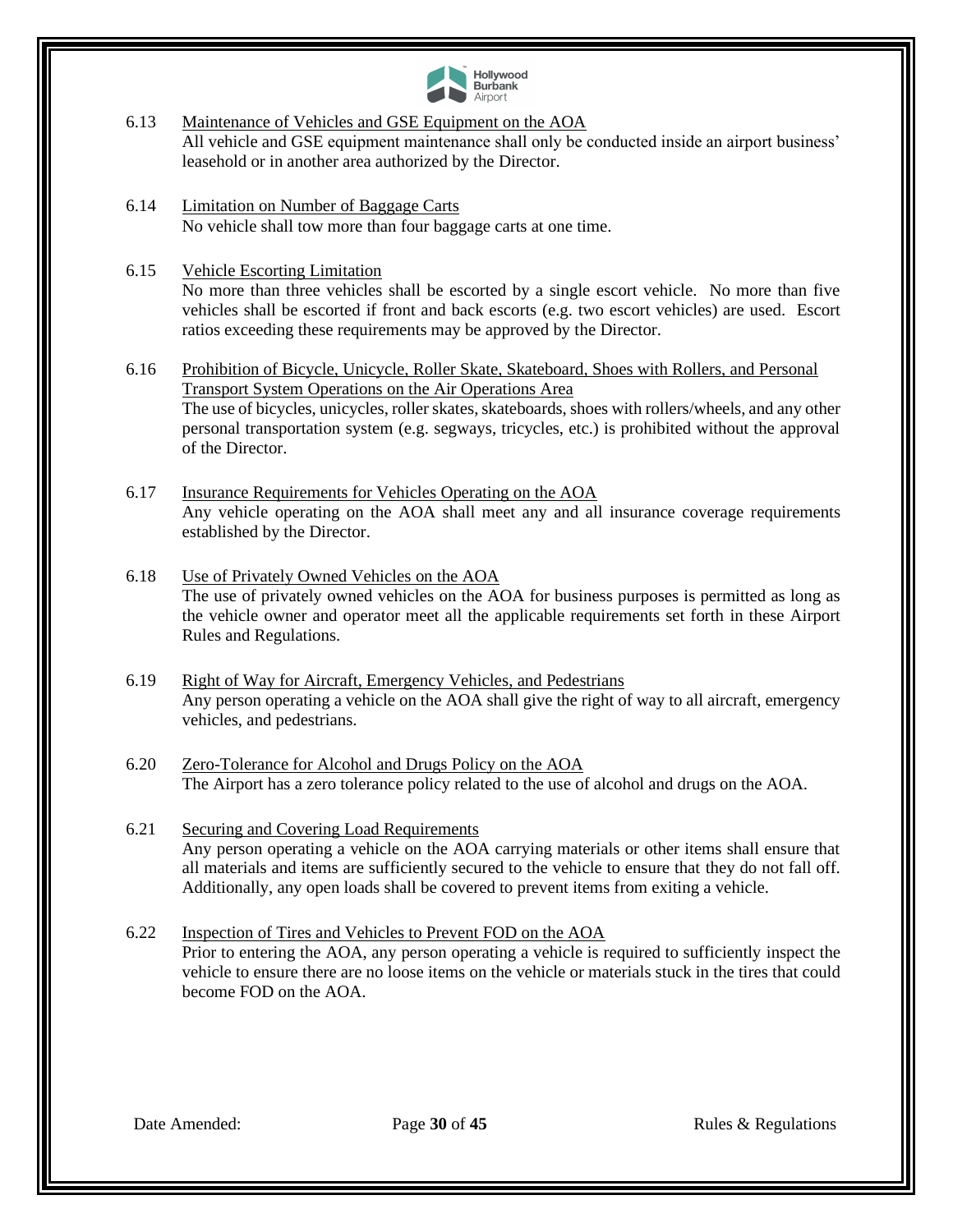6.13 Maintenance of Vehicles and GSE Equipment on the AOA

All vehicle and GSE equipment maintenance shall only be conducted inside an airport business' leasehold or in another area authorized by the Director.

6.14 Limitation on Number of Baggage Carts

No vehicle shall tow more than four baggage carts at one time.

6.15 Vehicle Escorting Limitation

No more than three vehicles shall be escorted by a single escort vehicle. No more than five vehicles shall be escorted if front and back escorts (e.g. two escort vehicles) are used. Escort ratios exceeding these requirements may be approved by the Director.

6.16 Prohibition of Bicycle, Unicycle, Roller Skate, Skateboard, Shoes with Rollers, and Personal Transport System Operations on the Air Operations Area

The use of bicycles, unicycles, roller skates, skateboards, shoes with rollers/wheels, and any other personal transportation system (e.g. segways, tricycles, etc.) is prohibited without the approval of the Director.

6.17 Insurance Requirements for Vehicles Operating on the AOA

Any vehicle operating on the AOA shall meet any and all insurance coverage requirements established by the Director.

6.18 Use of Privately Owned Vehicles on the AOA

The use of privately owned vehicles on the AOA for business purposes is permitted as long as the vehicle owner and operator meet all the applicable requirements set forth in these Airport Rules and Regulations.

6.19 Right of Way for Aircraft, Emergency Vehicles, and Pedestrians

Any person operating a vehicle on the AOA shall give the right of way to all aircraft, emergency vehicles, and pedestrians.

6.20 Zero-Tolerance for Alcohol and Drugs Policy on the AOA

The Airport has a zero tolerance policy related to the use of alcohol and drugs on the AOA.

6.21 Securing and Covering Load Requirements

Any person operating a vehicle on the AOA carrying materials or other items shall ensure that all materials and items are sufficiently secured to the vehicle to ensure that they do not fall off. Additionally, any open loads shall be covered to prevent items from exiting a vehicle.

6.22 Inspection of Tires and Vehicles to Prevent FOD on the AOA

Prior to entering the AOA, any person operating a vehicle is required to sufficiently inspect the vehicle to ensure there are no loose items on the vehicle or materials stuck in the tires that could become FOD on the AOA.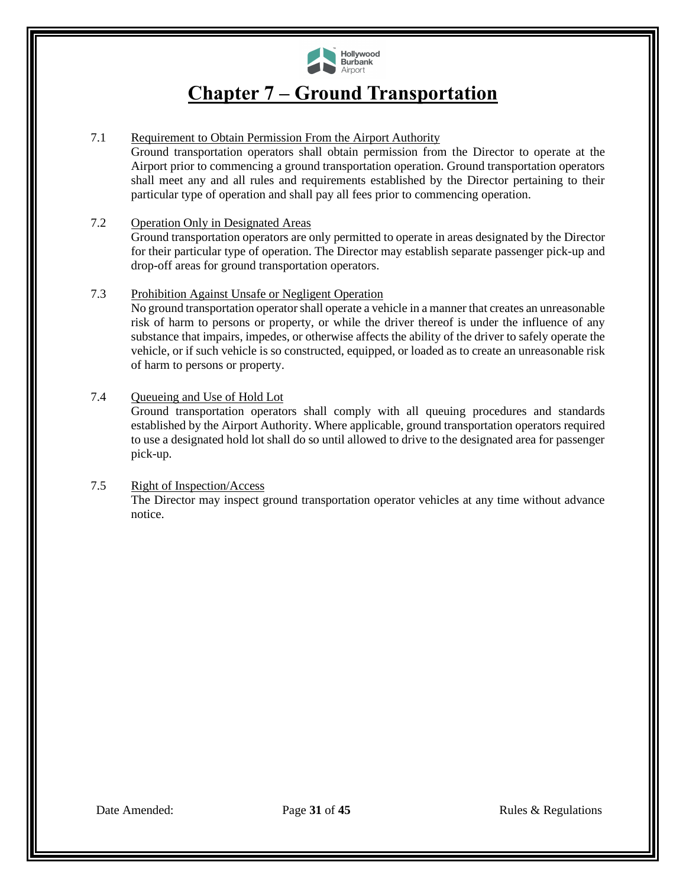# Chapter 7 – Ground Transportation

7.1 Requirement to Obtain Permission From the Airport Authority

Ground transportation operators shall obtain permission from the Director to operate at the Airport prior to commencing a ground transportation operation. Ground transportation operators shall meet any and all rules and requirements established by the Director pertaining to their particular type of operation and shall pay all fees prior to commencing operation.

7.2 Operation Only in Designated Areas

Ground transportation operators are only permitted to operate in areas designated by the Director for their particular type of operation. The Director may establish separate passenger pick-up and drop-off areas for ground transportation operators.

7.3 Prohibition Against Unsafe or Negligent Operation

No ground transportation operator shall operate a vehicle in a manner that creates an unreasonable risk of harm to persons or property, or while the driver thereof is under the influence of any substance that impairs, impedes, or otherwise affects the ability of the driver to safely operate the vehicle, or if such vehicle is so constructed, equipped, or loaded as to create an unreasonable risk of harm to persons or property.

7.4 Queueing and Use of Hold Lot

Ground transportation operators shall comply with all queuing procedures and standards established by the Airport Authority. Where applicable, ground transportation operators required to use a designated hold lot shall do so until allowed to drive to the designated area for passenger pick-up.

7.5 Right of Inspection/Access

The Director may inspect ground transportation operator vehicles at any time without advance notice.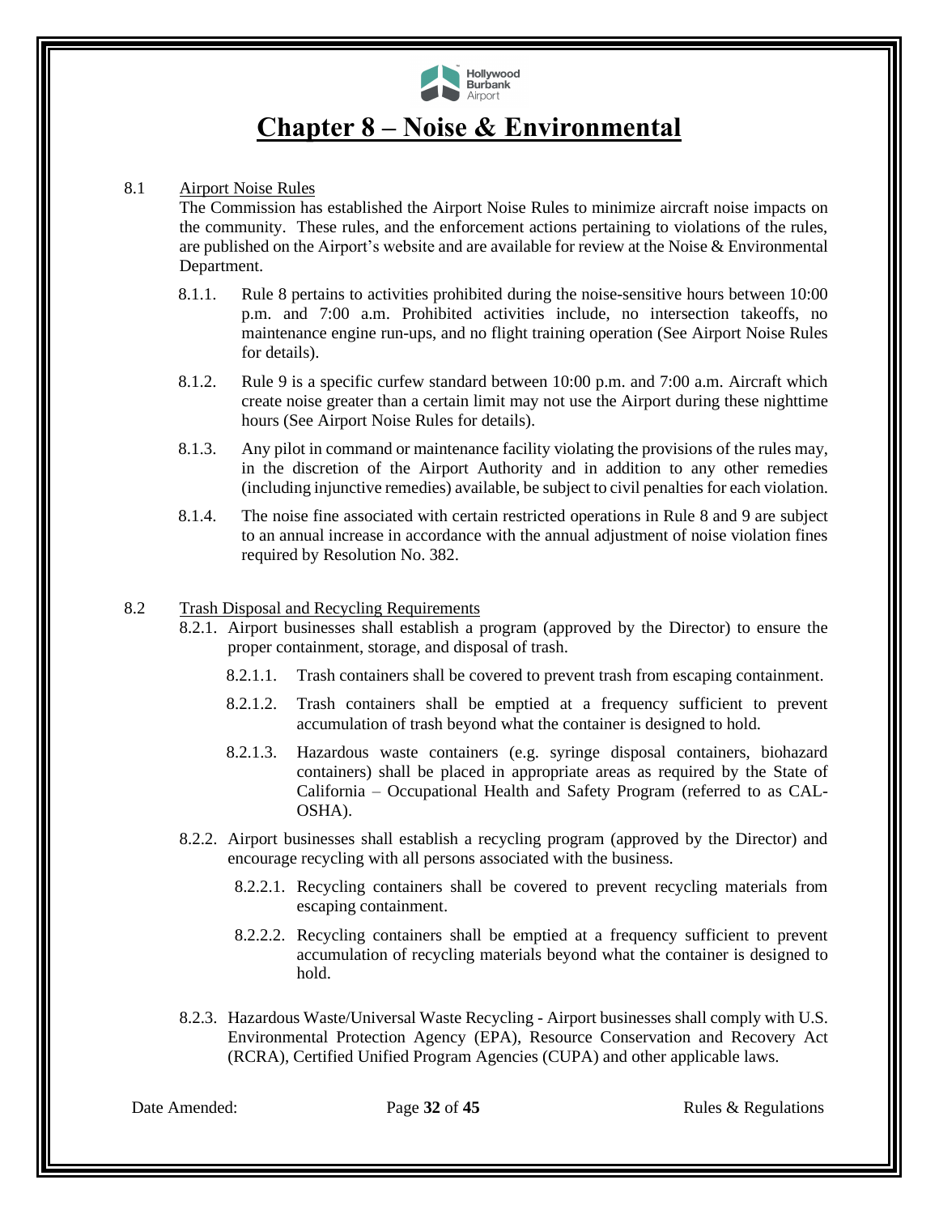# Chapter 8 – Noise & Environmental

8.1 Airport Noise Rules

The Commission has established the Airport Noise Rules to minimize aircraft noise impacts on the community. These rules, and the enforcement actions pertaining to violations of the rules, are published on the Airport's website and are available for review at the Noise & Environmental Department.

8.1.1. Rule 8 pertains to activities prohibited during the noise-sensitive hours between 10:00 p.m. and 7:00 a.m. Prohibited activities include, no intersection takeoffs, no maintenance engine run-ups, and no flight training operation (See Airport Noise Rules for details).

8.1.2. Rule 9 is a specific curfew standard between 10:00 p.m. and 7:00 a.m. Aircraft which create noise greater than a certain limit may not use the Airport during these nighttime hours (See Airport Noise Rules for details).

8.1.3. Any pilot in command or maintenance facility violating the provisions of the rules may, in the discretion of the Airport Authority and in addition to any other remedies (including injunctive remedies) available, be subject to civil penalties for each violation.

8.1.4. The noise fine associated with certain restricted operations in Rule 8 and 9 are subject to an annual increase in accordance with the annual adjustment of noise violation fines required by Resolution No. 382.

8.2 Trash Disposal and Recycling Requirements

8.2.1. Airport businesses shall establish a program (approved by the Director) to ensure the proper containment, storage, and disposal of trash.

8.2.1.1. Trash containers shall be covered to prevent trash from escaping containment.

8.2.1.2. Trash containers shall be emptied at a frequency sufficient to prevent accumulation of trash beyond what the container is designed to hold.

8.2.1.3. Hazardous waste containers (e.g. syringe disposal containers, biohazard containers) shall be placed in appropriate areas as required by the State of California – Occupational Health and Safety Program (referred to as CAL-OSHA).

8.2.2. Airport businesses shall establish a recycling program (approved by the Director) and encourage recycling with all persons associated with the business.

8.2.2.1. Recycling containers shall be covered to prevent recycling materials from escaping containment.

8.2.2.2. Recycling containers shall be emptied at a frequency sufficient to prevent accumulation of recycling materials beyond what the container is designed to hold.

8.2.3. Hazardous Waste/Universal Waste Recycling - Airport businesses shall comply with U.S. Environmental Protection Agency (EPA), Resource Conservation and Recovery Act (RCRA), Certified Unified Program Agencies (CUPA) and other applicable laws.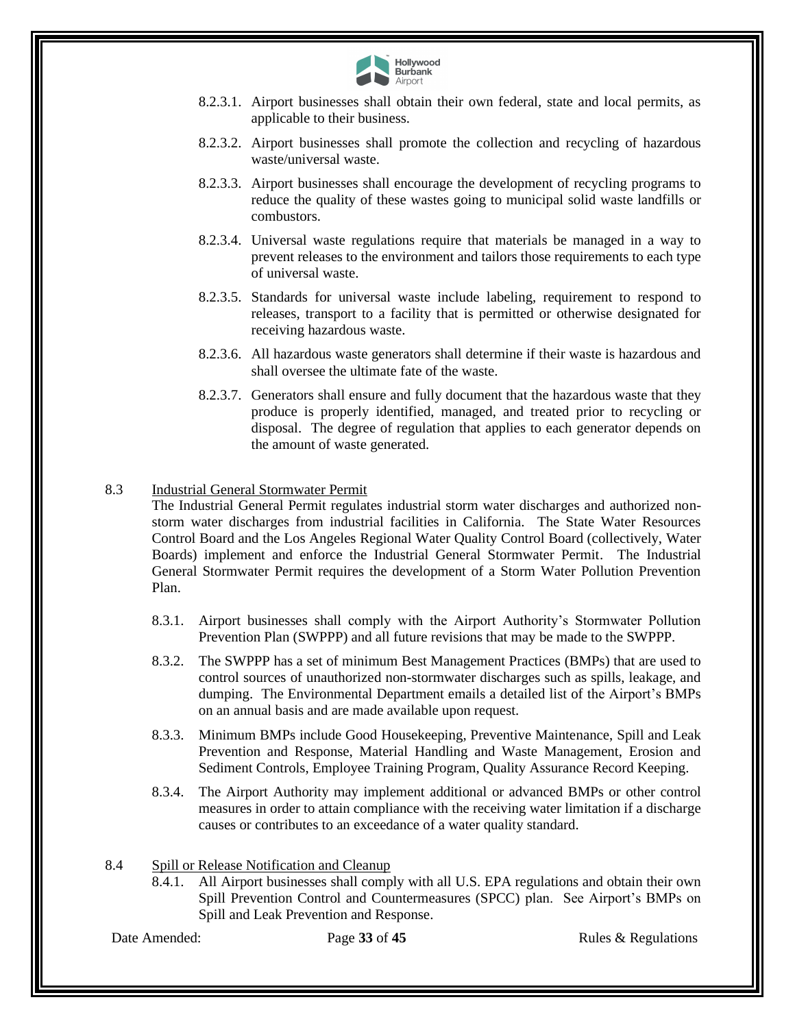8.2.3.1. Airport businesses shall obtain their own federal, state and local permits, as applicable to their business.

8.2.3.2. Airport businesses shall promote the collection and recycling of hazardous waste/universal waste.

8.2.3.3. Airport businesses shall encourage the development of recycling programs to reduce the quality of these wastes going to municipal solid waste landfills or combustors.

8.2.3.4. Universal waste regulations require that materials be managed in a way to prevent releases to the environment and tailors those requirements to each type of universal waste.

8.2.3.5. Standards for universal waste include labeling, requirement to respond to releases, transport to a facility that is permitted or otherwise designated for receiving hazardous waste.

8.2.3.6. All hazardous waste generators shall determine if their waste is hazardous and shall oversee the ultimate fate of the waste.

8.2.3.7. Generators shall ensure and fully document that the hazardous waste that they produce is properly identified, managed, and treated prior to recycling or disposal. The degree of regulation that applies to each generator depends on the amount of waste generated.

8.3 <u>Industrial General Stormwater Permit</u>

The Industrial General Permit regulates industrial storm water discharges and authorized non-storm water discharges from industrial facilities in California. The State Water Resources Control Board and the Los Angeles Regional Water Quality Control Board (collectively, Water Boards) implement and enforce the Industrial General Stormwater Permit. The Industrial General Stormwater Permit requires the development of a Storm Water Pollution Prevention Plan.

8.3.1. Airport businesses shall comply with the Airport Authority's Stormwater Pollution Prevention Plan (SWPPP) and all future revisions that may be made to the SWPPP.

8.3.2. The SWPPP has a set of minimum Best Management Practices (BMPs) that are used to control sources of unauthorized non-stormwater discharges such as spills, leakage, and dumping. The Environmental Department emails a detailed list of the Airport's BMPs on an annual basis and are made available upon request.

8.3.3. Minimum BMPs include Good Housekeeping, Preventive Maintenance, Spill and Leak Prevention and Response, Material Handling and Waste Management, Erosion and Sediment Controls, Employee Training Program, Quality Assurance Record Keeping.

8.3.4. The Airport Authority may implement additional or advanced BMPs or other control measures in order to attain compliance with the receiving water limitation if a discharge causes or contributes to an exceedance of a water quality standard.

8.4 <u>Spill or Release Notification and Cleanup</u>

8.4.1. All Airport businesses shall comply with all U.S. EPA regulations and obtain their own Spill Prevention Control and Countermeasures (SPCC) plan. See Airport's BMPs on Spill and Leak Prevention and Response.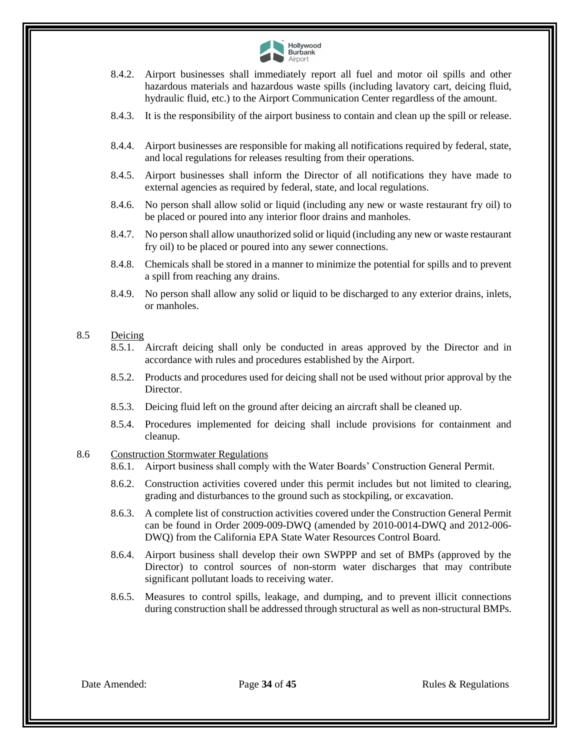8.4.2. Airport businesses shall immediately report all fuel and motor oil spills and other hazardous materials and hazardous waste spills (including lavatory cart, deicing fluid, hydraulic fluid, etc.) to the Airport Communication Center regardless of the amount.

8.4.3. It is the responsibility of the airport business to contain and clean up the spill or release.

8.4.4. Airport businesses are responsible for making all notifications required by federal, state, and local regulations for releases resulting from their operations.

8.4.5. Airport businesses shall inform the Director of all notifications they have made to external agencies as required by federal, state, and local regulations.

8.4.6. No person shall allow solid or liquid (including any new or waste restaurant fry oil) to be placed or poured into any interior floor drains and manholes.

8.4.7. No person shall allow unauthorized solid or liquid (including any new or waste restaurant fry oil) to be placed or poured into any sewer connections.

8.4.8. Chemicals shall be stored in a manner to minimize the potential for spills and to prevent a spill from reaching any drains.

8.4.9. No person shall allow any solid or liquid to be discharged to any exterior drains, inlets, or manholes.

8.5 Deicing

8.5.1. Aircraft deicing shall only be conducted in areas approved by the Director and in accordance with rules and procedures established by the Airport.

8.5.2. Products and procedures used for deicing shall not be used without prior approval by the Director.

8.5.3. Deicing fluid left on the ground after deicing an aircraft shall be cleaned up.

8.5.4. Procedures implemented for deicing shall include provisions for containment and cleanup.

8.6 Construction Stormwater Regulations

8.6.1. Airport business shall comply with the Water Boards' Construction General Permit.

8.6.2. Construction activities covered under this permit includes but not limited to clearing, grading and disturbances to the ground such as stockpiling, or excavation.

8.6.3. A complete list of construction activities covered under the Construction General Permit can be found in Order 2009-009-DWQ (amended by 2010-0014-DWQ and 2012-006-DWQ) from the California EPA State Water Resources Control Board.

8.6.4. Airport business shall develop their own SWPPP and set of BMPs (approved by the Director) to control sources of non-storm water discharges that may contribute significant pollutant loads to receiving water.

8.6.5. Measures to control spills, leakage, and dumping, and to prevent illicit connections during construction shall be addressed through structural as well as non-structural BMPs.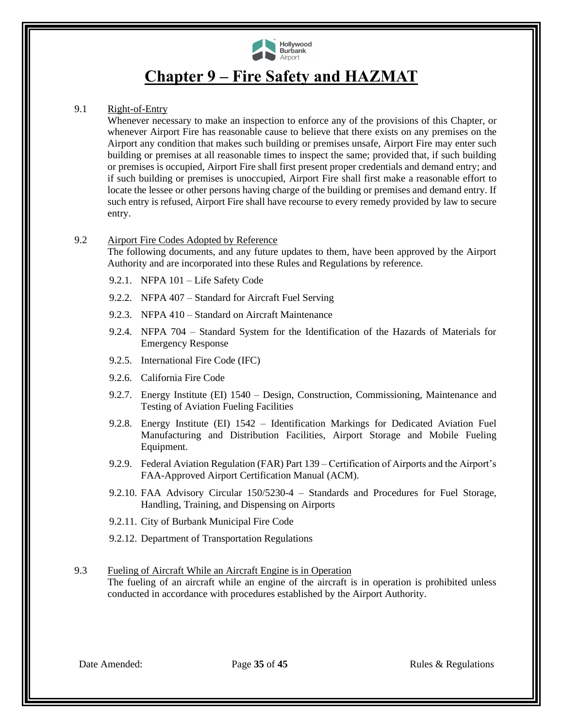# Chapter 9 – Fire Safety and HAZMAT

9.1 Right-of-Entry

Whenever necessary to make an inspection to enforce any of the provisions of this Chapter, or whenever Airport Fire has reasonable cause to believe that there exists on any premises on the Airport any condition that makes such building or premises unsafe, Airport Fire may enter such building or premises at all reasonable times to inspect the same; provided that, if such building or premises is occupied, Airport Fire shall first present proper credentials and demand entry; and if such building or premises is unoccupied, Airport Fire shall first make a reasonable effort to locate the lessee or other persons having charge of the building or premises and demand entry. If such entry is refused, Airport Fire shall have recourse to every remedy provided by law to secure entry.

9.2 Airport Fire Codes Adopted by Reference

The following documents, and any future updates to them, have been approved by the Airport Authority and are incorporated into these Rules and Regulations by reference.

- 9.2.1. NFPA 101 – Life Safety Code
- 9.2.2. NFPA 407 – Standard for Aircraft Fuel Serving
- 9.2.3. NFPA 410 – Standard on Aircraft Maintenance
- 9.2.4. NFPA 704 – Standard System for the Identification of the Hazards of Materials for Emergency Response
- 9.2.5. International Fire Code (IFC)
- 9.2.6. California Fire Code
- 9.2.7. Energy Institute (EI) 1540 – Design, Construction, Commissioning, Maintenance and Testing of Aviation Fueling Facilities
- 9.2.8. Energy Institute (EI) 1542 – Identification Markings for Dedicated Aviation Fuel Manufacturing and Distribution Facilities, Airport Storage and Mobile Fueling Equipment.
- 9.2.9. Federal Aviation Regulation (FAR) Part 139 – Certification of Airports and the Airport's FAA-Approved Airport Certification Manual (ACM).
- 9.2.10. FAA Advisory Circular 150/5230-4 – Standards and Procedures for Fuel Storage, Handling, Training, and Dispensing on Airports
- 9.2.11. City of Burbank Municipal Fire Code
- 9.2.12. Department of Transportation Regulations

9.3 Fueling of Aircraft While an Aircraft Engine is in Operation

The fueling of an aircraft while an engine of the aircraft is in operation is prohibited unless conducted in accordance with procedures established by the Airport Authority.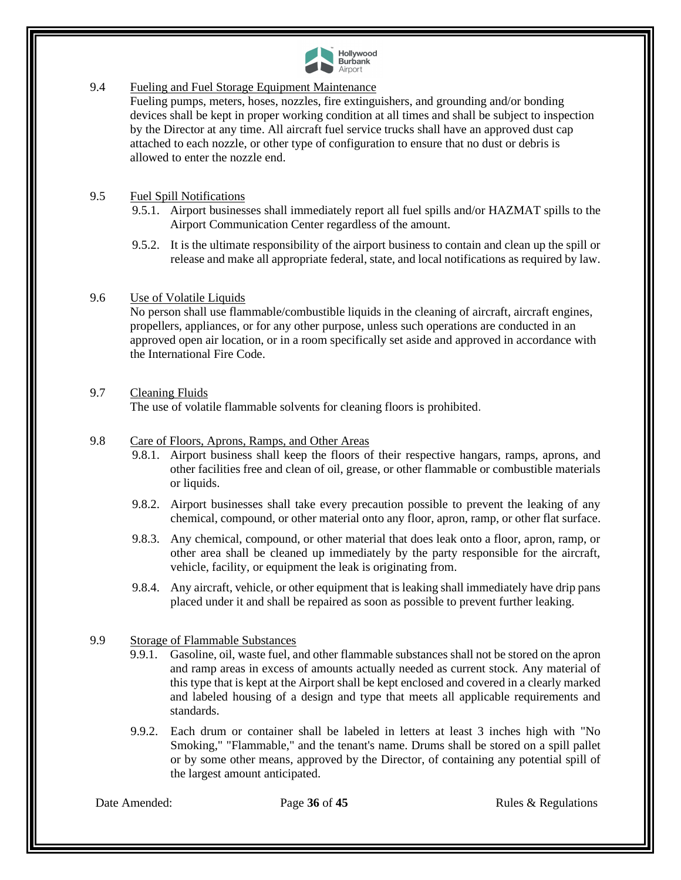### 9.4 Fueling and Fuel Storage Equipment Maintenance

Fueling pumps, meters, hoses, nozzles, fire extinguishers, and grounding and/or bonding devices shall be kept in proper working condition at all times and shall be subject to inspection by the Director at any time. All aircraft fuel service trucks shall have an approved dust cap attached to each nozzle, or other type of configuration to ensure that no dust or debris is allowed to enter the nozzle end.

### 9.5 Fuel Spill Notifications

9.5.1. Airport businesses shall immediately report all fuel spills and/or HAZMAT spills to the Airport Communication Center regardless of the amount.

9.5.2. It is the ultimate responsibility of the airport business to contain and clean up the spill or release and make all appropriate federal, state, and local notifications as required by law.

### 9.6 Use of Volatile Liquids

No person shall use flammable/combustible liquids in the cleaning of aircraft, aircraft engines, propellers, appliances, or for any other purpose, unless such operations are conducted in an approved open air location, or in a room specifically set aside and approved in accordance with the International Fire Code.

### 9.7 Cleaning Fluids

The use of volatile flammable solvents for cleaning floors is prohibited.

### 9.8 Care of Floors, Aprons, Ramps, and Other Areas

9.8.1. Airport business shall keep the floors of their respective hangars, ramps, aprons, and other facilities free and clean of oil, grease, or other flammable or combustible materials or liquids.

9.8.2. Airport businesses shall take every precaution possible to prevent the leaking of any chemical, compound, or other material onto any floor, apron, ramp, or other flat surface.

9.8.3. Any chemical, compound, or other material that does leak onto a floor, apron, ramp, or other area shall be cleaned up immediately by the party responsible for the aircraft, vehicle, facility, or equipment the leak is originating from.

9.8.4. Any aircraft, vehicle, or other equipment that is leaking shall immediately have drip pans placed under it and shall be repaired as soon as possible to prevent further leaking.

### 9.9 Storage of Flammable Substances

9.9.1. Gasoline, oil, waste fuel, and other flammable substances shall not be stored on the apron and ramp areas in excess of amounts actually needed as current stock. Any material of this type that is kept at the Airport shall be kept enclosed and covered in a clearly marked and labeled housing of a design and type that meets all applicable requirements and standards.

9.9.2. Each drum or container shall be labeled in letters at least 3 inches high with "No Smoking," "Flammable," and the tenant's name. Drums shall be stored on a spill pallet or by some other means, approved by the Director, of containing any potential spill of the largest amount anticipated.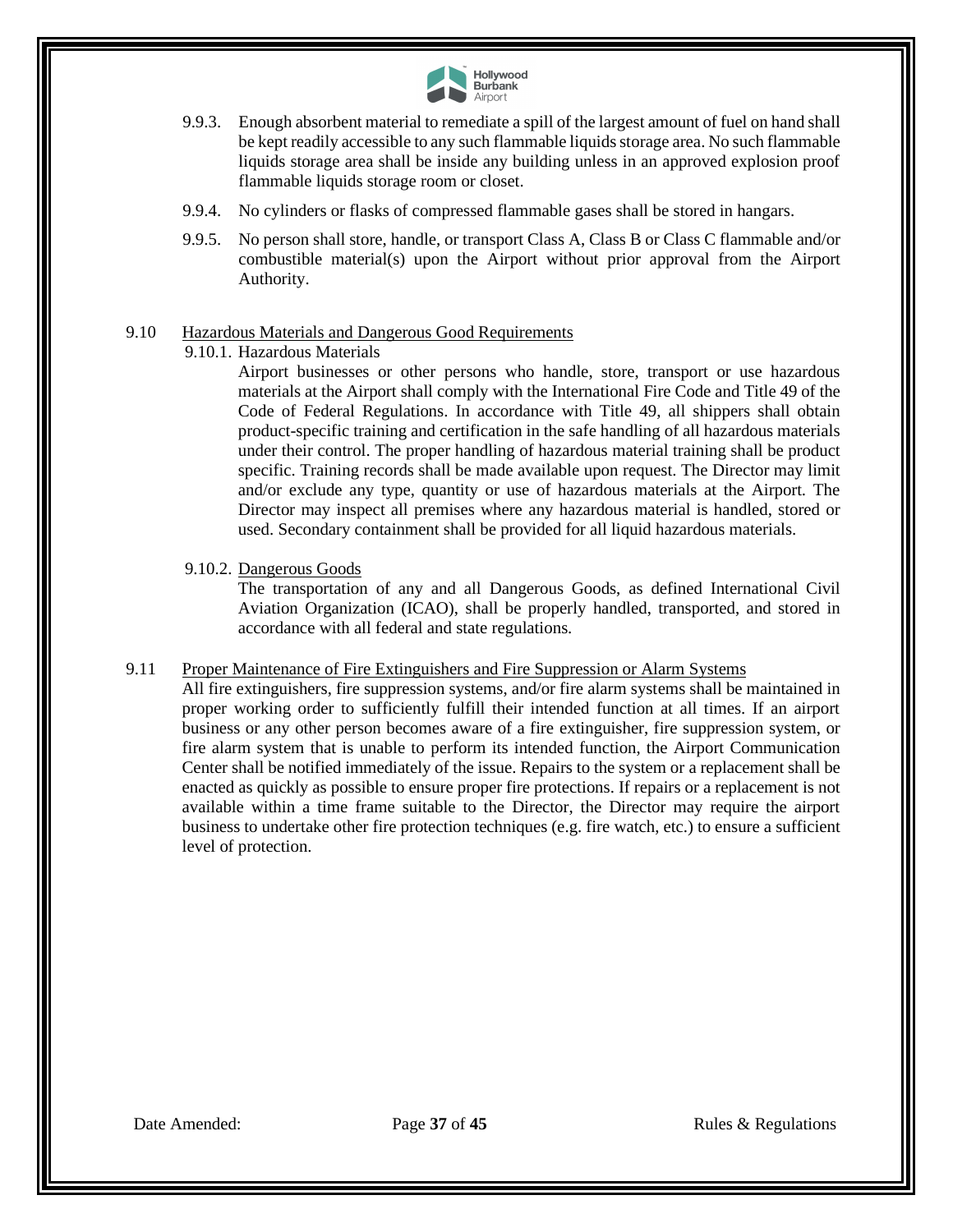9.9.3. Enough absorbent material to remediate a spill of the largest amount of fuel on hand shall be kept readily accessible to any such flammable liquids storage area. No such flammable liquids storage area shall be inside any building unless in an approved explosion proof flammable liquids storage room or closet.

9.9.4. No cylinders or flasks of compressed flammable gases shall be stored in hangars.

9.9.5. No person shall store, handle, or transport Class A, Class B or Class C flammable and/or combustible material(s) upon the Airport without prior approval from the Airport Authority.

## 9.10 Hazardous Materials and Dangerous Good Requirements

### 9.10.1. Hazardous Materials

Airport businesses or other persons who handle, store, transport or use hazardous materials at the Airport shall comply with the International Fire Code and Title 49 of the Code of Federal Regulations. In accordance with Title 49, all shippers shall obtain product-specific training and certification in the safe handling of all hazardous materials under their control. The proper handling of hazardous material training shall be product specific. Training records shall be made available upon request. The Director may limit and/or exclude any type, quantity or use of hazardous materials at the Airport. The Director may inspect all premises where any hazardous material is handled, stored or used. Secondary containment shall be provided for all liquid hazardous materials.

### 9.10.2. Dangerous Goods

The transportation of any and all Dangerous Goods, as defined International Civil Aviation Organization (ICAO), shall be properly handled, transported, and stored in accordance with all federal and state regulations.

## 9.11 Proper Maintenance of Fire Extinguishers and Fire Suppression or Alarm Systems

All fire extinguishers, fire suppression systems, and/or fire alarm systems shall be maintained in proper working order to sufficiently fulfill their intended function at all times. If an airport business or any other person becomes aware of a fire extinguisher, fire suppression system, or fire alarm system that is unable to perform its intended function, the Airport Communication Center shall be notified immediately of the issue. Repairs to the system or a replacement shall be enacted as quickly as possible to ensure proper fire protections. If repairs or a replacement is not available within a time frame suitable to the Director, the Director may require the airport business to undertake other fire protection techniques (e.g. fire watch, etc.) to ensure a sufficient level of protection.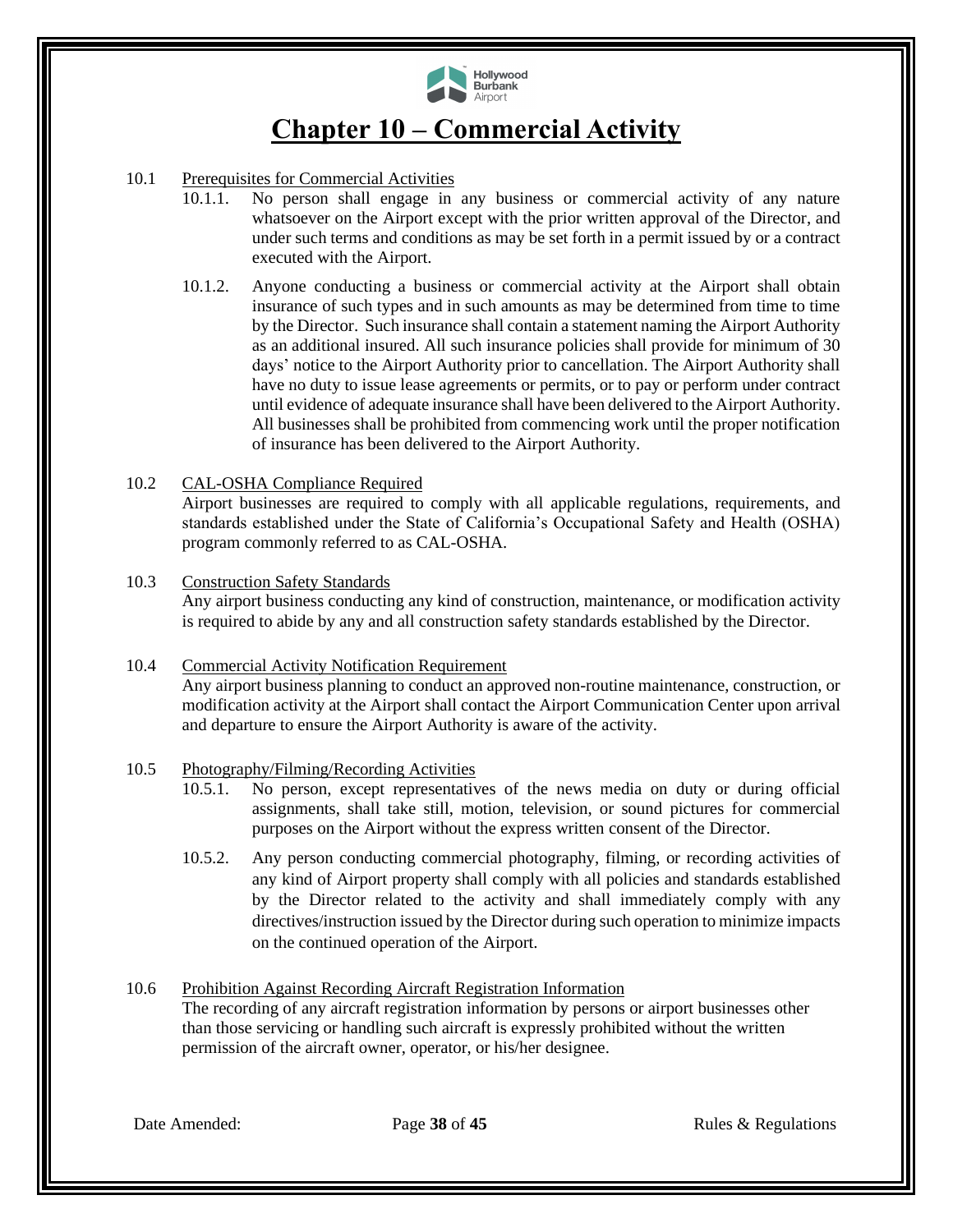# Chapter 10 – Commercial Activity

10.1 Prerequisites for Commercial Activities

10.1.1. No person shall engage in any business or commercial activity of any nature whatsoever on the Airport except with the prior written approval of the Director, and under such terms and conditions as may be set forth in a permit issued by or a contract executed with the Airport.

10.1.2. Anyone conducting a business or commercial activity at the Airport shall obtain insurance of such types and in such amounts as may be determined from time to time by the Director. Such insurance shall contain a statement naming the Airport Authority as an additional insured. All such insurance policies shall provide for minimum of 30 days' notice to the Airport Authority prior to cancellation. The Airport Authority shall have no duty to issue lease agreements or permits, or to pay or perform under contract until evidence of adequate insurance shall have been delivered to the Airport Authority. All businesses shall be prohibited from commencing work until the proper notification of insurance has been delivered to the Airport Authority.

10.2 CAL-OSHA Compliance Required

Airport businesses are required to comply with all applicable regulations, requirements, and standards established under the State of California's Occupational Safety and Health (OSHA) program commonly referred to as CAL-OSHA.

10.3 Construction Safety Standards

Any airport business conducting any kind of construction, maintenance, or modification activity is required to abide by any and all construction safety standards established by the Director.

10.4 Commercial Activity Notification Requirement

Any airport business planning to conduct an approved non-routine maintenance, construction, or modification activity at the Airport shall contact the Airport Communication Center upon arrival and departure to ensure the Airport Authority is aware of the activity.

10.5 Photography/Filming/Recording Activities

10.5.1. No person, except representatives of the news media on duty or during official assignments, shall take still, motion, television, or sound pictures for commercial purposes on the Airport without the express written consent of the Director.

10.5.2. Any person conducting commercial photography, filming, or recording activities of any kind of Airport property shall comply with all policies and standards established by the Director related to the activity and shall immediately comply with any directives/instruction issued by the Director during such operation to minimize impacts on the continued operation of the Airport.

10.6 Prohibition Against Recording Aircraft Registration Information

The recording of any aircraft registration information by persons or airport businesses other than those servicing or handling such aircraft is expressly prohibited without the written permission of the aircraft owner, operator, or his/her designee.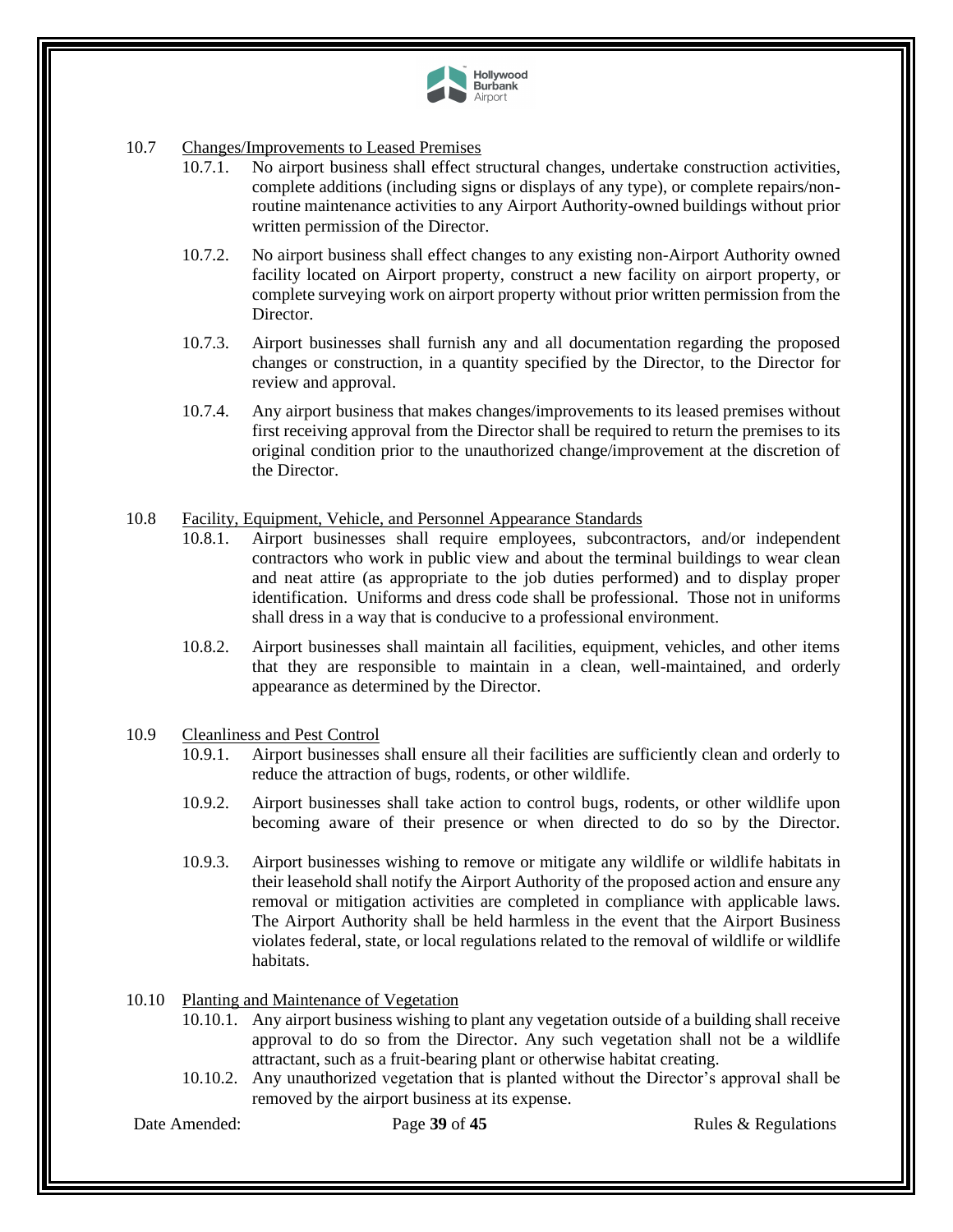### 10.7 Changes/Improvements to Leased Premises

10.7.1. No airport business shall effect structural changes, undertake construction activities, complete additions (including signs or displays of any type), or complete repairs/non-routine maintenance activities to any Airport Authority-owned buildings without prior written permission of the Director.

10.7.2. No airport business shall effect changes to any existing non-Airport Authority owned facility located on Airport property, construct a new facility on airport property, or complete surveying work on airport property without prior written permission from the Director.

10.7.3. Airport businesses shall furnish any and all documentation regarding the proposed changes or construction, in a quantity specified by the Director, to the Director for review and approval.

10.7.4. Any airport business that makes changes/improvements to its leased premises without first receiving approval from the Director shall be required to return the premises to its original condition prior to the unauthorized change/improvement at the discretion of the Director.

### 10.8 Facility, Equipment, Vehicle, and Personnel Appearance Standards

10.8.1. Airport businesses shall require employees, subcontractors, and/or independent contractors who work in public view and about the terminal buildings to wear clean and neat attire (as appropriate to the job duties performed) and to display proper identification. Uniforms and dress code shall be professional. Those not in uniforms shall dress in a way that is conducive to a professional environment.

10.8.2. Airport businesses shall maintain all facilities, equipment, vehicles, and other items that they are responsible to maintain in a clean, well-maintained, and orderly appearance as determined by the Director.

### 10.9 Cleanliness and Pest Control

10.9.1. Airport businesses shall ensure all their facilities are sufficiently clean and orderly to reduce the attraction of bugs, rodents, or other wildlife.

10.9.2. Airport businesses shall take action to control bugs, rodents, or other wildlife upon becoming aware of their presence or when directed to do so by the Director.

10.9.3. Airport businesses wishing to remove or mitigate any wildlife or wildlife habitats in their leasehold shall notify the Airport Authority of the proposed action and ensure any removal or mitigation activities are completed in compliance with applicable laws. The Airport Authority shall be held harmless in the event that the Airport Business violates federal, state, or local regulations related to the removal of wildlife or wildlife habitats.

### 10.10 Planting and Maintenance of Vegetation

10.10.1. Any airport business wishing to plant any vegetation outside of a building shall receive approval to do so from the Director. Any such vegetation shall not be a wildlife attractant, such as a fruit-bearing plant or otherwise habitat creating.

10.10.2. Any unauthorized vegetation that is planted without the Director's approval shall be removed by the airport business at its expense.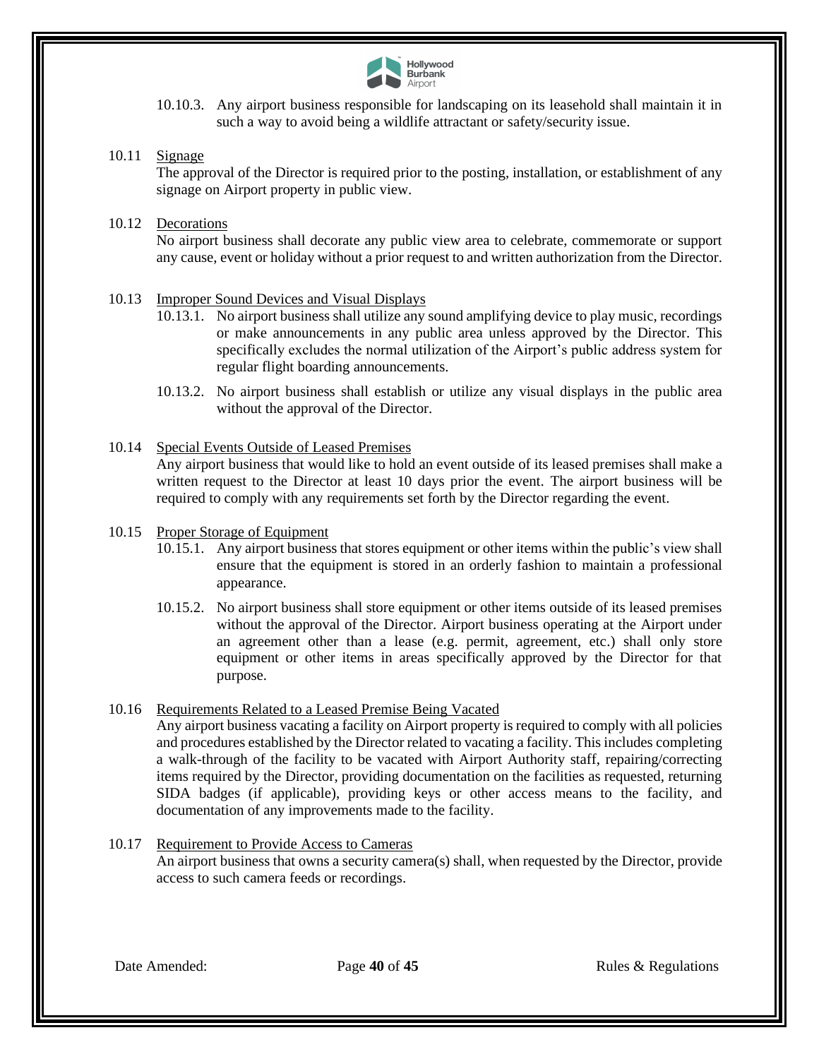10.10.3. Any airport business responsible for landscaping on its leasehold shall maintain it in such a way to avoid being a wildlife attractant or safety/security issue.

10.11 Signage

The approval of the Director is required prior to the posting, installation, or establishment of any signage on Airport property in public view.

10.12 Decorations

No airport business shall decorate any public view area to celebrate, commemorate or support any cause, event or holiday without a prior request to and written authorization from the Director.

10.13 Improper Sound Devices and Visual Displays

10.13.1. No airport business shall utilize any sound amplifying device to play music, recordings or make announcements in any public area unless approved by the Director. This specifically excludes the normal utilization of the Airport's public address system for regular flight boarding announcements.

10.13.2. No airport business shall establish or utilize any visual displays in the public area without the approval of the Director.

10.14 Special Events Outside of Leased Premises

Any airport business that would like to hold an event outside of its leased premises shall make a written request to the Director at least 10 days prior the event. The airport business will be required to comply with any requirements set forth by the Director regarding the event.

10.15 Proper Storage of Equipment

10.15.1. Any airport business that stores equipment or other items within the public's view shall ensure that the equipment is stored in an orderly fashion to maintain a professional appearance.

10.15.2. No airport business shall store equipment or other items outside of its leased premises without the approval of the Director. Airport business operating at the Airport under an agreement other than a lease (e.g. permit, agreement, etc.) shall only store equipment or other items in areas specifically approved by the Director for that purpose.

10.16 Requirements Related to a Leased Premise Being Vacated

Any airport business vacating a facility on Airport property is required to comply with all policies and procedures established by the Director related to vacating a facility. This includes completing a walk-through of the facility to be vacated with Airport Authority staff, repairing/correcting items required by the Director, providing documentation on the facilities as requested, returning SIDA badges (if applicable), providing keys or other access means to the facility, and documentation of any improvements made to the facility.

10.17 Requirement to Provide Access to Cameras

An airport business that owns a security camera(s) shall, when requested by the Director, provide access to such camera feeds or recordings.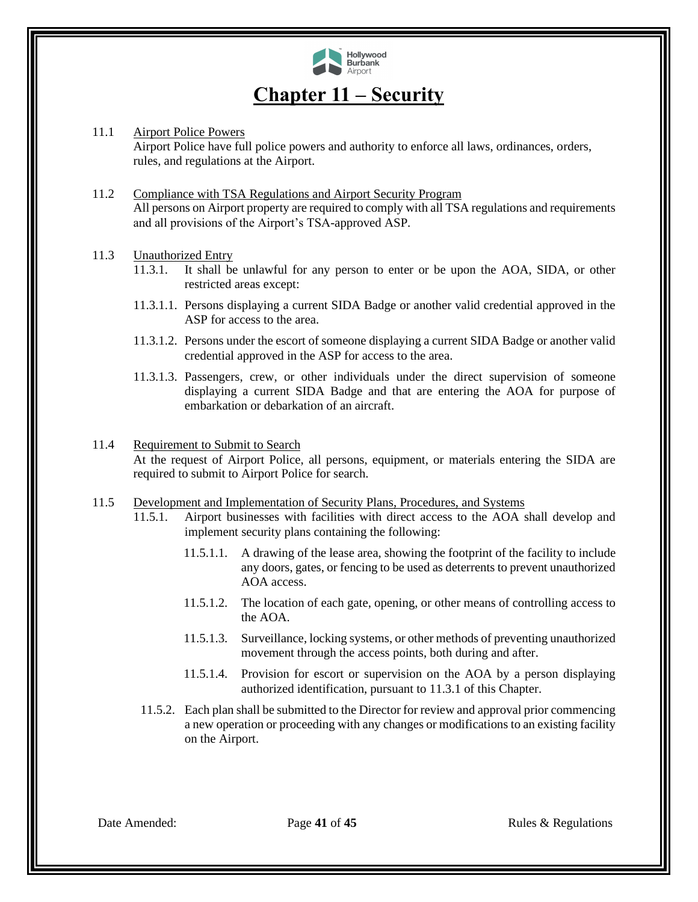# Chapter 11 – Security

11.1 Airport Police Powers

Airport Police have full police powers and authority to enforce all laws, ordinances, orders, rules, and regulations at the Airport.

11.2 Compliance with TSA Regulations and Airport Security Program

All persons on Airport property are required to comply with all TSA regulations and requirements and all provisions of the Airport's TSA-approved ASP.

11.3 Unauthorized Entry

11.3.1. It shall be unlawful for any person to enter or be upon the AOA, SIDA, or other restricted areas except:

11.3.1.1. Persons displaying a current SIDA Badge or another valid credential approved in the ASP for access to the area.

11.3.1.2. Persons under the escort of someone displaying a current SIDA Badge or another valid credential approved in the ASP for access to the area.

11.3.1.3. Passengers, crew, or other individuals under the direct supervision of someone displaying a current SIDA Badge and that are entering the AOA for purpose of embarkation or debarkation of an aircraft.

11.4 Requirement to Submit to Search

At the request of Airport Police, all persons, equipment, or materials entering the SIDA are required to submit to Airport Police for search.

11.5 Development and Implementation of Security Plans, Procedures, and Systems

11.5.1. Airport businesses with facilities with direct access to the AOA shall develop and implement security plans containing the following:

11.5.1.1. A drawing of the lease area, showing the footprint of the facility to include any doors, gates, or fencing to be used as deterrents to prevent unauthorized AOA access.

11.5.1.2. The location of each gate, opening, or other means of controlling access to the AOA.

11.5.1.3. Surveillance, locking systems, or other methods of preventing unauthorized movement through the access points, both during and after.

11.5.1.4. Provision for escort or supervision on the AOA by a person displaying authorized identification, pursuant to 11.3.1 of this Chapter.

11.5.2. Each plan shall be submitted to the Director for review and approval prior commencing a new operation or proceeding with any changes or modifications to an existing facility on the Airport.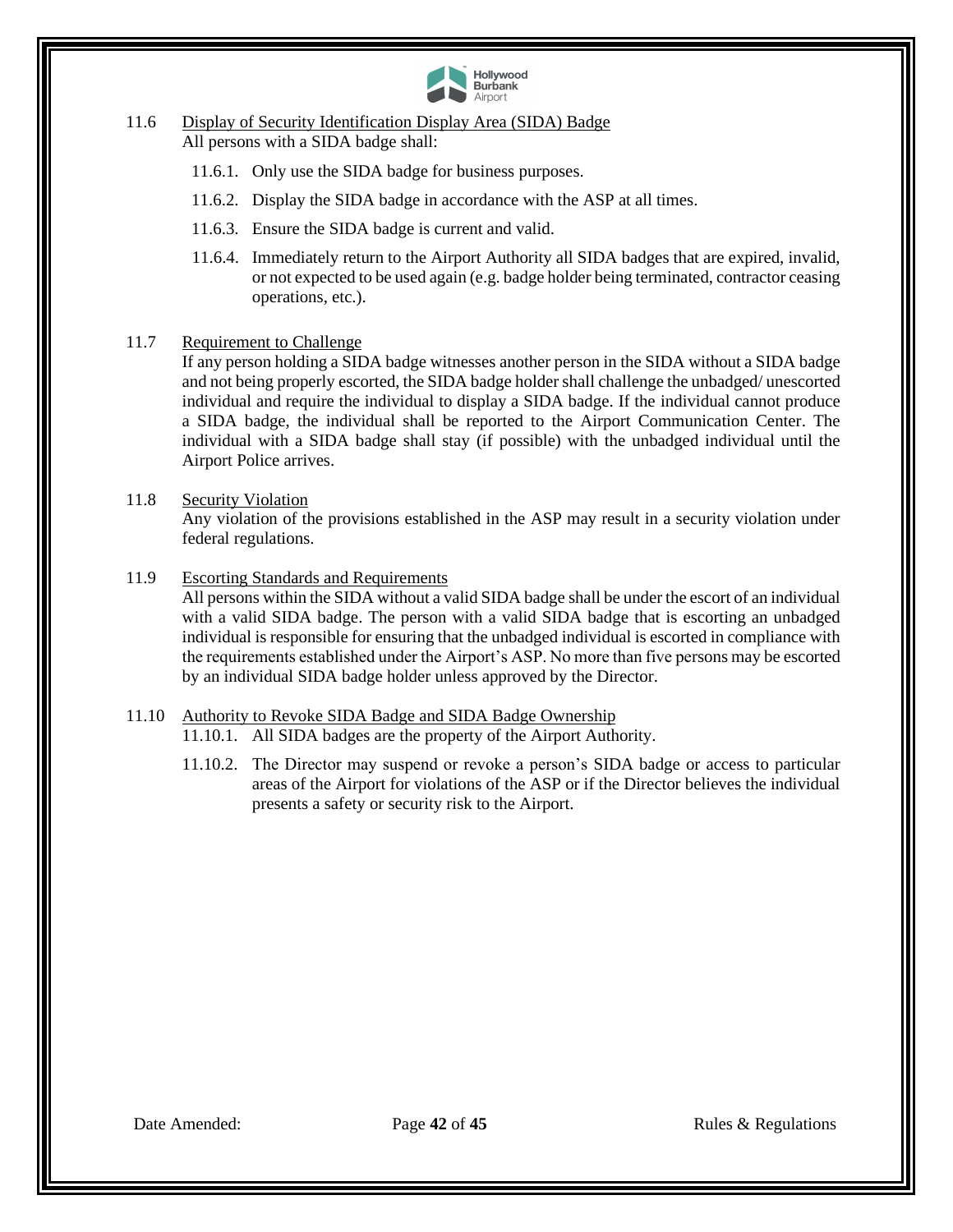### 11.6 Display of Security Identification Display Area (SIDA) Badge

All persons with a SIDA badge shall:

- 11.6.1. Only use the SIDA badge for business purposes.
- 11.6.2. Display the SIDA badge in accordance with the ASP at all times.
- 11.6.3. Ensure the SIDA badge is current and valid.
- 11.6.4. Immediately return to the Airport Authority all SIDA badges that are expired, invalid, or not expected to be used again (e.g. badge holder being terminated, contractor ceasing operations, etc.).

### 11.7 Requirement to Challenge

If any person holding a SIDA badge witnesses another person in the SIDA without a SIDA badge and not being properly escorted, the SIDA badge holder shall challenge the unbadged/ unescorted individual and require the individual to display a SIDA badge. If the individual cannot produce a SIDA badge, the individual shall be reported to the Airport Communication Center. The individual with a SIDA badge shall stay (if possible) with the unbadged individual until the Airport Police arrives.

### 11.8 Security Violation

Any violation of the provisions established in the ASP may result in a security violation under federal regulations.

### 11.9 Escorting Standards and Requirements

All persons within the SIDA without a valid SIDA badge shall be under the escort of an individual with a valid SIDA badge. The person with a valid SIDA badge that is escorting an unbadged individual is responsible for ensuring that the unbadged individual is escorted in compliance with the requirements established under the Airport's ASP. No more than five persons may be escorted by an individual SIDA badge holder unless approved by the Director.

### 11.10 Authority to Revoke SIDA Badge and SIDA Badge Ownership

- 11.10.1. All SIDA badges are the property of the Airport Authority.
- 11.10.2. The Director may suspend or revoke a person's SIDA badge or access to particular areas of the Airport for violations of the ASP or if the Director believes the individual presents a safety or security risk to the Airport.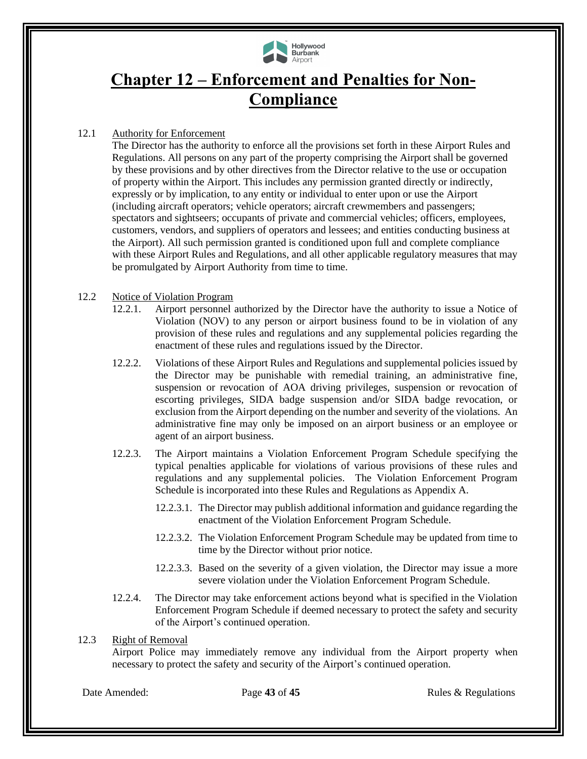# Chapter 12 – Enforcement and Penalties for Non-Compliance

12.1 Authority for Enforcement

The Director has the authority to enforce all the provisions set forth in these Airport Rules and Regulations. All persons on any part of the property comprising the Airport shall be governed by these provisions and by other directives from the Director relative to the use or occupation of property within the Airport. This includes any permission granted directly or indirectly, expressly or by implication, to any entity or individual to enter upon or use the Airport (including aircraft operators; vehicle operators; aircraft crewmembers and passengers; spectators and sightseers; occupants of private and commercial vehicles; officers, employees, customers, vendors, and suppliers of operators and lessees; and entities conducting business at the Airport). All such permission granted is conditioned upon full and complete compliance with these Airport Rules and Regulations, and all other applicable regulatory measures that may be promulgated by Airport Authority from time to time.

12.2 Notice of Violation Program

12.2.1. Airport personnel authorized by the Director have the authority to issue a Notice of Violation (NOV) to any person or airport business found to be in violation of any provision of these rules and regulations and any supplemental policies regarding the enactment of these rules and regulations issued by the Director.

12.2.2. Violations of these Airport Rules and Regulations and supplemental policies issued by the Director may be punishable with remedial training, an administrative fine, suspension or revocation of AOA driving privileges, suspension or revocation of escorting privileges, SIDA badge suspension and/or SIDA badge revocation, or exclusion from the Airport depending on the number and severity of the violations. An administrative fine may only be imposed on an airport business or an employee or agent of an airport business.

12.2.3. The Airport maintains a Violation Enforcement Program Schedule specifying the typical penalties applicable for violations of various provisions of these rules and regulations and any supplemental policies. The Violation Enforcement Program Schedule is incorporated into these Rules and Regulations as Appendix A.

12.2.3.1. The Director may publish additional information and guidance regarding the enactment of the Violation Enforcement Program Schedule.

12.2.3.2. The Violation Enforcement Program Schedule may be updated from time to time by the Director without prior notice.

12.2.3.3. Based on the severity of a given violation, the Director may issue a more severe violation under the Violation Enforcement Program Schedule.

12.2.4. The Director may take enforcement actions beyond what is specified in the Violation Enforcement Program Schedule if deemed necessary to protect the safety and security of the Airport's continued operation.

12.3 Right of Removal

Airport Police may immediately remove any individual from the Airport property when necessary to protect the safety and security of the Airport's continued operation.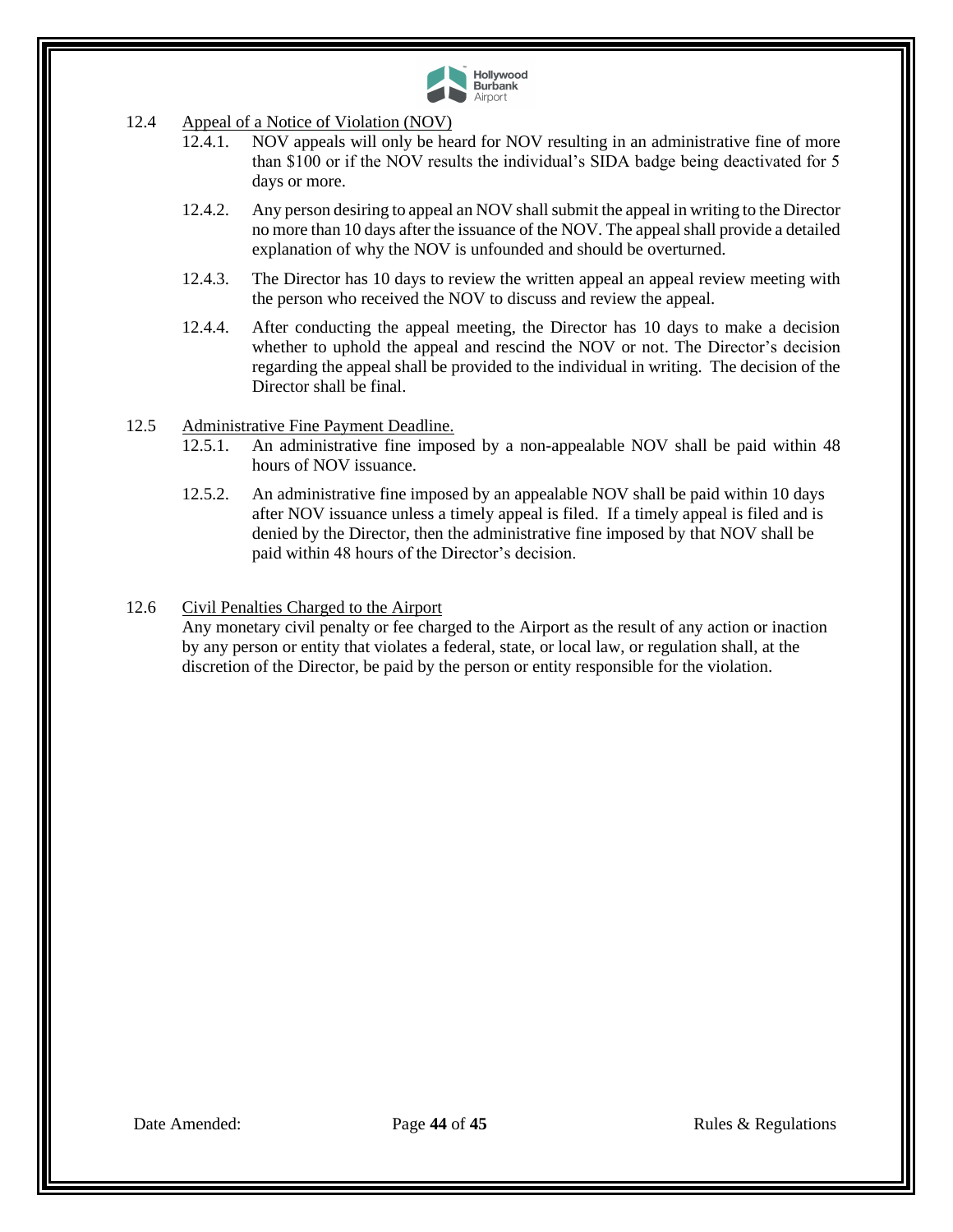### 12.4 Appeal of a Notice of Violation (NOV)

12.4.1. NOV appeals will only be heard for NOV resulting in an administrative fine of more than $100 or if the NOV results the individual's SIDA badge being deactivated for 5 days or more.

12.4.2. Any person desiring to appeal an NOV shall submit the appeal in writing to the Director no more than 10 days after the issuance of the NOV. The appeal shall provide a detailed explanation of why the NOV is unfounded and should be overturned.

12.4.3. The Director has 10 days to review the written appeal an appeal review meeting with the person who received the NOV to discuss and review the appeal.

12.4.4. After conducting the appeal meeting, the Director has 10 days to make a decision whether to uphold the appeal and rescind the NOV or not. The Director's decision regarding the appeal shall be provided to the individual in writing. The decision of the Director shall be final.

### 12.5 Administrative Fine Payment Deadline.

12.5.1. An administrative fine imposed by a non-appealable NOV shall be paid within 48 hours of NOV issuance.

12.5.2. An administrative fine imposed by an appealable NOV shall be paid within 10 days after NOV issuance unless a timely appeal is filed. If a timely appeal is filed and is denied by the Director, then the administrative fine imposed by that NOV shall be paid within 48 hours of the Director's decision.

### 12.6 Civil Penalties Charged to the Airport

Any monetary civil penalty or fee charged to the Airport as the result of any action or inaction by any person or entity that violates a federal, state, or local law, or regulation shall, at the discretion of the Director, be paid by the person or entity responsible for the violation.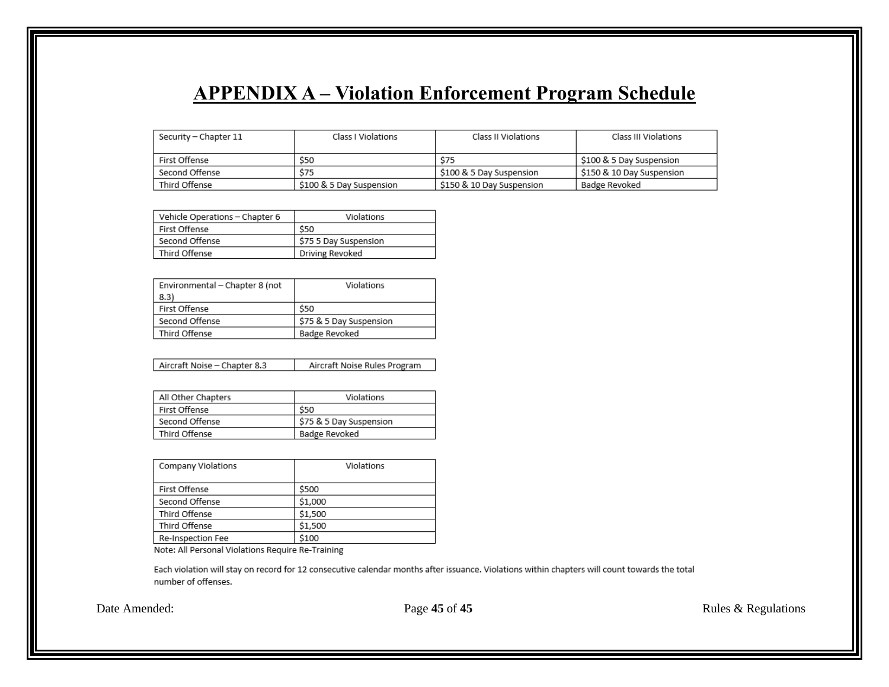# APPENDIX A – Violation Enforcement Program Schedule

| Security – Chapter 11 | Class I Violations | Class II Violations | Class III Violations |
|---|---|---|---|
| First Offense | $50 | $75 | $100 & 5 Day Suspension |
| Second Offense | $75 | $100 & 5 Day Suspension | $150 & 10 Day Suspension |
| Third Offense | $100 & 5 Day Suspension | $150 & 10 Day Suspension | Badge Revoked |

| Vehicle Operations – Chapter 6 | Violations |
|---|---|
| First Offense | $50 |
| Second Offense | $75 5 Day Suspension |
| Third Offense | Driving Revoked |

| Environmental – Chapter 8 (not 8.3) | Violations |
|---|---|
| First Offense | $50 |
| Second Offense | $75 & 5 Day Suspension |
| Third Offense | Badge Revoked |

| Aircraft Noise – Chapter 8.3 | Aircraft Noise Rules Program |
|---|---|

| All Other Chapters | Violations |
|---|---|
| First Offense | $50 |
| Second Offense | $75 & 5 Day Suspension |
| Third Offense | Badge Revoked |

| Company Violations | Violations |
|---|---|
| First Offense | $500 |
| Second Offense | $1,000 |
| Third Offense | $1,500 |
| Third Offense | $1,500 |
| Re-Inspection Fee | $100 |

Note: All Personal Violations Require Re-Training

Each violation will stay on record for 12 consecutive calendar months after issuance. Violations within chapters will count towards the total number of offenses.

Date Amended: